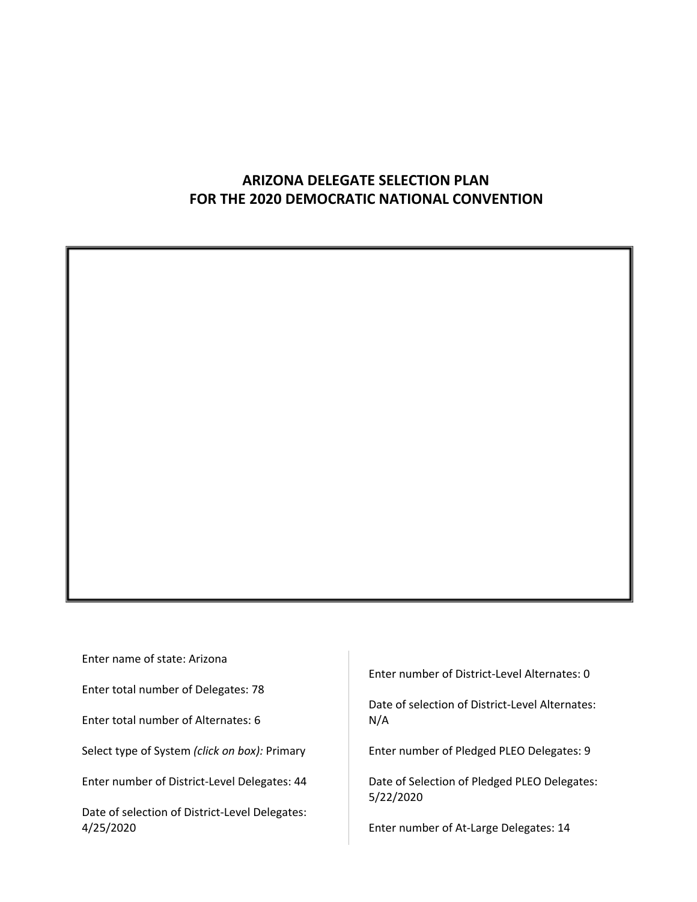# ARIZONA DELEGATE SELECTION PLAN
# FOR THE 2020 DEMOCRATIC NATIONAL CONVENTION

Enter name of state: Arizona

Enter total number of Delegates: 78

Enter total number of Alternates: 6

Select type of System *(click on box):* Primary

Enter number of District-Level Delegates: 44

Date of selection of District-Level Delegates: 4/25/2020

Enter number of District-Level Alternates: 0

Date of selection of District-Level Alternates: N/A

Enter number of Pledged PLEO Delegates: 9

Date of Selection of Pledged PLEO Delegates: 5/22/2020

Enter number of At-Large Delegates: 14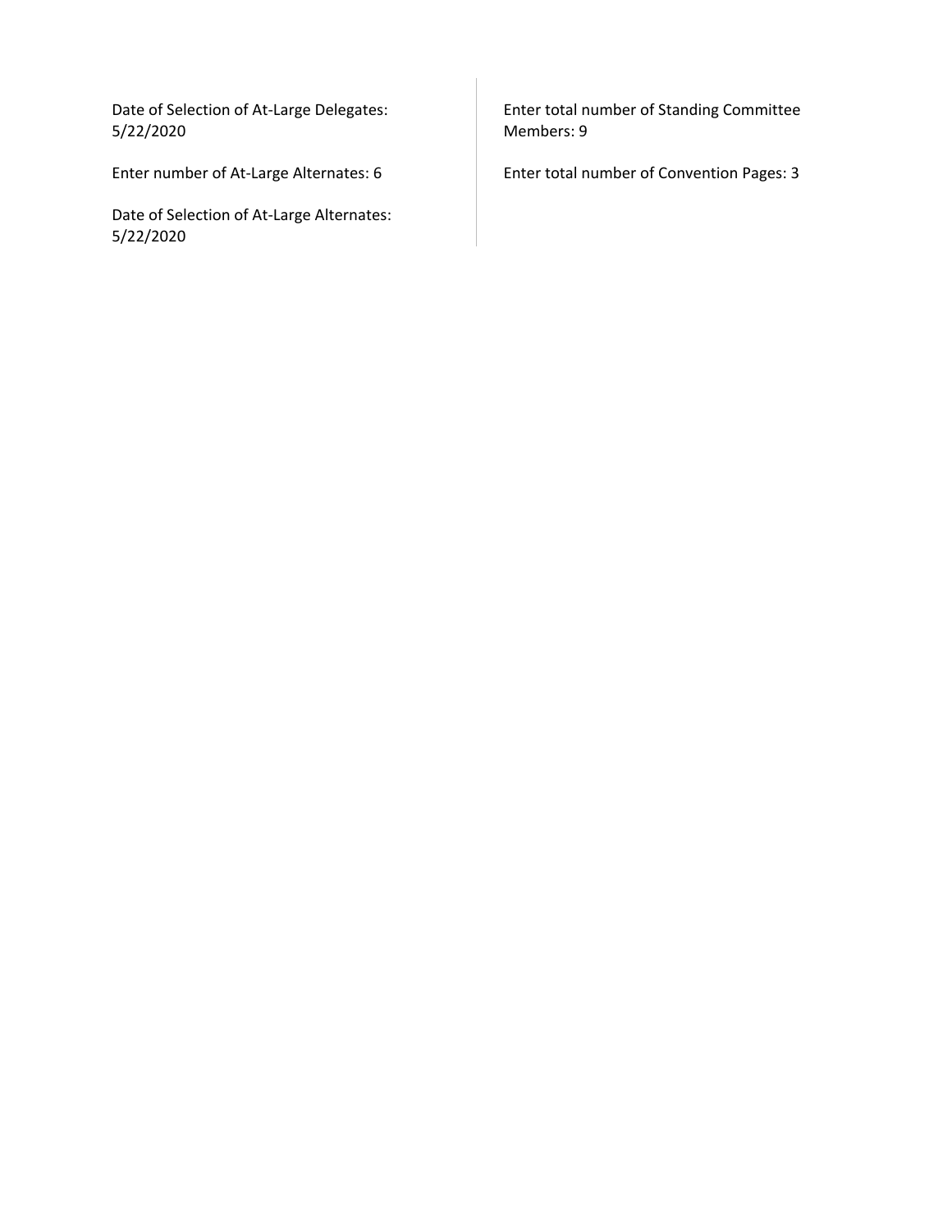Date of Selection of At-Large Delegates: 5/22/2020

Enter number of At-Large Alternates: 6

Date of Selection of At-Large Alternates: 5/22/2020

Enter total number of Standing Committee Members: 9

Enter total number of Convention Pages: 3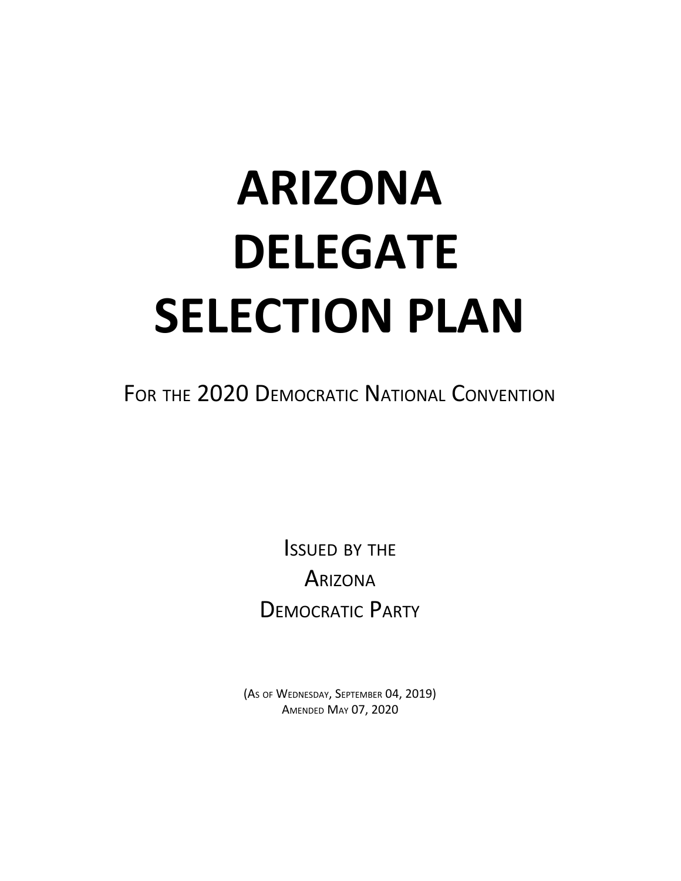# ARIZONA DELEGATE SELECTION PLAN

For the 2020 Democratic National Convention

Issued by the Arizona Democratic Party

(As of Wednesday, September 04, 2019)
Amended May 07, 2020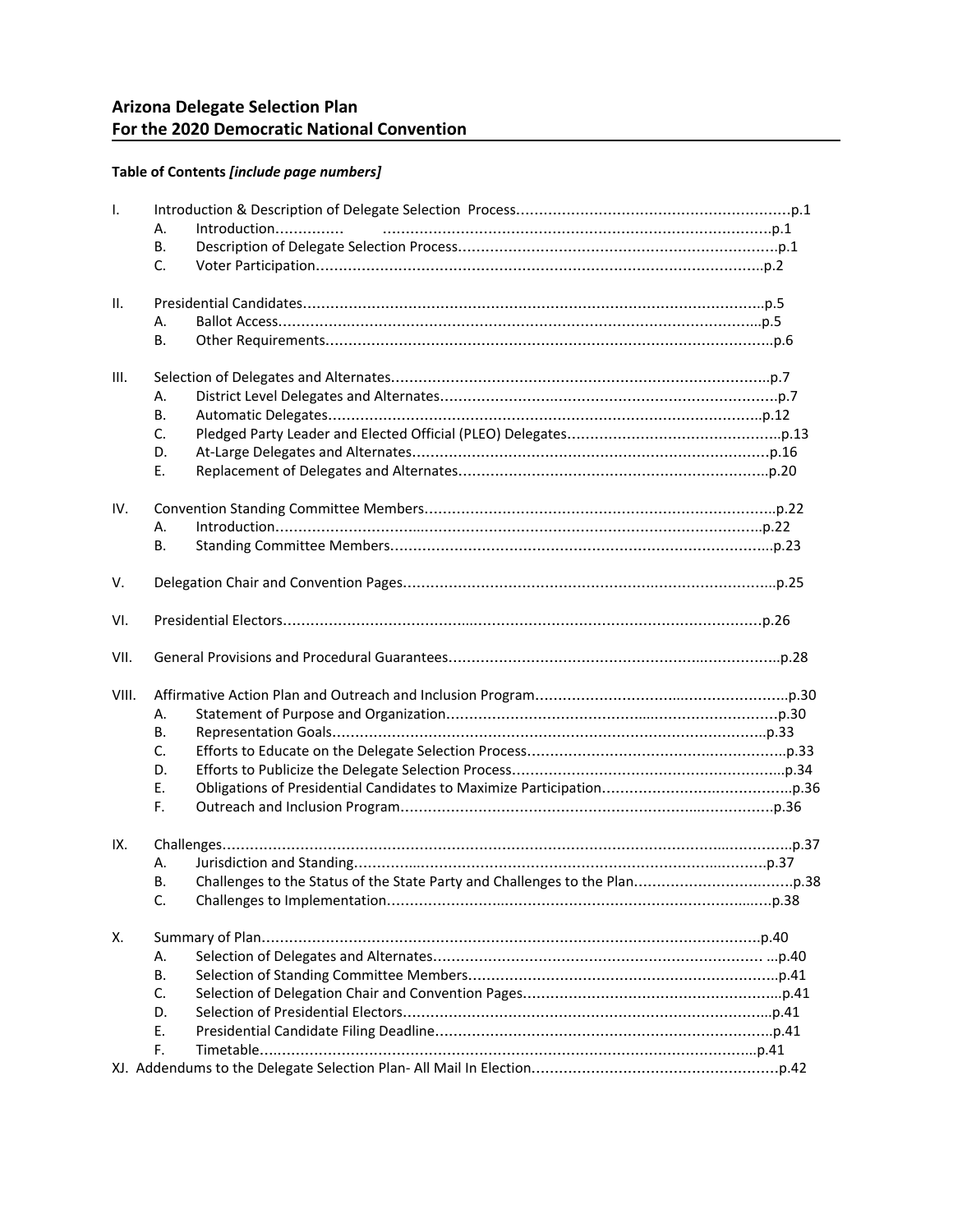## Arizona Delegate Selection Plan
## For the 2020 Democratic National Convention

**Table of Contents *[include page numbers]***

I. Introduction & Description of Delegate Selection Process............................................................p.1
  A. Introduction............... ..................................................................................p.1
  B. Description of Delegate Selection Process......................................................................p.1
  C. Voter Participation...................................................................................................p.2

II. Presidential Candidates.....................................................................................................p.5
  A. Ballot Access..........................................................................................................p.5
  B. Other Requirements..................................................................................................p.6

III. Selection of Delegates and Alternates..................................................................................p.7
  A. District Level Delegates and Alternates.........................................................................p.7
  B. Automatic Delegates................................................................................................p.12
  C. Pledged Party Leader and Elected Official (PLEO) Delegates...............................................p.13
  D. At-Large Delegates and Alternates..............................................................................p.16
  E. Replacement of Delegates and Alternates....................................................................p.20

IV. Convention Standing Committee Members.............................................................................p.22
  A. Introduction..........................................................................................................p.22
  B. Standing Committee Members.....................................................................................p.23

V. Delegation Chair and Convention Pages..................................................................................p.25

VI. Presidential Electors........................................................................................................p.26

VII. General Provisions and Procedural Guarantees........................................................................p.28

VIII. Affirmative Action Plan and Outreach and Inclusion Program......................................................p.30
  A. Statement of Purpose and Organization.........................................................................p.30
  B. Representation Goals...............................................................................................p.33
  C. Efforts to Educate on the Delegate Selection Process.........................................................p.33
  D. Efforts to Publicize the Delegate Selection Process............................................................p.34
  E. Obligations of Presidential Candidates to Maximize Participation..........................................p.36
  F. Outreach and Inclusion Program..................................................................................p.36

IX. Challenges.....................................................................................................................p.37
  A. Jurisdiction and Standing..........................................................................................p.37
  B. Challenges to the Status of the State Party and Challenges to the Plan...................................p.38
  C. Challenges to Implementation.....................................................................................p.38

X. Summary of Plan.............................................................................................................p.40
  A. Selection of Delegates and Alternates........................................................................ ...p.40
  B. Selection of Standing Committee Members....................................................................p.41
  C. Selection of Delegation Chair and Convention Pages.........................................................p.41
  D. Selection of Presidential Electors.................................................................................p.41
  E. Presidential Candidate Filing Deadline..........................................................................p.41
  F. Timetable.............................................................................................................p.41

XJ. Addendums to the Delegate Selection Plan- All Mail In Election.....................................................p.42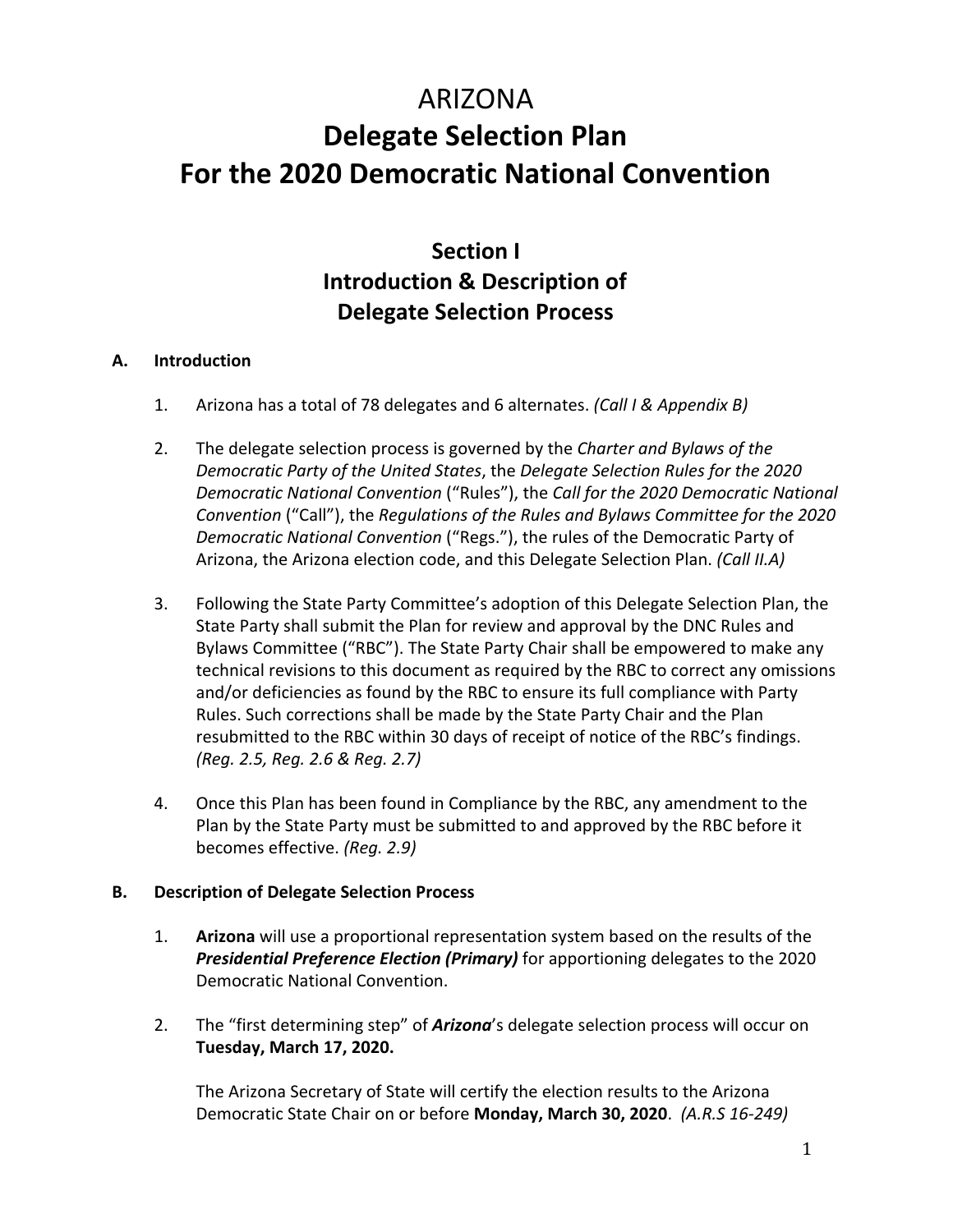# ARIZONA
# Delegate Selection Plan
# For the 2020 Democratic National Convention

## Section I
## Introduction & Description of Delegate Selection Process

### A. Introduction

1. Arizona has a total of 78 delegates and 6 alternates. *(Call I & Appendix B)*

2. The delegate selection process is governed by the *Charter and Bylaws of the Democratic Party of the United States*, the *Delegate Selection Rules for the 2020 Democratic National Convention* ("Rules"), the *Call for the 2020 Democratic National Convention* ("Call"), the *Regulations of the Rules and Bylaws Committee for the 2020 Democratic National Convention* ("Regs."), the rules of the Democratic Party of Arizona, the Arizona election code, and this Delegate Selection Plan. *(Call II.A)*

3. Following the State Party Committee's adoption of this Delegate Selection Plan, the State Party shall submit the Plan for review and approval by the DNC Rules and Bylaws Committee ("RBC"). The State Party Chair shall be empowered to make any technical revisions to this document as required by the RBC to correct any omissions and/or deficiencies as found by the RBC to ensure its full compliance with Party Rules. Such corrections shall be made by the State Party Chair and the Plan resubmitted to the RBC within 30 days of receipt of notice of the RBC's findings. *(Reg. 2.5, Reg. 2.6 & Reg. 2.7)*

4. Once this Plan has been found in Compliance by the RBC, any amendment to the Plan by the State Party must be submitted to and approved by the RBC before it becomes effective. *(Reg. 2.9)*

### B. Description of Delegate Selection Process

1. **Arizona** will use a proportional representation system based on the results of the ***Presidential Preference Election (Primary)*** for apportioning delegates to the 2020 Democratic National Convention.

2. The "first determining step" of ***Arizona***'s delegate selection process will occur on **Tuesday, March 17, 2020.**

   The Arizona Secretary of State will certify the election results to the Arizona Democratic State Chair on or before **Monday, March 30, 2020**. *(A.R.S 16-249)*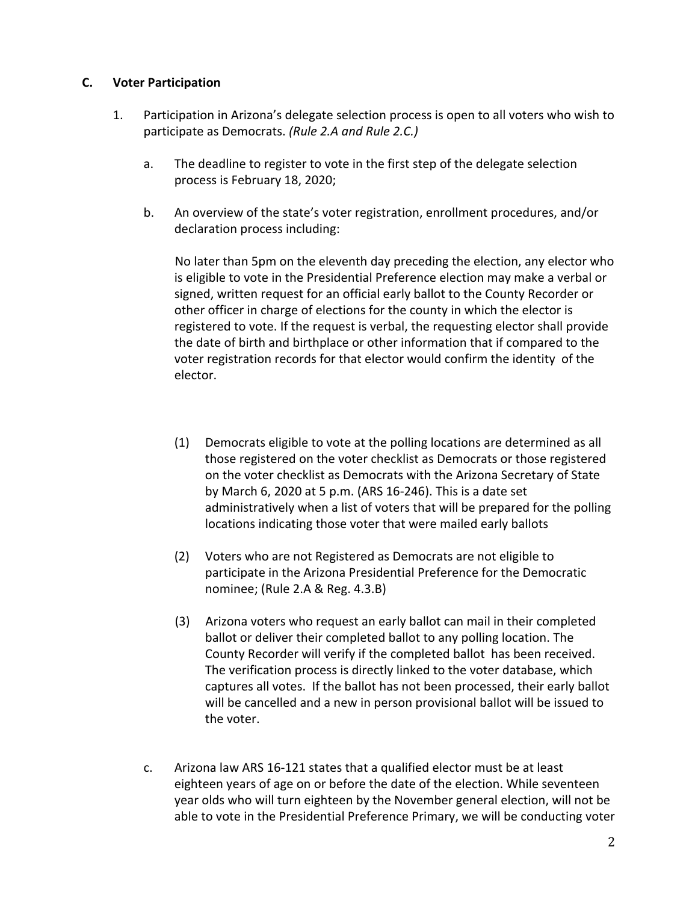### C. Voter Participation

1. Participation in Arizona's delegate selection process is open to all voters who wish to participate as Democrats. *(Rule 2.A and Rule 2.C.)*

   a. The deadline to register to vote in the first step of the delegate selection process is February 18, 2020;

   b. An overview of the state's voter registration, enrollment procedures, and/or declaration process including:

      No later than 5pm on the eleventh day preceding the election, any elector who is eligible to vote in the Presidential Preference election may make a verbal or signed, written request for an official early ballot to the County Recorder or other officer in charge of elections for the county in which the elector is registered to vote. If the request is verbal, the requesting elector shall provide the date of birth and birthplace or other information that if compared to the voter registration records for that elector would confirm the identity of the elector.

      (1) Democrats eligible to vote at the polling locations are determined as all those registered on the voter checklist as Democrats or those registered on the voter checklist as Democrats with the Arizona Secretary of State by March 6, 2020 at 5 p.m. (ARS 16-246). This is a date set administratively when a list of voters that will be prepared for the polling locations indicating those voter that were mailed early ballots

      (2) Voters who are not Registered as Democrats are not eligible to participate in the Arizona Presidential Preference for the Democratic nominee; (Rule 2.A & Reg. 4.3.B)

      (3) Arizona voters who request an early ballot can mail in their completed ballot or deliver their completed ballot to any polling location. The County Recorder will verify if the completed ballot has been received. The verification process is directly linked to the voter database, which captures all votes. If the ballot has not been processed, their early ballot will be cancelled and a new in person provisional ballot will be issued to the voter.

   c. Arizona law ARS 16-121 states that a qualified elector must be at least eighteen years of age on or before the date of the election. While seventeen year olds who will turn eighteen by the November general election, will not be able to vote in the Presidential Preference Primary, we will be conducting voter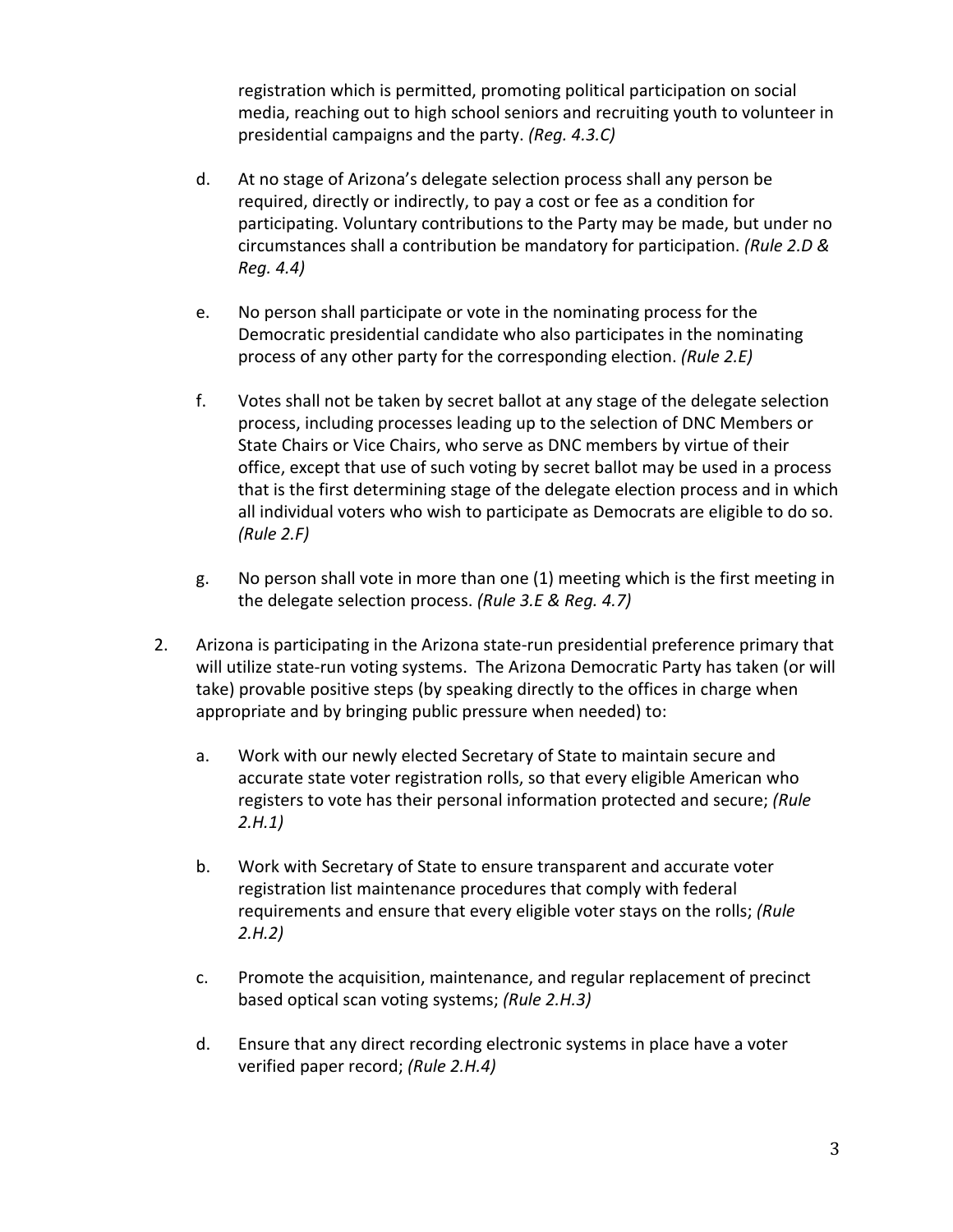registration which is permitted, promoting political participation on social media, reaching out to high school seniors and recruiting youth to volunteer in presidential campaigns and the party. *(Reg. 4.3.C)*

d. At no stage of Arizona's delegate selection process shall any person be required, directly or indirectly, to pay a cost or fee as a condition for participating. Voluntary contributions to the Party may be made, but under no circumstances shall a contribution be mandatory for participation. *(Rule 2.D & Reg. 4.4)*

e. No person shall participate or vote in the nominating process for the Democratic presidential candidate who also participates in the nominating process of any other party for the corresponding election. *(Rule 2.E)*

f. Votes shall not be taken by secret ballot at any stage of the delegate selection process, including processes leading up to the selection of DNC Members or State Chairs or Vice Chairs, who serve as DNC members by virtue of their office, except that use of such voting by secret ballot may be used in a process that is the first determining stage of the delegate election process and in which all individual voters who wish to participate as Democrats are eligible to do so. *(Rule 2.F)*

g. No person shall vote in more than one (1) meeting which is the first meeting in the delegate selection process. *(Rule 3.E & Reg. 4.7)*

2. Arizona is participating in the Arizona state-run presidential preference primary that will utilize state-run voting systems. The Arizona Democratic Party has taken (or will take) provable positive steps (by speaking directly to the offices in charge when appropriate and by bringing public pressure when needed) to:

   a. Work with our newly elected Secretary of State to maintain secure and accurate state voter registration rolls, so that every eligible American who registers to vote has their personal information protected and secure; *(Rule 2.H.1)*

   b. Work with Secretary of State to ensure transparent and accurate voter registration list maintenance procedures that comply with federal requirements and ensure that every eligible voter stays on the rolls; *(Rule 2.H.2)*

   c. Promote the acquisition, maintenance, and regular replacement of precinct based optical scan voting systems; *(Rule 2.H.3)*

   d. Ensure that any direct recording electronic systems in place have a voter verified paper record; *(Rule 2.H.4)*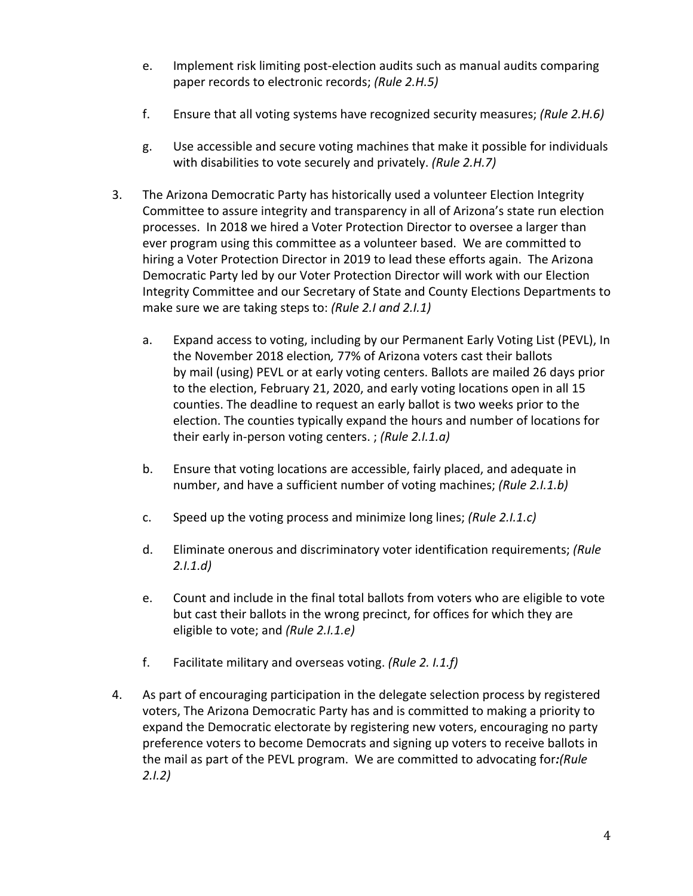e. Implement risk limiting post-election audits such as manual audits comparing paper records to electronic records; *(Rule 2.H.5)*

    f. Ensure that all voting systems have recognized security measures; *(Rule 2.H.6)*

    g. Use accessible and secure voting machines that make it possible for individuals with disabilities to vote securely and privately. *(Rule 2.H.7)*

3. The Arizona Democratic Party has historically used a volunteer Election Integrity Committee to assure integrity and transparency in all of Arizona's state run election processes. In 2018 we hired a Voter Protection Director to oversee a larger than ever program using this committee as a volunteer based. We are committed to hiring a Voter Protection Director in 2019 to lead these efforts again. The Arizona Democratic Party led by our Voter Protection Director will work with our Election Integrity Committee and our Secretary of State and County Elections Departments to make sure we are taking steps to: *(Rule 2.I and 2.I.1)*

    a. Expand access to voting, including by our Permanent Early Voting List (PEVL), In the November 2018 election*,* 77% of Arizona voters cast their ballots by mail (using) PEVL or at early voting centers. Ballots are mailed 26 days prior to the election, February 21, 2020, and early voting locations open in all 15 counties. The deadline to request an early ballot is two weeks prior to the election. The counties typically expand the hours and number of locations for their early in-person voting centers. ; *(Rule 2.I.1.a)*

    b. Ensure that voting locations are accessible, fairly placed, and adequate in number, and have a sufficient number of voting machines; *(Rule 2.I.1.b)*

    c. Speed up the voting process and minimize long lines; *(Rule 2.I.1.c)*

    d. Eliminate onerous and discriminatory voter identification requirements; *(Rule 2.I.1.d)*

    e. Count and include in the final total ballots from voters who are eligible to vote but cast their ballots in the wrong precinct, for offices for which they are eligible to vote; and *(Rule 2.I.1.e)*

    f. Facilitate military and overseas voting. *(Rule 2. I.1.f)*

4. As part of encouraging participation in the delegate selection process by registered voters, The Arizona Democratic Party has and is committed to making a priority to expand the Democratic electorate by registering new voters, encouraging no party preference voters to become Democrats and signing up voters to receive ballots in the mail as part of the PEVL program. We are committed to advocating for***:(Rule 2.I.2)***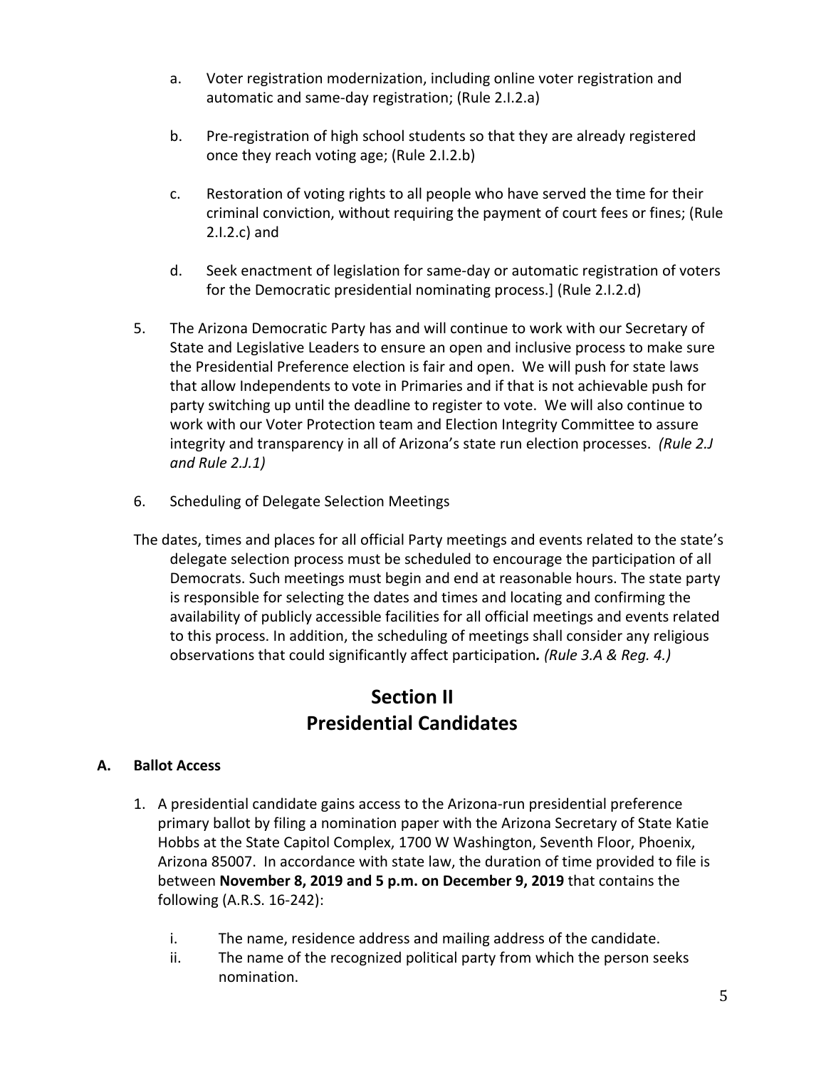a. Voter registration modernization, including online voter registration and automatic and same-day registration; (Rule 2.I.2.a)

b. Pre-registration of high school students so that they are already registered once they reach voting age; (Rule 2.I.2.b)

c. Restoration of voting rights to all people who have served the time for their criminal conviction, without requiring the payment of court fees or fines; (Rule 2.I.2.c) and

d. Seek enactment of legislation for same-day or automatic registration of voters for the Democratic presidential nominating process.] (Rule 2.I.2.d)

5. The Arizona Democratic Party has and will continue to work with our Secretary of State and Legislative Leaders to ensure an open and inclusive process to make sure the Presidential Preference election is fair and open. We will push for state laws that allow Independents to vote in Primaries and if that is not achievable push for party switching up until the deadline to register to vote. We will also continue to work with our Voter Protection team and Election Integrity Committee to assure integrity and transparency in all of Arizona's state run election processes. *(Rule 2.J and Rule 2.J.1)*

6. Scheduling of Delegate Selection Meetings

The dates, times and places for all official Party meetings and events related to the state's delegate selection process must be scheduled to encourage the participation of all Democrats. Such meetings must begin and end at reasonable hours. The state party is responsible for selecting the dates and times and locating and confirming the availability of publicly accessible facilities for all official meetings and events related to this process. In addition, the scheduling of meetings shall consider any religious observations that could significantly affect participation***. (Rule 3.A & Reg. 4.)***

# Section II
# Presidential Candidates

## A. Ballot Access

1. A presidential candidate gains access to the Arizona-run presidential preference primary ballot by filing a nomination paper with the Arizona Secretary of State Katie Hobbs at the State Capitol Complex, 1700 W Washington, Seventh Floor, Phoenix, Arizona 85007. In accordance with state law, the duration of time provided to file is between **November 8, 2019 and 5 p.m. on December 9, 2019** that contains the following (A.R.S. 16-242):

    i. The name, residence address and mailing address of the candidate.

    ii. The name of the recognized political party from which the person seeks nomination.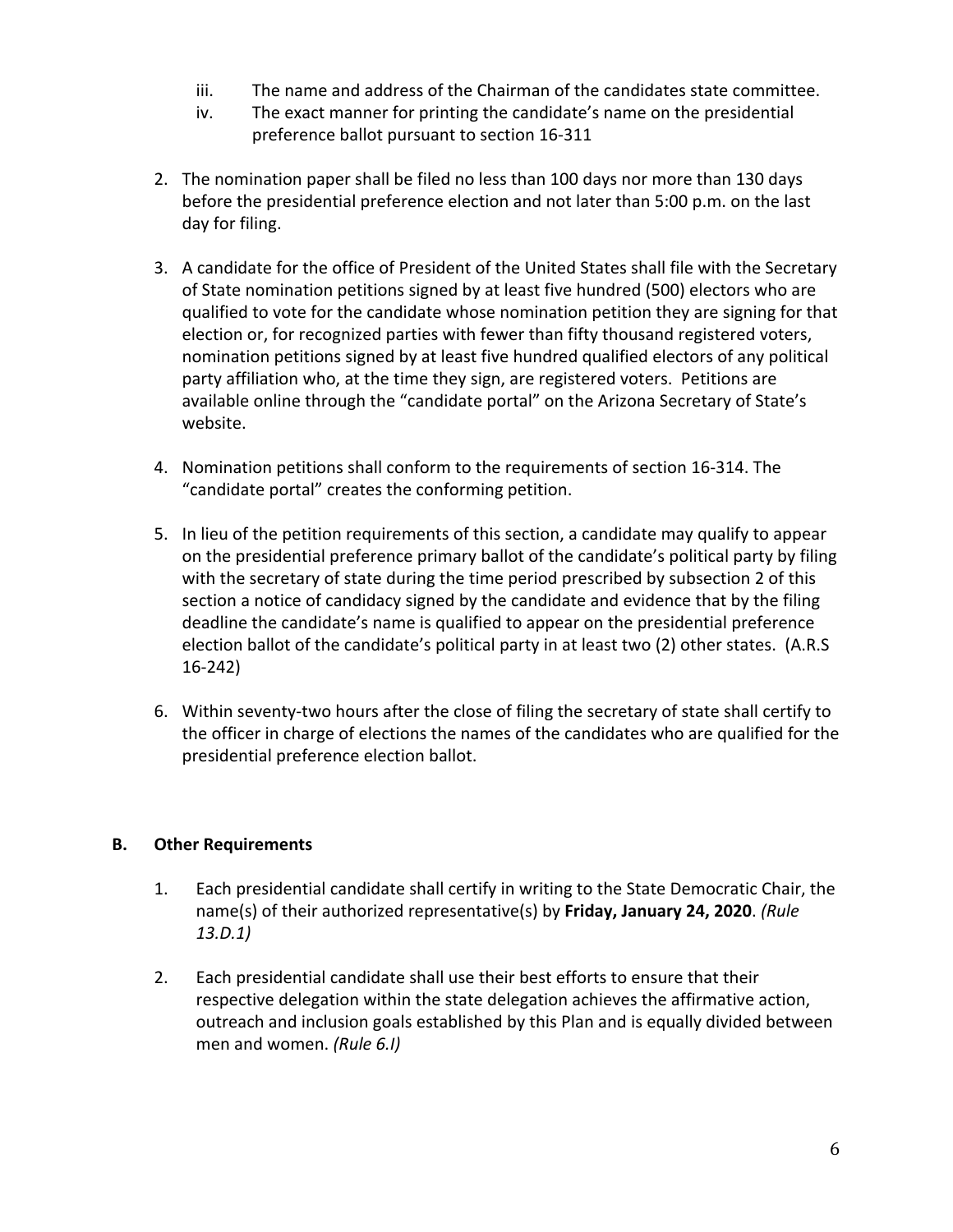iii. The name and address of the Chairman of the candidates state committee.

iv. The exact manner for printing the candidate's name on the presidential preference ballot pursuant to section 16-311

2. The nomination paper shall be filed no less than 100 days nor more than 130 days before the presidential preference election and not later than 5:00 p.m. on the last day for filing.

3. A candidate for the office of President of the United States shall file with the Secretary of State nomination petitions signed by at least five hundred (500) electors who are qualified to vote for the candidate whose nomination petition they are signing for that election or, for recognized parties with fewer than fifty thousand registered voters, nomination petitions signed by at least five hundred qualified electors of any political party affiliation who, at the time they sign, are registered voters. Petitions are available online through the "candidate portal" on the Arizona Secretary of State's website.

4. Nomination petitions shall conform to the requirements of section 16-314. The "candidate portal" creates the conforming petition.

5. In lieu of the petition requirements of this section, a candidate may qualify to appear on the presidential preference primary ballot of the candidate's political party by filing with the secretary of state during the time period prescribed by subsection 2 of this section a notice of candidacy signed by the candidate and evidence that by the filing deadline the candidate's name is qualified to appear on the presidential preference election ballot of the candidate's political party in at least two (2) other states. (A.R.S 16-242)

6. Within seventy-two hours after the close of filing the secretary of state shall certify to the officer in charge of elections the names of the candidates who are qualified for the presidential preference election ballot.

### B. Other Requirements

1. Each presidential candidate shall certify in writing to the State Democratic Chair, the name(s) of their authorized representative(s) by **Friday, January 24, 2020**. *(Rule 13.D.1)*

2. Each presidential candidate shall use their best efforts to ensure that their respective delegation within the state delegation achieves the affirmative action, outreach and inclusion goals established by this Plan and is equally divided between men and women. *(Rule 6.I)*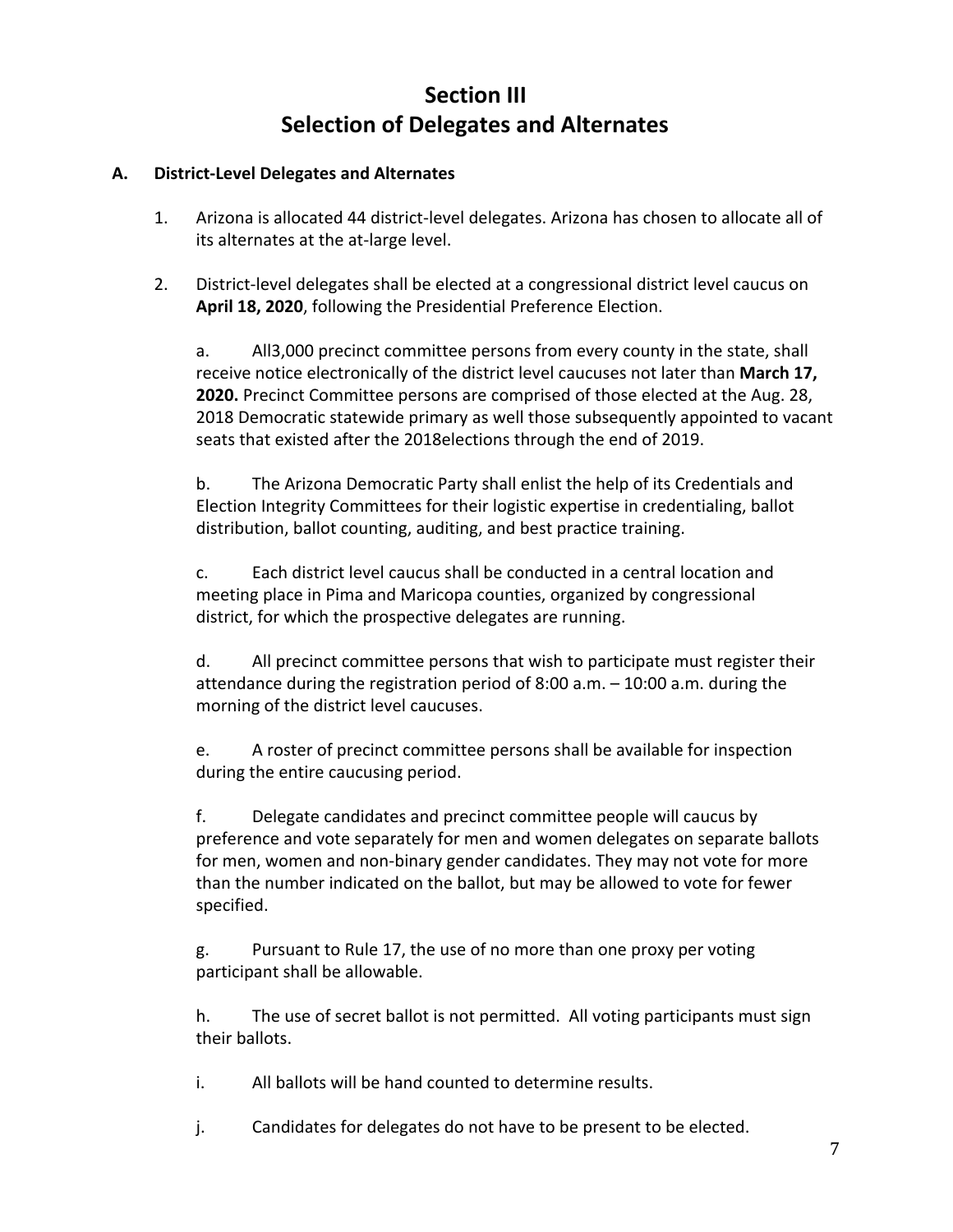# Section III
# Selection of Delegates and Alternates

**A. District-Level Delegates and Alternates**

1. Arizona is allocated 44 district-level delegates. Arizona has chosen to allocate all of its alternates at the at-large level.

2. District-level delegates shall be elected at a congressional district level caucus on **April 18, 2020**, following the Presidential Preference Election.

   a. All3,000 precinct committee persons from every county in the state, shall receive notice electronically of the district level caucuses not later than **March 17, 2020.** Precinct Committee persons are comprised of those elected at the Aug. 28, 2018 Democratic statewide primary as well those subsequently appointed to vacant seats that existed after the 2018elections through the end of 2019.

   b. The Arizona Democratic Party shall enlist the help of its Credentials and Election Integrity Committees for their logistic expertise in credentialing, ballot distribution, ballot counting, auditing, and best practice training.

   c. Each district level caucus shall be conducted in a central location and meeting place in Pima and Maricopa counties, organized by congressional district, for which the prospective delegates are running.

   d. All precinct committee persons that wish to participate must register their attendance during the registration period of 8:00 a.m. – 10:00 a.m. during the morning of the district level caucuses.

   e. A roster of precinct committee persons shall be available for inspection during the entire caucusing period.

   f. Delegate candidates and precinct committee people will caucus by preference and vote separately for men and women delegates on separate ballots for men, women and non-binary gender candidates. They may not vote for more than the number indicated on the ballot, but may be allowed to vote for fewer specified.

   g. Pursuant to Rule 17, the use of no more than one proxy per voting participant shall be allowable.

   h. The use of secret ballot is not permitted. All voting participants must sign their ballots.

   i. All ballots will be hand counted to determine results.

   j. Candidates for delegates do not have to be present to be elected.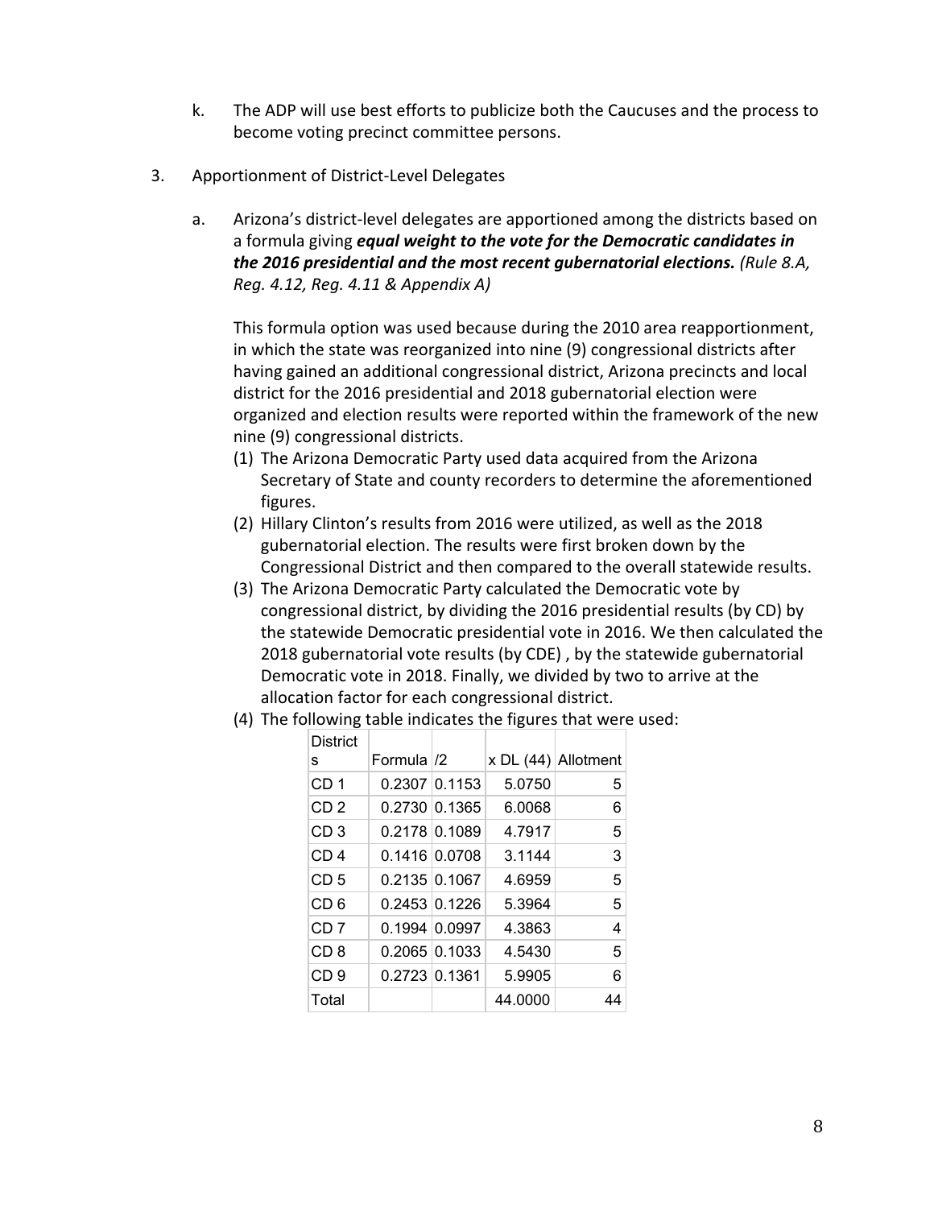k. The ADP will use best efforts to publicize both the Caucuses and the process to become voting precinct committee persons.

3. Apportionment of District-Level Delegates

   a. Arizona's district-level delegates are apportioned among the districts based on a formula giving ***equal weight to the vote for the Democratic candidates in the 2016 presidential and the most recent gubernatorial elections.*** *(Rule 8.A, Reg. 4.12, Reg. 4.11 & Appendix A)*

      This formula option was used because during the 2010 area reapportionment, in which the state was reorganized into nine (9) congressional districts after having gained an additional congressional district, Arizona precincts and local district for the 2016 presidential and 2018 gubernatorial election were organized and election results were reported within the framework of the new nine (9) congressional districts.

      (1) The Arizona Democratic Party used data acquired from the Arizona Secretary of State and county recorders to determine the aforementioned figures.
      (2) Hillary Clinton's results from 2016 were utilized, as well as the 2018 gubernatorial election. The results were first broken down by the Congressional District and then compared to the overall statewide results.
      (3) The Arizona Democratic Party calculated the Democratic vote by congressional district, by dividing the 2016 presidential results (by CD) by the statewide Democratic presidential vote in 2016. We then calculated the 2018 gubernatorial vote results (by CDE) , by the statewide gubernatorial Democratic vote in 2018. Finally, we divided by two to arrive at the allocation factor for each congressional district.
      (4) The following table indicates the figures that were used:

| Districts | Formula | /2 | x DL (44) | Allotment |
|---|---|---|---|---|
| CD 1 | 0.2307 | 0.1153 | 5.0750 | 5 |
| CD 2 | 0.2730 | 0.1365 | 6.0068 | 6 |
| CD 3 | 0.2178 | 0.1089 | 4.7917 | 5 |
| CD 4 | 0.1416 | 0.0708 | 3.1144 | 3 |
| CD 5 | 0.2135 | 0.1067 | 4.6959 | 5 |
| CD 6 | 0.2453 | 0.1226 | 5.3964 | 5 |
| CD 7 | 0.1994 | 0.0997 | 4.3863 | 4 |
| CD 8 | 0.2065 | 0.1033 | 4.5430 | 5 |
| CD 9 | 0.2723 | 0.1361 | 5.9905 | 6 |
| Total | | | 44.0000 | 44 |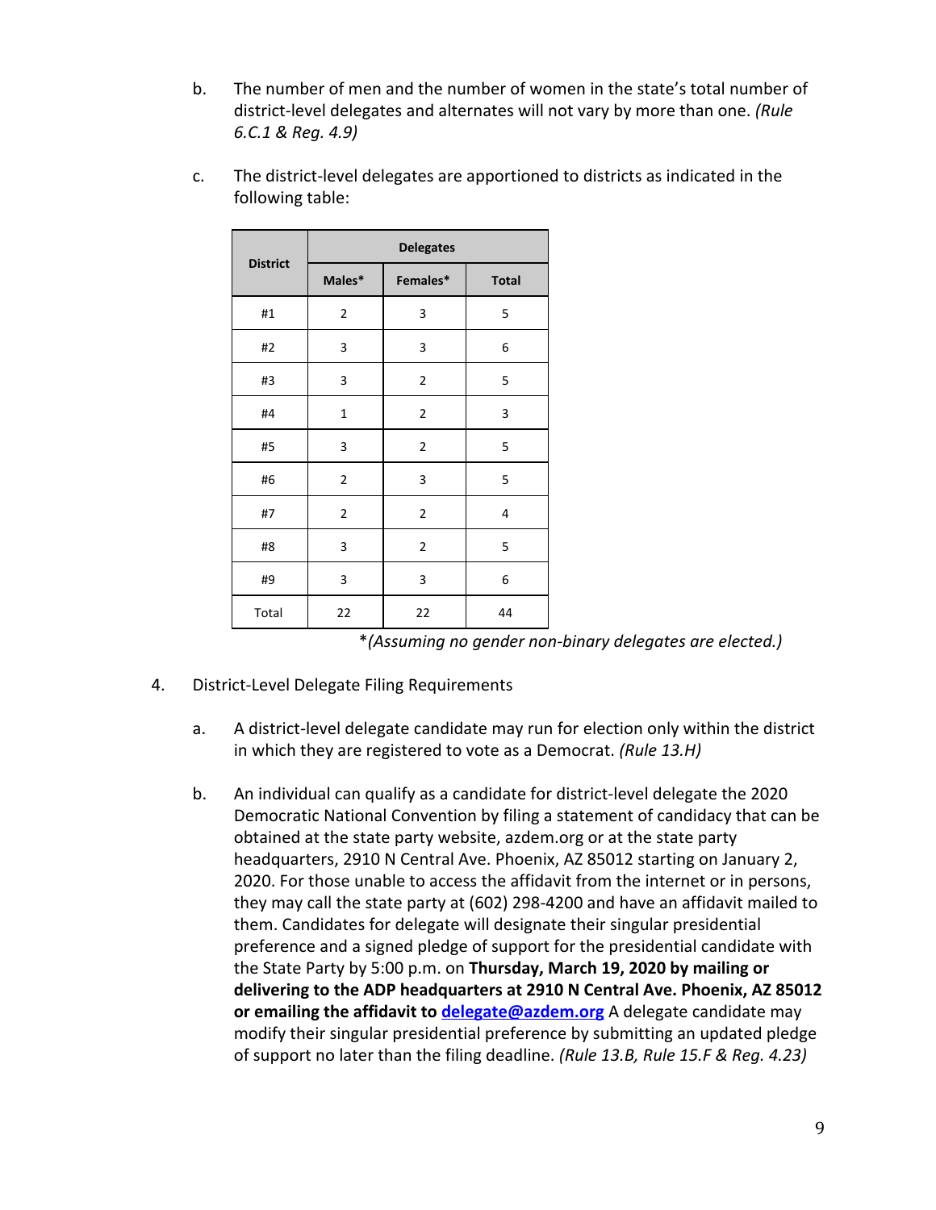b. The number of men and the number of women in the state's total number of district-level delegates and alternates will not vary by more than one. *(Rule 6.C.1 & Reg. 4.9)*

c. The district-level delegates are apportioned to districts as indicated in the following table:

| District | Delegates | | |
|---|---|---|---|
| | Males* | Females* | Total |
| #1 | 2 | 3 | 5 |
| #2 | 3 | 3 | 6 |
| #3 | 3 | 2 | 5 |
| #4 | 1 | 2 | 3 |
| #5 | 3 | 2 | 5 |
| #6 | 2 | 3 | 5 |
| #7 | 2 | 2 | 4 |
| #8 | 3 | 2 | 5 |
| #9 | 3 | 3 | 6 |
| Total | 22 | 22 | 44 |

*(Assuming no gender non-binary delegates are elected.)*

4. District-Level Delegate Filing Requirements

a. A district-level delegate candidate may run for election only within the district in which they are registered to vote as a Democrat. *(Rule 13.H)*

b. An individual can qualify as a candidate for district-level delegate the 2020 Democratic National Convention by filing a statement of candidacy that can be obtained at the state party website, azdem.org or at the state party headquarters, 2910 N Central Ave. Phoenix, AZ 85012 starting on January 2, 2020. For those unable to access the affidavit from the internet or in persons, they may call the state party at (602) 298-4200 and have an affidavit mailed to them. Candidates for delegate will designate their singular presidential preference and a signed pledge of support for the presidential candidate with the State Party by 5:00 p.m. on **Thursday, March 19, 2020 by mailing or delivering to the ADP headquarters at 2910 N Central Ave. Phoenix, AZ 85012 or emailing the affidavit to [delegate@azdem.org](mailto:delegate@azdem.org)** A delegate candidate may modify their singular presidential preference by submitting an updated pledge of support no later than the filing deadline. *(Rule 13.B, Rule 15.F & Reg. 4.23)*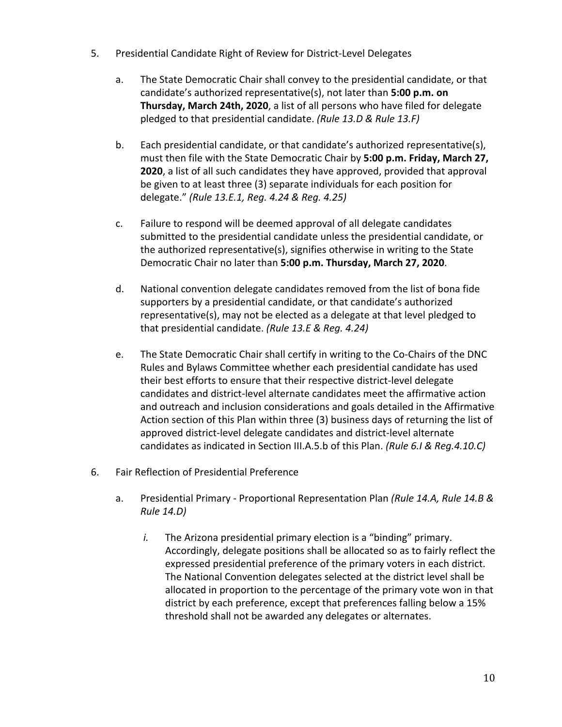5. Presidential Candidate Right of Review for District-Level Delegates

   a. The State Democratic Chair shall convey to the presidential candidate, or that candidate's authorized representative(s), not later than **5:00 p.m. on Thursday, March 24th, 2020**, a list of all persons who have filed for delegate pledged to that presidential candidate. *(Rule 13.D & Rule 13.F)*

   b. Each presidential candidate, or that candidate's authorized representative(s), must then file with the State Democratic Chair by **5:00 p.m. Friday, March 27, 2020**, a list of all such candidates they have approved, provided that approval be given to at least three (3) separate individuals for each position for delegate." *(Rule 13.E.1, Reg. 4.24 & Reg. 4.25)*

   c. Failure to respond will be deemed approval of all delegate candidates submitted to the presidential candidate unless the presidential candidate, or the authorized representative(s), signifies otherwise in writing to the State Democratic Chair no later than **5:00 p.m. Thursday, March 27, 2020**.

   d. National convention delegate candidates removed from the list of bona fide supporters by a presidential candidate, or that candidate's authorized representative(s), may not be elected as a delegate at that level pledged to that presidential candidate. *(Rule 13.E & Reg. 4.24)*

   e. The State Democratic Chair shall certify in writing to the Co-Chairs of the DNC Rules and Bylaws Committee whether each presidential candidate has used their best efforts to ensure that their respective district-level delegate candidates and district-level alternate candidates meet the affirmative action and outreach and inclusion considerations and goals detailed in the Affirmative Action section of this Plan within three (3) business days of returning the list of approved district-level delegate candidates and district-level alternate candidates as indicated in Section III.A.5.b of this Plan. *(Rule 6.I & Reg.4.10.C)*

6. Fair Reflection of Presidential Preference

   a. Presidential Primary - Proportional Representation Plan *(Rule 14.A, Rule 14.B & Rule 14.D)*

      *i.* The Arizona presidential primary election is a "binding" primary. Accordingly, delegate positions shall be allocated so as to fairly reflect the expressed presidential preference of the primary voters in each district. The National Convention delegates selected at the district level shall be allocated in proportion to the percentage of the primary vote won in that district by each preference, except that preferences falling below a 15% threshold shall not be awarded any delegates or alternates.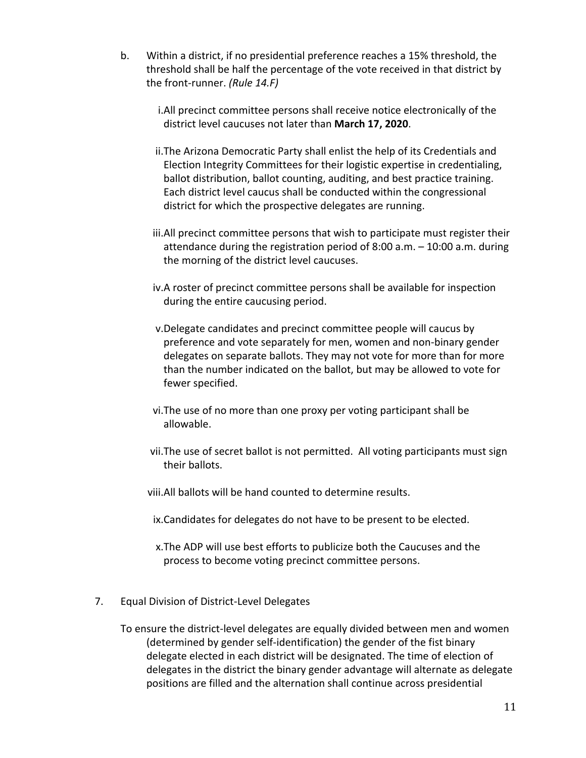b. Within a district, if no presidential preference reaches a 15% threshold, the threshold shall be half the percentage of the vote received in that district by the front-runner. *(Rule 14.F)*

   i. All precinct committee persons shall receive notice electronically of the district level caucuses not later than **March 17, 2020**.

   ii. The Arizona Democratic Party shall enlist the help of its Credentials and Election Integrity Committees for their logistic expertise in credentialing, ballot distribution, ballot counting, auditing, and best practice training. Each district level caucus shall be conducted within the congressional district for which the prospective delegates are running.

   iii. All precinct committee persons that wish to participate must register their attendance during the registration period of 8:00 a.m. – 10:00 a.m. during the morning of the district level caucuses.

   iv. A roster of precinct committee persons shall be available for inspection during the entire caucusing period.

   v. Delegate candidates and precinct committee people will caucus by preference and vote separately for men, women and non-binary gender delegates on separate ballots. They may not vote for more than for more than the number indicated on the ballot, but may be allowed to vote for fewer specified.

   vi. The use of no more than one proxy per voting participant shall be allowable.

   vii. The use of secret ballot is not permitted. All voting participants must sign their ballots.

   viii. All ballots will be hand counted to determine results.

   ix. Candidates for delegates do not have to be present to be elected.

   x. The ADP will use best efforts to publicize both the Caucuses and the process to become voting precinct committee persons.

7. Equal Division of District-Level Delegates

   To ensure the district-level delegates are equally divided between men and women (determined by gender self-identification) the gender of the fist binary delegate elected in each district will be designated. The time of election of delegates in the district the binary gender advantage will alternate as delegate positions are filled and the alternation shall continue across presidential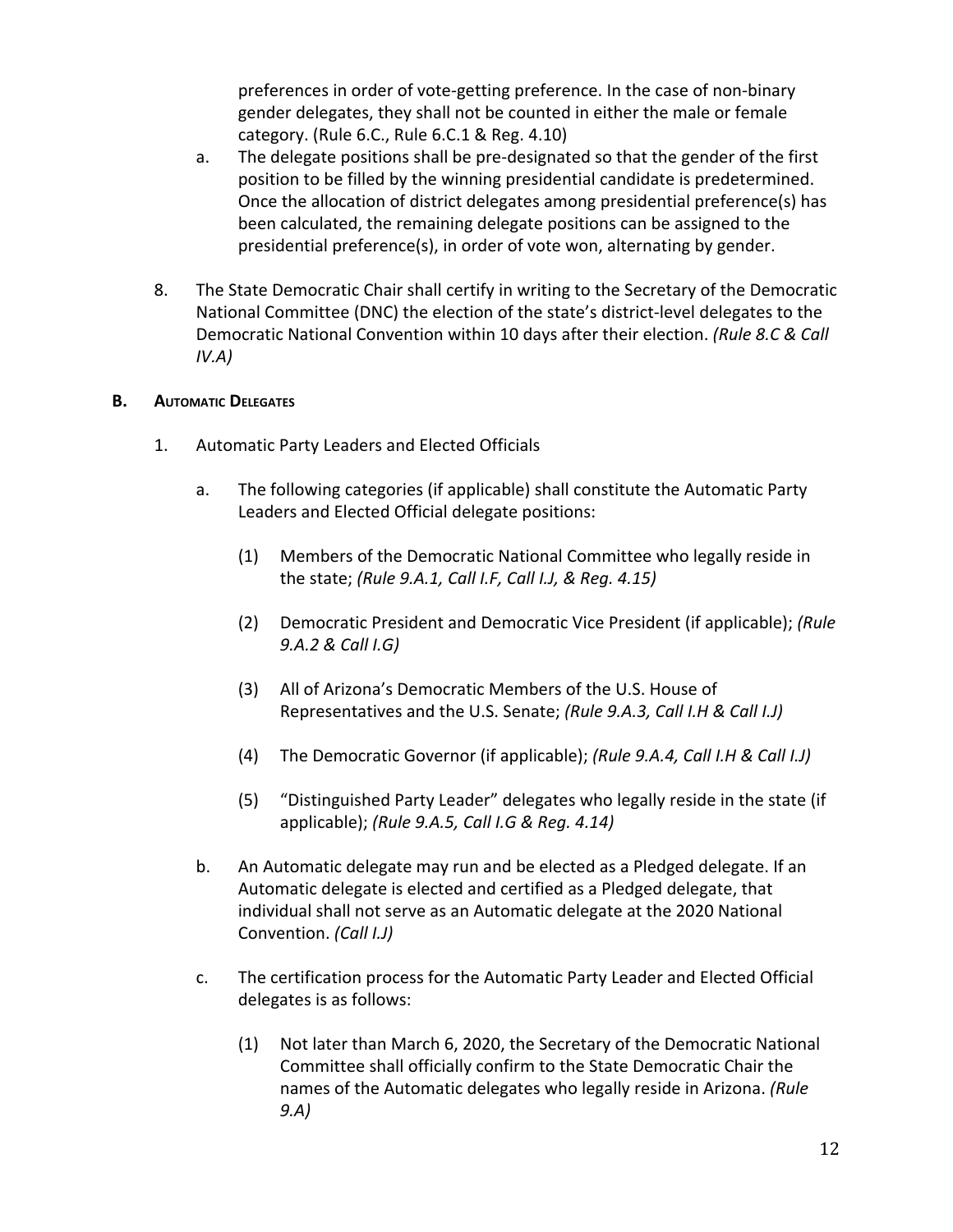preferences in order of vote-getting preference. In the case of non-binary gender delegates, they shall not be counted in either the male or female category. (Rule 6.C., Rule 6.C.1 & Reg. 4.10)

   a. The delegate positions shall be pre-designated so that the gender of the first position to be filled by the winning presidential candidate is predetermined. Once the allocation of district delegates among presidential preference(s) has been calculated, the remaining delegate positions can be assigned to the presidential preference(s), in order of vote won, alternating by gender.

8. The State Democratic Chair shall certify in writing to the Secretary of the Democratic National Committee (DNC) the election of the state's district-level delegates to the Democratic National Convention within 10 days after their election. *(Rule 8.C & Call IV.A)*

### B. Automatic Delegates

1. Automatic Party Leaders and Elected Officials

   a. The following categories (if applicable) shall constitute the Automatic Party Leaders and Elected Official delegate positions:

      (1) Members of the Democratic National Committee who legally reside in the state; *(Rule 9.A.1, Call I.F, Call I.J, & Reg. 4.15)*

      (2) Democratic President and Democratic Vice President (if applicable); *(Rule 9.A.2 & Call I.G)*

      (3) All of Arizona's Democratic Members of the U.S. House of Representatives and the U.S. Senate; *(Rule 9.A.3, Call I.H & Call I.J)*

      (4) The Democratic Governor (if applicable); *(Rule 9.A.4, Call I.H & Call I.J)*

      (5) "Distinguished Party Leader" delegates who legally reside in the state (if applicable); *(Rule 9.A.5, Call I.G & Reg. 4.14)*

   b. An Automatic delegate may run and be elected as a Pledged delegate. If an Automatic delegate is elected and certified as a Pledged delegate, that individual shall not serve as an Automatic delegate at the 2020 National Convention. *(Call I.J)*

   c. The certification process for the Automatic Party Leader and Elected Official delegates is as follows:

      (1) Not later than March 6, 2020, the Secretary of the Democratic National Committee shall officially confirm to the State Democratic Chair the names of the Automatic delegates who legally reside in Arizona. *(Rule 9.A)*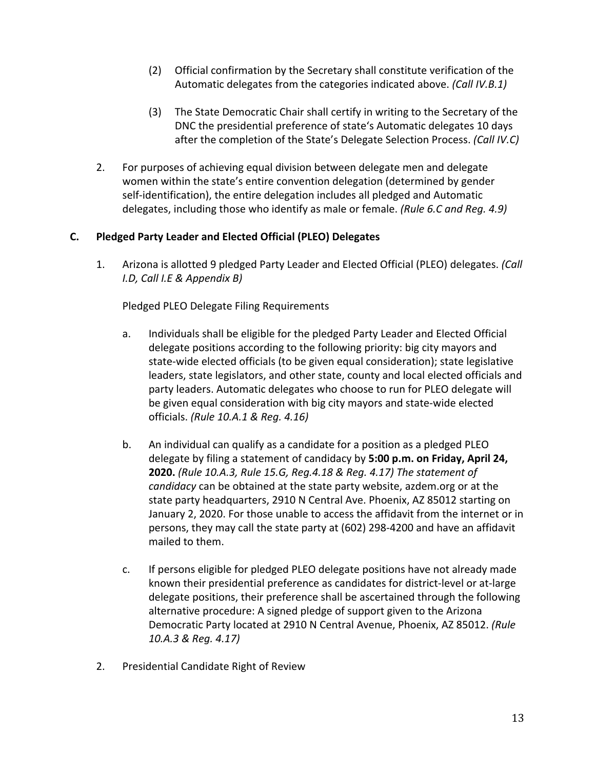(2) Official confirmation by the Secretary shall constitute verification of the Automatic delegates from the categories indicated above. *(Call IV.B.1)*

(3) The State Democratic Chair shall certify in writing to the Secretary of the DNC the presidential preference of state's Automatic delegates 10 days after the completion of the State's Delegate Selection Process. *(Call IV.C)*

2. For purposes of achieving equal division between delegate men and delegate women within the state's entire convention delegation (determined by gender self-identification), the entire delegation includes all pledged and Automatic delegates, including those who identify as male or female. *(Rule 6.C and Reg. 4.9)*

### C. Pledged Party Leader and Elected Official (PLEO) Delegates

1. Arizona is allotted 9 pledged Party Leader and Elected Official (PLEO) delegates. *(Call I.D, Call I.E & Appendix B)*

   Pledged PLEO Delegate Filing Requirements

   a. Individuals shall be eligible for the pledged Party Leader and Elected Official delegate positions according to the following priority: big city mayors and state-wide elected officials (to be given equal consideration); state legislative leaders, state legislators, and other state, county and local elected officials and party leaders. Automatic delegates who choose to run for PLEO delegate will be given equal consideration with big city mayors and state-wide elected officials. *(Rule 10.A.1 & Reg. 4.16)*

   b. An individual can qualify as a candidate for a position as a pledged PLEO delegate by filing a statement of candidacy by **5:00 p.m. on Friday, April 24, 2020.** *(Rule 10.A.3, Rule 15.G, Reg.4.18 & Reg. 4.17) The statement of candidacy* can be obtained at the state party website, azdem.org or at the state party headquarters, 2910 N Central Ave. Phoenix, AZ 85012 starting on January 2, 2020. For those unable to access the affidavit from the internet or in persons, they may call the state party at (602) 298-4200 and have an affidavit mailed to them.

   c. If persons eligible for pledged PLEO delegate positions have not already made known their presidential preference as candidates for district-level or at-large delegate positions, their preference shall be ascertained through the following alternative procedure: A signed pledge of support given to the Arizona Democratic Party located at 2910 N Central Avenue, Phoenix, AZ 85012. *(Rule 10.A.3 & Reg. 4.17)*

2. Presidential Candidate Right of Review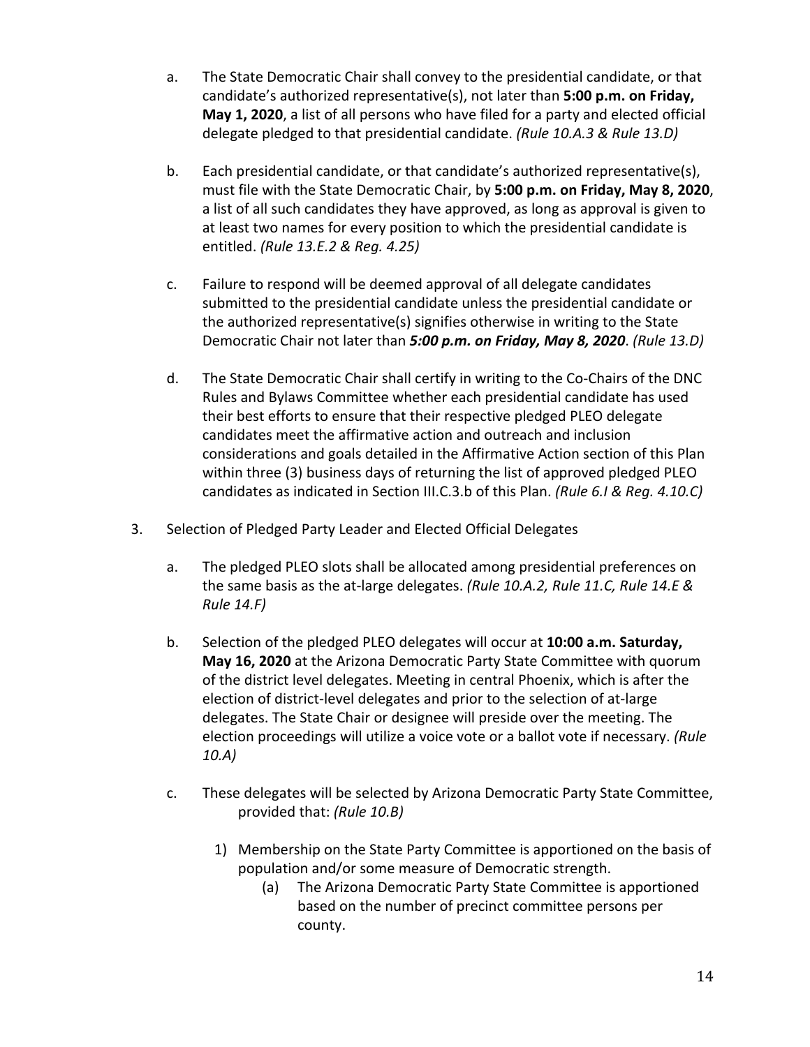a. The State Democratic Chair shall convey to the presidential candidate, or that candidate's authorized representative(s), not later than **5:00 p.m. on Friday, May 1, 2020**, a list of all persons who have filed for a party and elected official delegate pledged to that presidential candidate. *(Rule 10.A.3 & Rule 13.D)*

b. Each presidential candidate, or that candidate's authorized representative(s), must file with the State Democratic Chair, by **5:00 p.m. on Friday, May 8, 2020**, a list of all such candidates they have approved, as long as approval is given to at least two names for every position to which the presidential candidate is entitled. *(Rule 13.E.2 & Reg. 4.25)*

c. Failure to respond will be deemed approval of all delegate candidates submitted to the presidential candidate unless the presidential candidate or the authorized representative(s) signifies otherwise in writing to the State Democratic Chair not later than ***5:00 p.m. on Friday, May 8, 2020***. *(Rule 13.D)*

d. The State Democratic Chair shall certify in writing to the Co-Chairs of the DNC Rules and Bylaws Committee whether each presidential candidate has used their best efforts to ensure that their respective pledged PLEO delegate candidates meet the affirmative action and outreach and inclusion considerations and goals detailed in the Affirmative Action section of this Plan within three (3) business days of returning the list of approved pledged PLEO candidates as indicated in Section III.C.3.b of this Plan. *(Rule 6.I & Reg. 4.10.C)*

3. Selection of Pledged Party Leader and Elected Official Delegates

   a. The pledged PLEO slots shall be allocated among presidential preferences on the same basis as the at-large delegates. *(Rule 10.A.2, Rule 11.C, Rule 14.E & Rule 14.F)*

   b. Selection of the pledged PLEO delegates will occur at **10:00 a.m. Saturday, May 16, 2020** at the Arizona Democratic Party State Committee with quorum of the district level delegates. Meeting in central Phoenix, which is after the election of district-level delegates and prior to the selection of at-large delegates. The State Chair or designee will preside over the meeting. The election proceedings will utilize a voice vote or a ballot vote if necessary. *(Rule 10.A)*

   c. These delegates will be selected by Arizona Democratic Party State Committee, provided that: *(Rule 10.B)*

      1) Membership on the State Party Committee is apportioned on the basis of population and/or some measure of Democratic strength.

         (a) The Arizona Democratic Party State Committee is apportioned based on the number of precinct committee persons per county.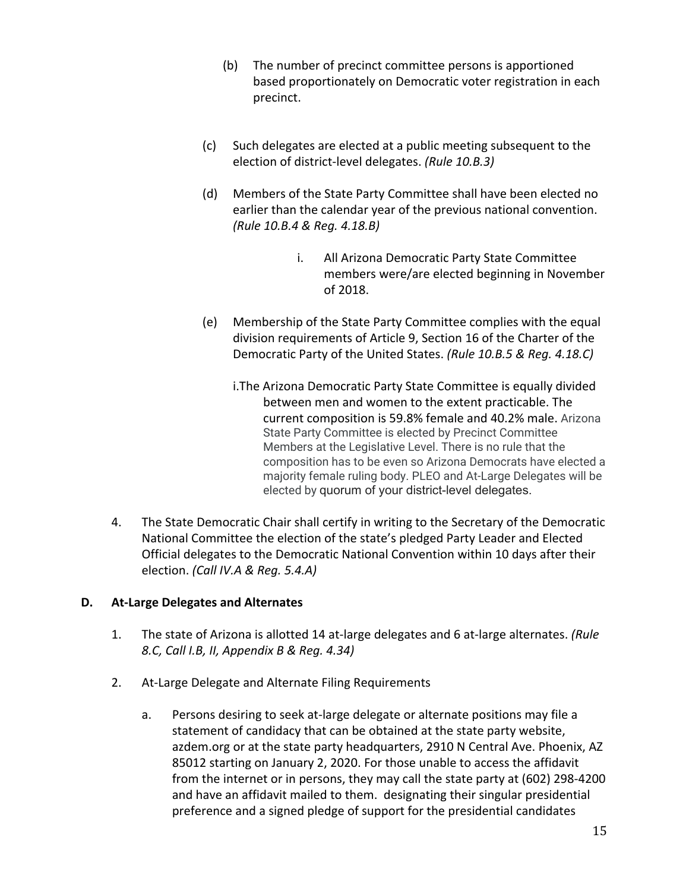(b) The number of precinct committee persons is apportioned based proportionately on Democratic voter registration in each precinct.

(c) Such delegates are elected at a public meeting subsequent to the election of district-level delegates. *(Rule 10.B.3)*

(d) Members of the State Party Committee shall have been elected no earlier than the calendar year of the previous national convention. *(Rule 10.B.4 & Reg. 4.18.B)*

i. All Arizona Democratic Party State Committee members were/are elected beginning in November of 2018.

(e) Membership of the State Party Committee complies with the equal division requirements of Article 9, Section 16 of the Charter of the Democratic Party of the United States. *(Rule 10.B.5 & Reg. 4.18.C)*

i.The Arizona Democratic Party State Committee is equally divided between men and women to the extent practicable. The current composition is 59.8% female and 40.2% male. Arizona State Party Committee is elected by Precinct Committee Members at the Legislative Level. There is no rule that the composition has to be even so Arizona Democrats have elected a majority female ruling body. PLEO and At-Large Delegates will be elected by quorum of your district-level delegates.

4. The State Democratic Chair shall certify in writing to the Secretary of the Democratic National Committee the election of the state's pledged Party Leader and Elected Official delegates to the Democratic National Convention within 10 days after their election. *(Call IV.A & Reg. 5.4.A)*

**D. At-Large Delegates and Alternates**

1. The state of Arizona is allotted 14 at-large delegates and 6 at-large alternates. *(Rule 8.C, Call I.B, II, Appendix B & Reg. 4.34)*

2. At-Large Delegate and Alternate Filing Requirements

   a. Persons desiring to seek at-large delegate or alternate positions may file a statement of candidacy that can be obtained at the state party website, azdem.org or at the state party headquarters, 2910 N Central Ave. Phoenix, AZ 85012 starting on January 2, 2020. For those unable to access the affidavit from the internet or in persons, they may call the state party at (602) 298-4200 and have an affidavit mailed to them. designating their singular presidential preference and a signed pledge of support for the presidential candidates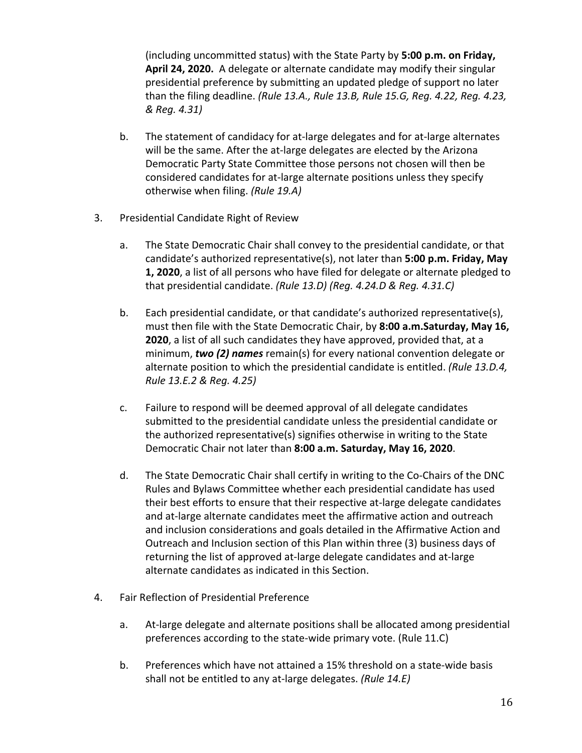(including uncommitted status) with the State Party by **5:00 p.m. on Friday, April 24, 2020.** A delegate or alternate candidate may modify their singular presidential preference by submitting an updated pledge of support no later than the filing deadline. *(Rule 13.A., Rule 13.B, Rule 15.G, Reg. 4.22, Reg. 4.23, & Reg. 4.31)*

b. The statement of candidacy for at-large delegates and for at-large alternates will be the same. After the at-large delegates are elected by the Arizona Democratic Party State Committee those persons not chosen will then be considered candidates for at-large alternate positions unless they specify otherwise when filing. *(Rule 19.A)*

3. Presidential Candidate Right of Review

   a. The State Democratic Chair shall convey to the presidential candidate, or that candidate's authorized representative(s), not later than **5:00 p.m. Friday, May 1, 2020**, a list of all persons who have filed for delegate or alternate pledged to that presidential candidate. *(Rule 13.D) (Reg. 4.24.D & Reg. 4.31.C)*

   b. Each presidential candidate, or that candidate's authorized representative(s), must then file with the State Democratic Chair, by **8:00 a.m.Saturday, May 16, 2020**, a list of all such candidates they have approved, provided that, at a minimum, ***two (2) names*** remain(s) for every national convention delegate or alternate position to which the presidential candidate is entitled. *(Rule 13.D.4, Rule 13.E.2 & Reg. 4.25)*

   c. Failure to respond will be deemed approval of all delegate candidates submitted to the presidential candidate unless the presidential candidate or the authorized representative(s) signifies otherwise in writing to the State Democratic Chair not later than **8:00 a.m. Saturday, May 16, 2020**.

   d. The State Democratic Chair shall certify in writing to the Co-Chairs of the DNC Rules and Bylaws Committee whether each presidential candidate has used their best efforts to ensure that their respective at-large delegate candidates and at-large alternate candidates meet the affirmative action and outreach and inclusion considerations and goals detailed in the Affirmative Action and Outreach and Inclusion section of this Plan within three (3) business days of returning the list of approved at-large delegate candidates and at-large alternate candidates as indicated in this Section.

4. Fair Reflection of Presidential Preference

   a. At-large delegate and alternate positions shall be allocated among presidential preferences according to the state-wide primary vote. (Rule 11.C)

   b. Preferences which have not attained a 15% threshold on a state-wide basis shall not be entitled to any at-large delegates. *(Rule 14.E)*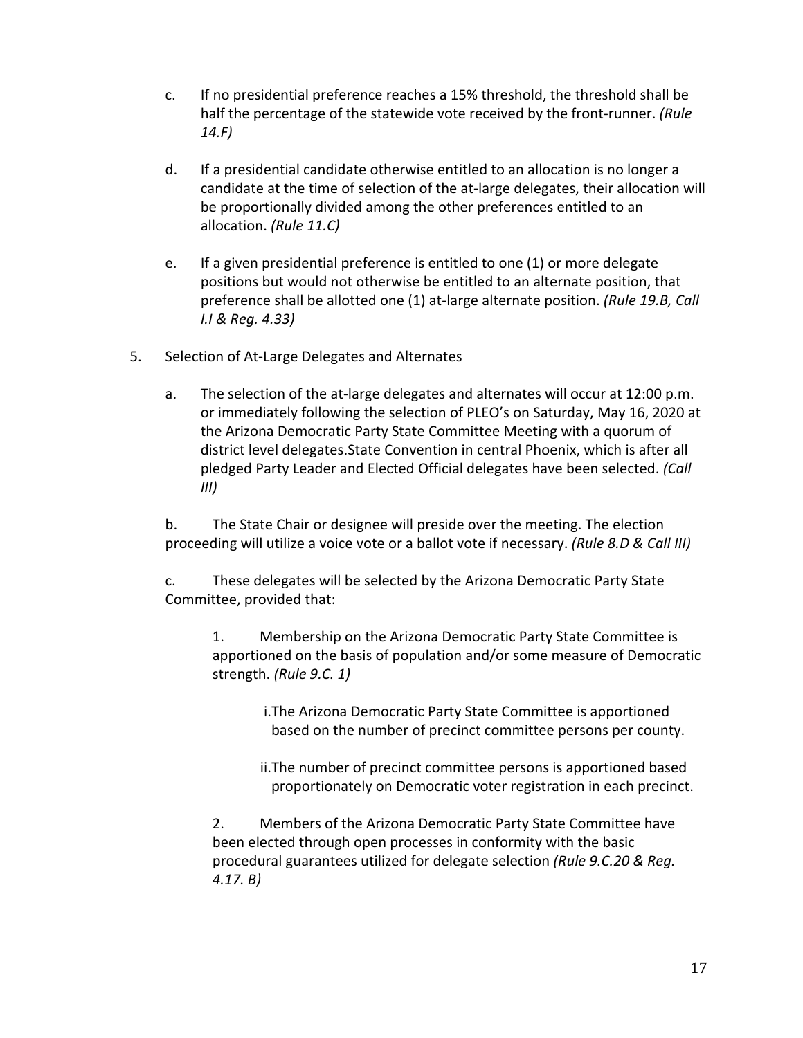c. If no presidential preference reaches a 15% threshold, the threshold shall be half the percentage of the statewide vote received by the front-runner. *(Rule 14.F)*

d. If a presidential candidate otherwise entitled to an allocation is no longer a candidate at the time of selection of the at-large delegates, their allocation will be proportionally divided among the other preferences entitled to an allocation. *(Rule 11.C)*

e. If a given presidential preference is entitled to one (1) or more delegate positions but would not otherwise be entitled to an alternate position, that preference shall be allotted one (1) at-large alternate position. *(Rule 19.B, Call I.I & Reg. 4.33)*

5. Selection of At-Large Delegates and Alternates

a. The selection of the at-large delegates and alternates will occur at 12:00 p.m. or immediately following the selection of PLEO's on Saturday, May 16, 2020 at the Arizona Democratic Party State Committee Meeting with a quorum of district level delegates.State Convention in central Phoenix, which is after all pledged Party Leader and Elected Official delegates have been selected. *(Call III)*

b. The State Chair or designee will preside over the meeting. The election proceeding will utilize a voice vote or a ballot vote if necessary. *(Rule 8.D & Call III)*

c. These delegates will be selected by the Arizona Democratic Party State Committee, provided that:

1. Membership on the Arizona Democratic Party State Committee is apportioned on the basis of population and/or some measure of Democratic strength. *(Rule 9.C. 1)*

   i. The Arizona Democratic Party State Committee is apportioned based on the number of precinct committee persons per county.

   ii. The number of precinct committee persons is apportioned based proportionately on Democratic voter registration in each precinct.

2. Members of the Arizona Democratic Party State Committee have been elected through open processes in conformity with the basic procedural guarantees utilized for delegate selection *(Rule 9.C.20 & Reg. 4.17. B)*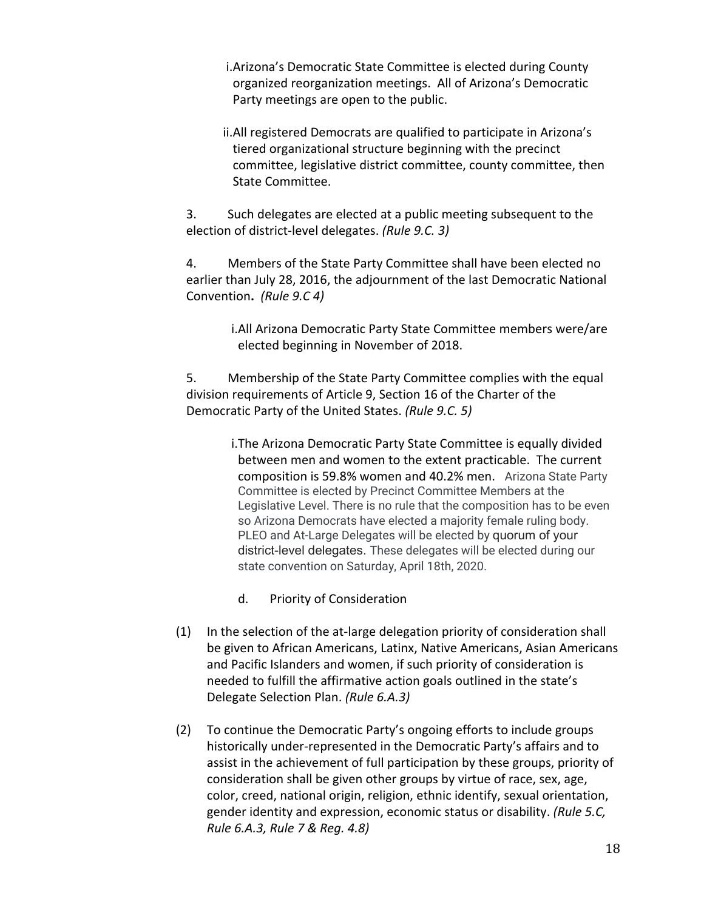i. Arizona's Democratic State Committee is elected during County organized reorganization meetings. All of Arizona's Democratic Party meetings are open to the public.

ii. All registered Democrats are qualified to participate in Arizona's tiered organizational structure beginning with the precinct committee, legislative district committee, county committee, then State Committee.

3. Such delegates are elected at a public meeting subsequent to the election of district-level delegates. *(Rule 9.C. 3)*

4. Members of the State Party Committee shall have been elected no earlier than July 28, 2016, the adjournment of the last Democratic National Convention. *(Rule 9.C 4)*

   i. All Arizona Democratic Party State Committee members were/are elected beginning in November of 2018.

5. Membership of the State Party Committee complies with the equal division requirements of Article 9, Section 16 of the Charter of the Democratic Party of the United States. *(Rule 9.C. 5)*

   i. The Arizona Democratic Party State Committee is equally divided between men and women to the extent practicable. The current composition is 59.8% women and 40.2% men. Arizona State Party Committee is elected by Precinct Committee Members at the Legislative Level. There is no rule that the composition has to be even so Arizona Democrats have elected a majority female ruling body. PLEO and At-Large Delegates will be elected by quorum of your district-level delegates. These delegates will be elected during our state convention on Saturday, April 18th, 2020.

d. Priority of Consideration

(1) In the selection of the at-large delegation priority of consideration shall be given to African Americans, Latinx, Native Americans, Asian Americans and Pacific Islanders and women, if such priority of consideration is needed to fulfill the affirmative action goals outlined in the state's Delegate Selection Plan. *(Rule 6.A.3)*

(2) To continue the Democratic Party's ongoing efforts to include groups historically under-represented in the Democratic Party's affairs and to assist in the achievement of full participation by these groups, priority of consideration shall be given other groups by virtue of race, sex, age, color, creed, national origin, religion, ethnic identify, sexual orientation, gender identity and expression, economic status or disability. *(Rule 5.C, Rule 6.A.3, Rule 7 & Reg. 4.8)*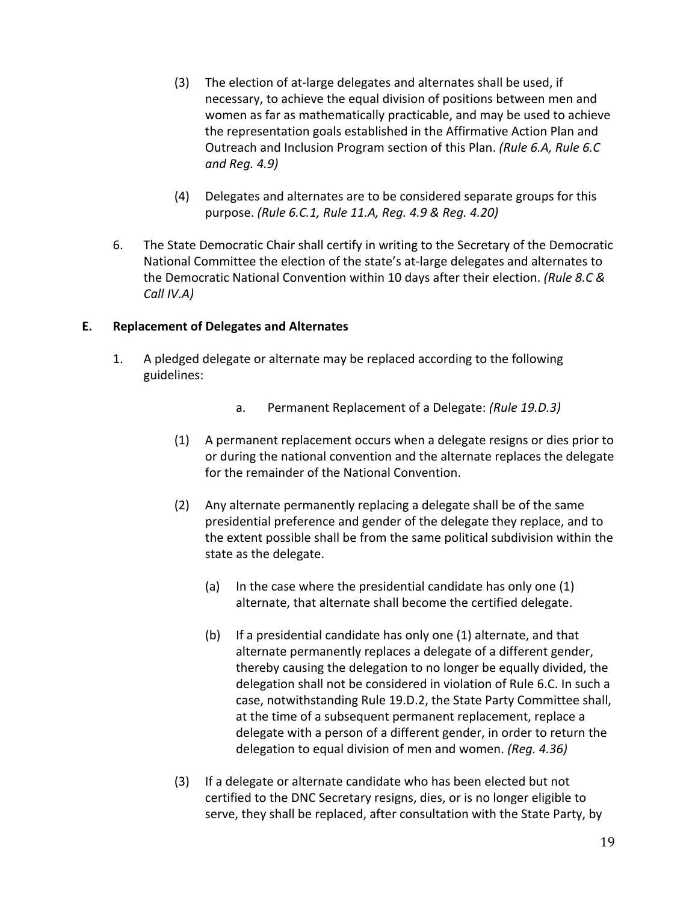(3) The election of at-large delegates and alternates shall be used, if necessary, to achieve the equal division of positions between men and women as far as mathematically practicable, and may be used to achieve the representation goals established in the Affirmative Action Plan and Outreach and Inclusion Program section of this Plan. *(Rule 6.A, Rule 6.C and Reg. 4.9)*

(4) Delegates and alternates are to be considered separate groups for this purpose. *(Rule 6.C.1, Rule 11.A, Reg. 4.9 & Reg. 4.20)*

6. The State Democratic Chair shall certify in writing to the Secretary of the Democratic National Committee the election of the state's at-large delegates and alternates to the Democratic National Convention within 10 days after their election. *(Rule 8.C & Call IV.A)*

**E. Replacement of Delegates and Alternates**

1. A pledged delegate or alternate may be replaced according to the following guidelines:

   a. Permanent Replacement of a Delegate: *(Rule 19.D.3)*

   (1) A permanent replacement occurs when a delegate resigns or dies prior to or during the national convention and the alternate replaces the delegate for the remainder of the National Convention.

   (2) Any alternate permanently replacing a delegate shall be of the same presidential preference and gender of the delegate they replace, and to the extent possible shall be from the same political subdivision within the state as the delegate.

      (a) In the case where the presidential candidate has only one (1) alternate, that alternate shall become the certified delegate.

      (b) If a presidential candidate has only one (1) alternate, and that alternate permanently replaces a delegate of a different gender, thereby causing the delegation to no longer be equally divided, the delegation shall not be considered in violation of Rule 6.C. In such a case, notwithstanding Rule 19.D.2, the State Party Committee shall, at the time of a subsequent permanent replacement, replace a delegate with a person of a different gender, in order to return the delegation to equal division of men and women. *(Reg. 4.36)*

   (3) If a delegate or alternate candidate who has been elected but not certified to the DNC Secretary resigns, dies, or is no longer eligible to serve, they shall be replaced, after consultation with the State Party, by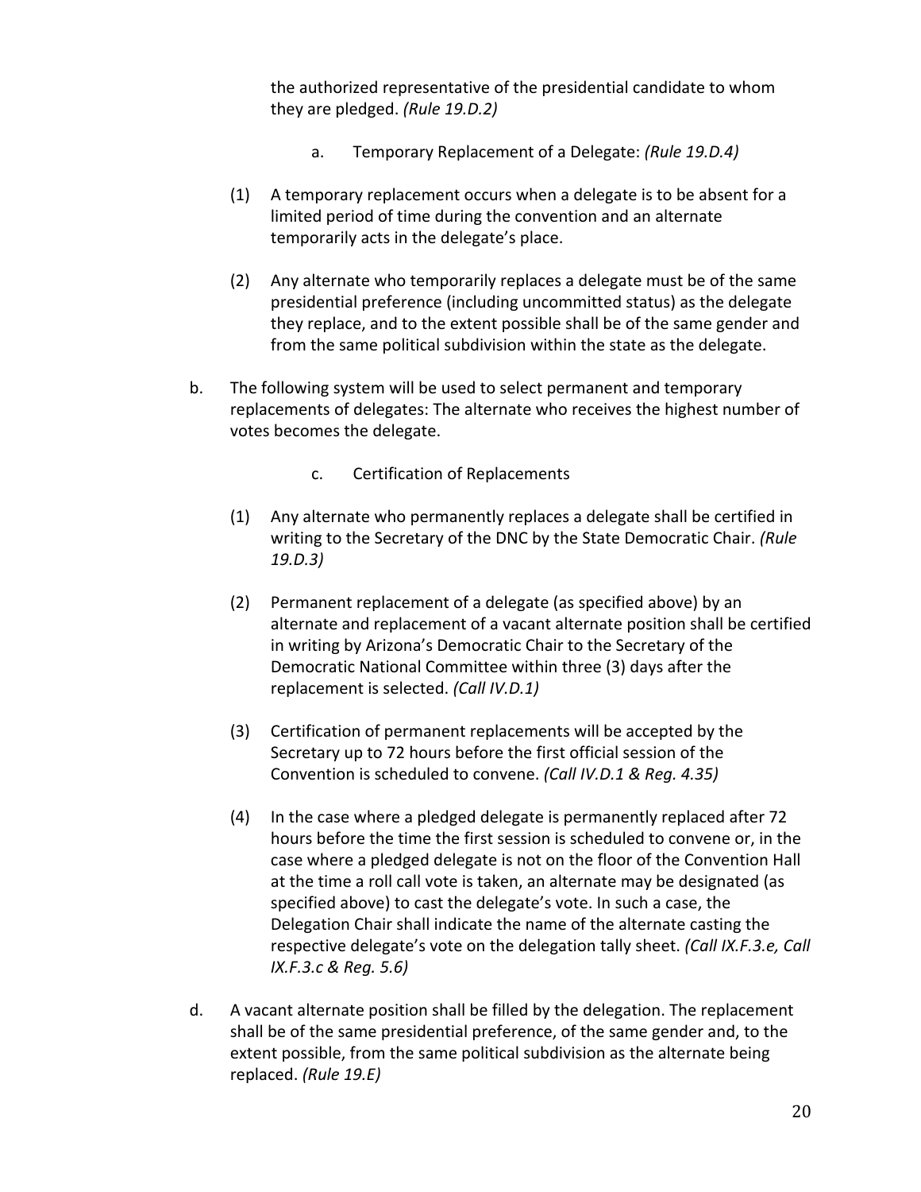the authorized representative of the presidential candidate to whom they are pledged. *(Rule 19.D.2)*

a. Temporary Replacement of a Delegate: *(Rule 19.D.4)*

(1) A temporary replacement occurs when a delegate is to be absent for a limited period of time during the convention and an alternate temporarily acts in the delegate's place.

(2) Any alternate who temporarily replaces a delegate must be of the same presidential preference (including uncommitted status) as the delegate they replace, and to the extent possible shall be of the same gender and from the same political subdivision within the state as the delegate.

b. The following system will be used to select permanent and temporary replacements of delegates: The alternate who receives the highest number of votes becomes the delegate.

c. Certification of Replacements

(1) Any alternate who permanently replaces a delegate shall be certified in writing to the Secretary of the DNC by the State Democratic Chair. *(Rule 19.D.3)*

(2) Permanent replacement of a delegate (as specified above) by an alternate and replacement of a vacant alternate position shall be certified in writing by Arizona's Democratic Chair to the Secretary of the Democratic National Committee within three (3) days after the replacement is selected. *(Call IV.D.1)*

(3) Certification of permanent replacements will be accepted by the Secretary up to 72 hours before the first official session of the Convention is scheduled to convene. *(Call IV.D.1 & Reg. 4.35)*

(4) In the case where a pledged delegate is permanently replaced after 72 hours before the time the first session is scheduled to convene or, in the case where a pledged delegate is not on the floor of the Convention Hall at the time a roll call vote is taken, an alternate may be designated (as specified above) to cast the delegate's vote. In such a case, the Delegation Chair shall indicate the name of the alternate casting the respective delegate's vote on the delegation tally sheet. *(Call IX.F.3.e, Call IX.F.3.c & Reg. 5.6)*

d. A vacant alternate position shall be filled by the delegation. The replacement shall be of the same presidential preference, of the same gender and, to the extent possible, from the same political subdivision as the alternate being replaced. *(Rule 19.E)*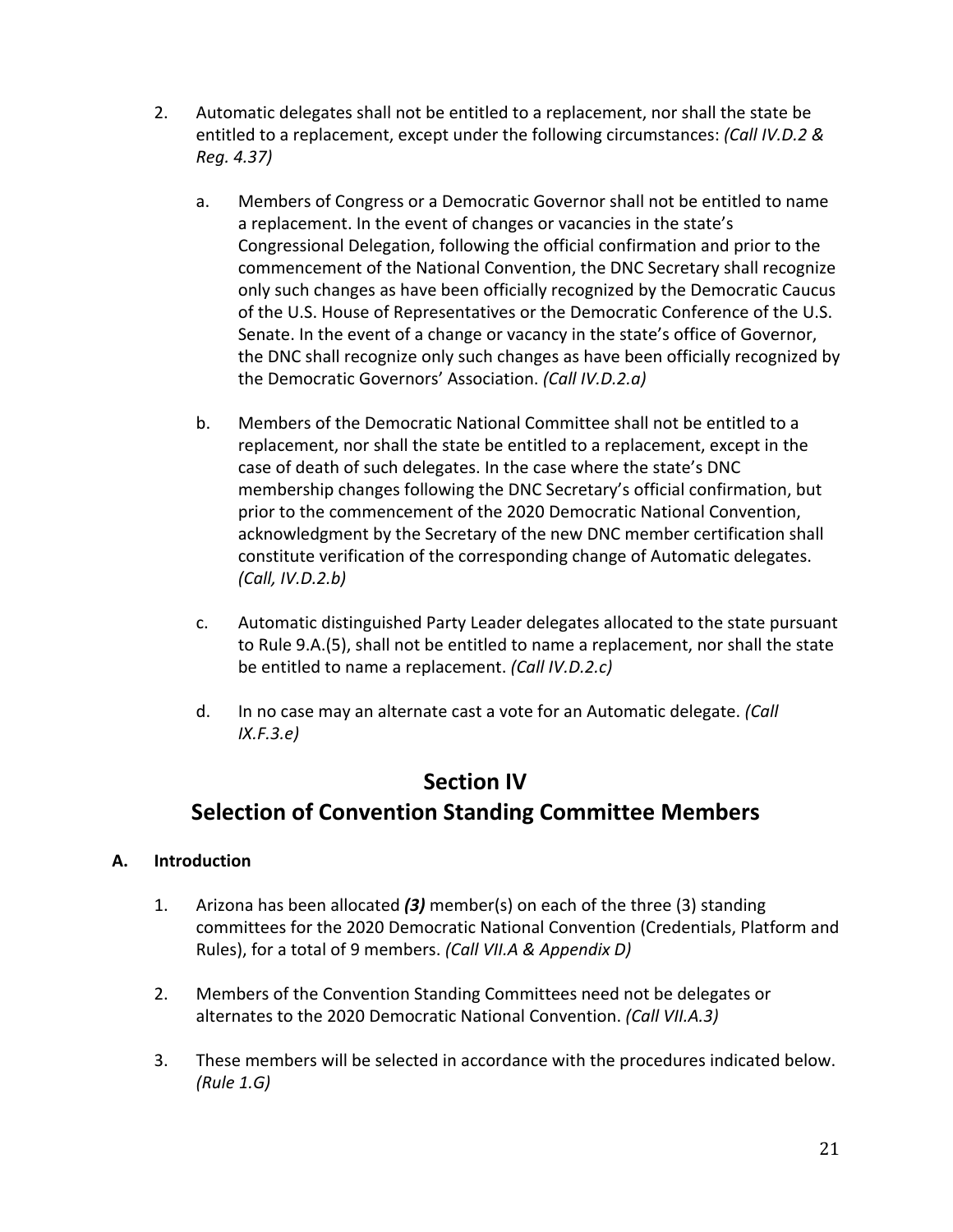2. Automatic delegates shall not be entitled to a replacement, nor shall the state be entitled to a replacement, except under the following circumstances: *(Call IV.D.2 & Reg. 4.37)*

   a. Members of Congress or a Democratic Governor shall not be entitled to name a replacement. In the event of changes or vacancies in the state's Congressional Delegation, following the official confirmation and prior to the commencement of the National Convention, the DNC Secretary shall recognize only such changes as have been officially recognized by the Democratic Caucus of the U.S. House of Representatives or the Democratic Conference of the U.S. Senate. In the event of a change or vacancy in the state's office of Governor, the DNC shall recognize only such changes as have been officially recognized by the Democratic Governors' Association. *(Call IV.D.2.a)*

   b. Members of the Democratic National Committee shall not be entitled to a replacement, nor shall the state be entitled to a replacement, except in the case of death of such delegates. In the case where the state's DNC membership changes following the DNC Secretary's official confirmation, but prior to the commencement of the 2020 Democratic National Convention, acknowledgment by the Secretary of the new DNC member certification shall constitute verification of the corresponding change of Automatic delegates. *(Call, IV.D.2.b)*

   c. Automatic distinguished Party Leader delegates allocated to the state pursuant to Rule 9.A.(5), shall not be entitled to name a replacement, nor shall the state be entitled to name a replacement. *(Call IV.D.2.c)*

   d. In no case may an alternate cast a vote for an Automatic delegate. *(Call IX.F.3.e)*

# Section IV
# Selection of Convention Standing Committee Members

## A. Introduction

1. Arizona has been allocated ***(3)*** member(s) on each of the three (3) standing committees for the 2020 Democratic National Convention (Credentials, Platform and Rules), for a total of 9 members. *(Call VII.A & Appendix D)*

2. Members of the Convention Standing Committees need not be delegates or alternates to the 2020 Democratic National Convention. *(Call VII.A.3)*

3. These members will be selected in accordance with the procedures indicated below. *(Rule 1.G)*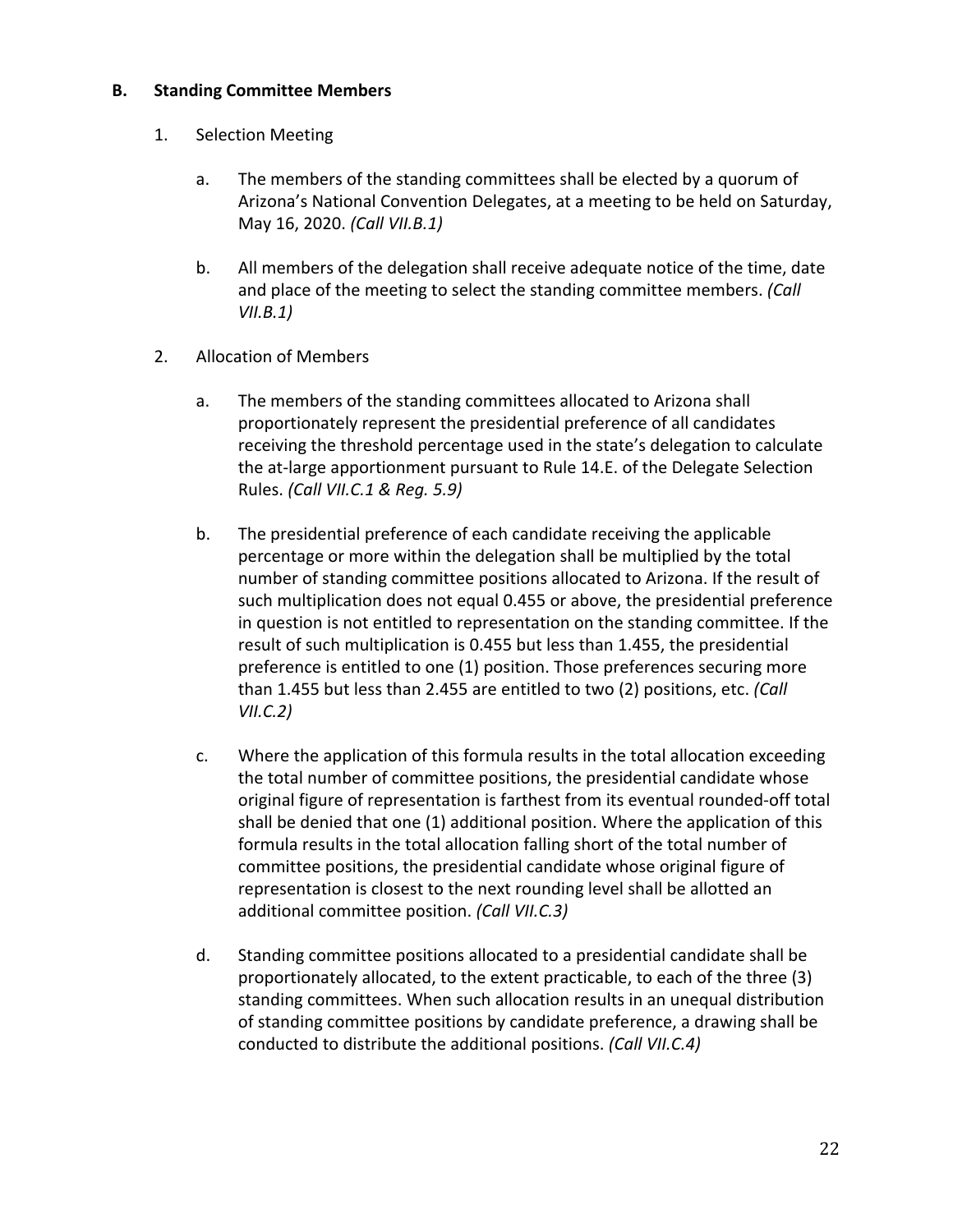## B. Standing Committee Members

1. Selection Meeting

   a. The members of the standing committees shall be elected by a quorum of Arizona's National Convention Delegates, at a meeting to be held on Saturday, May 16, 2020. *(Call VII.B.1)*

   b. All members of the delegation shall receive adequate notice of the time, date and place of the meeting to select the standing committee members. *(Call VII.B.1)*

2. Allocation of Members

   a. The members of the standing committees allocated to Arizona shall proportionately represent the presidential preference of all candidates receiving the threshold percentage used in the state's delegation to calculate the at-large apportionment pursuant to Rule 14.E. of the Delegate Selection Rules. *(Call VII.C.1 & Reg. 5.9)*

   b. The presidential preference of each candidate receiving the applicable percentage or more within the delegation shall be multiplied by the total number of standing committee positions allocated to Arizona. If the result of such multiplication does not equal 0.455 or above, the presidential preference in question is not entitled to representation on the standing committee. If the result of such multiplication is 0.455 but less than 1.455, the presidential preference is entitled to one (1) position. Those preferences securing more than 1.455 but less than 2.455 are entitled to two (2) positions, etc. *(Call VII.C.2)*

   c. Where the application of this formula results in the total allocation exceeding the total number of committee positions, the presidential candidate whose original figure of representation is farthest from its eventual rounded-off total shall be denied that one (1) additional position. Where the application of this formula results in the total allocation falling short of the total number of committee positions, the presidential candidate whose original figure of representation is closest to the next rounding level shall be allotted an additional committee position. *(Call VII.C.3)*

   d. Standing committee positions allocated to a presidential candidate shall be proportionately allocated, to the extent practicable, to each of the three (3) standing committees. When such allocation results in an unequal distribution of standing committee positions by candidate preference, a drawing shall be conducted to distribute the additional positions. *(Call VII.C.4)*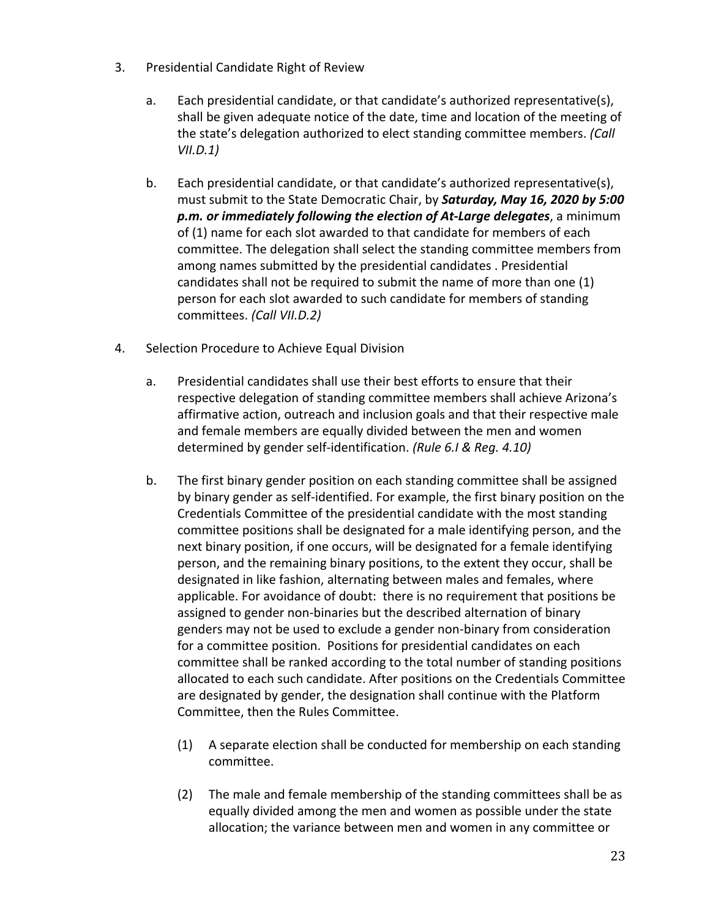3. Presidential Candidate Right of Review

   a. Each presidential candidate, or that candidate's authorized representative(s), shall be given adequate notice of the date, time and location of the meeting of the state's delegation authorized to elect standing committee members. *(Call VII.D.1)*

   b. Each presidential candidate, or that candidate's authorized representative(s), must submit to the State Democratic Chair, by ***Saturday, May 16, 2020 by 5:00 p.m. or immediately following the election of At-Large delegates***, a minimum of (1) name for each slot awarded to that candidate for members of each committee. The delegation shall select the standing committee members from among names submitted by the presidential candidates . Presidential candidates shall not be required to submit the name of more than one (1) person for each slot awarded to such candidate for members of standing committees. *(Call VII.D.2)*

4. Selection Procedure to Achieve Equal Division

   a. Presidential candidates shall use their best efforts to ensure that their respective delegation of standing committee members shall achieve Arizona's affirmative action, outreach and inclusion goals and that their respective male and female members are equally divided between the men and women determined by gender self-identification. *(Rule 6.I & Reg. 4.10)*

   b. The first binary gender position on each standing committee shall be assigned by binary gender as self-identified. For example, the first binary position on the Credentials Committee of the presidential candidate with the most standing committee positions shall be designated for a male identifying person, and the next binary position, if one occurs, will be designated for a female identifying person, and the remaining binary positions, to the extent they occur, shall be designated in like fashion, alternating between males and females, where applicable. For avoidance of doubt: there is no requirement that positions be assigned to gender non-binaries but the described alternation of binary genders may not be used to exclude a gender non-binary from consideration for a committee position. Positions for presidential candidates on each committee shall be ranked according to the total number of standing positions allocated to each such candidate. After positions on the Credentials Committee are designated by gender, the designation shall continue with the Platform Committee, then the Rules Committee.

      (1) A separate election shall be conducted for membership on each standing committee.

      (2) The male and female membership of the standing committees shall be as equally divided among the men and women as possible under the state allocation; the variance between men and women in any committee or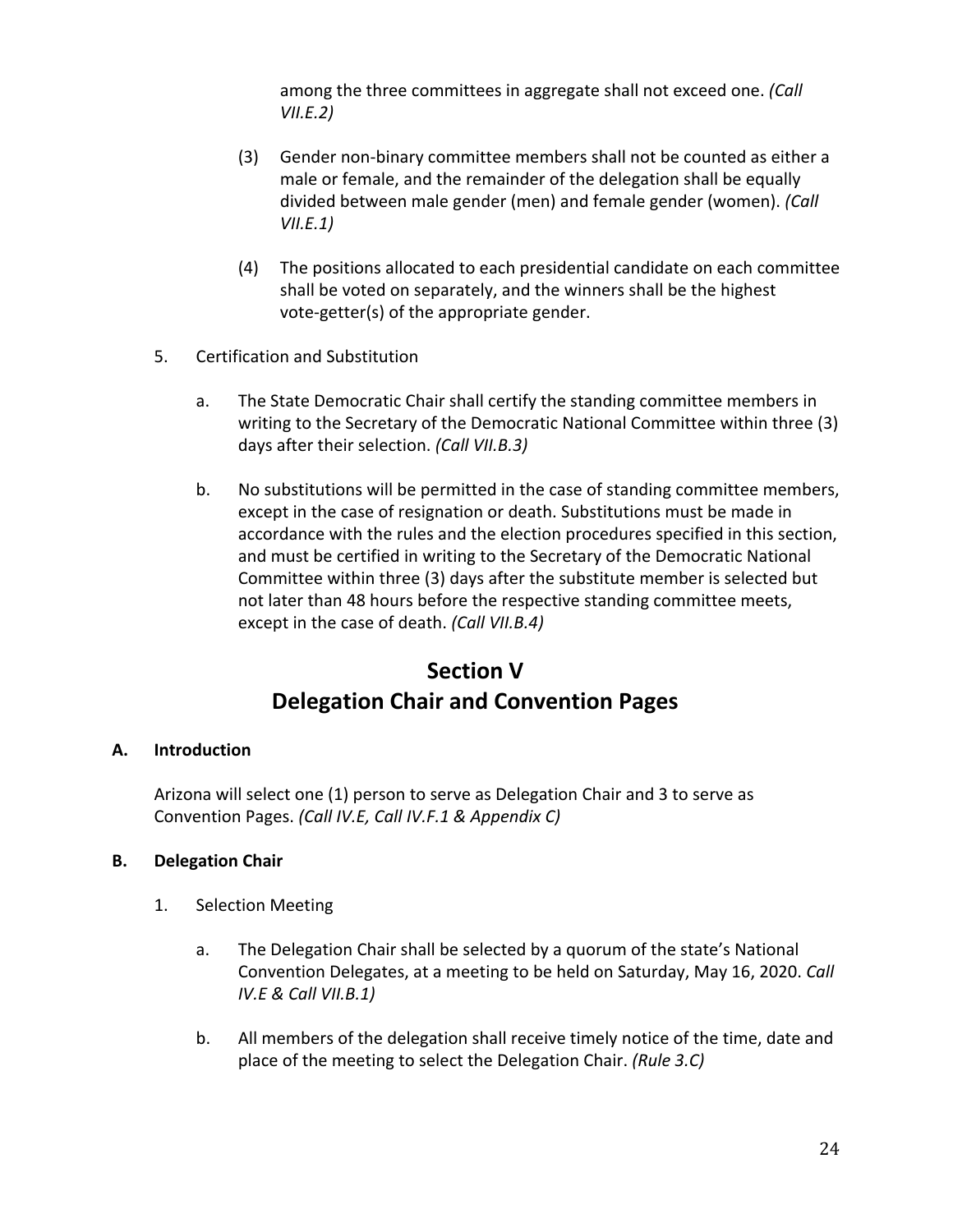among the three committees in aggregate shall not exceed one. *(Call VII.E.2)*

(3) Gender non-binary committee members shall not be counted as either a male or female, and the remainder of the delegation shall be equally divided between male gender (men) and female gender (women). *(Call VII.E.1)*

(4) The positions allocated to each presidential candidate on each committee shall be voted on separately, and the winners shall be the highest vote-getter(s) of the appropriate gender.

5. Certification and Substitution

   a. The State Democratic Chair shall certify the standing committee members in writing to the Secretary of the Democratic National Committee within three (3) days after their selection. *(Call VII.B.3)*

   b. No substitutions will be permitted in the case of standing committee members, except in the case of resignation or death. Substitutions must be made in accordance with the rules and the election procedures specified in this section, and must be certified in writing to the Secretary of the Democratic National Committee within three (3) days after the substitute member is selected but not later than 48 hours before the respective standing committee meets, except in the case of death. *(Call VII.B.4)*

# Section V
# Delegation Chair and Convention Pages

**A. Introduction**

Arizona will select one (1) person to serve as Delegation Chair and 3 to serve as Convention Pages. *(Call IV.E, Call IV.F.1 & Appendix C)*

**B. Delegation Chair**

1. Selection Meeting

   a. The Delegation Chair shall be selected by a quorum of the state's National Convention Delegates, at a meeting to be held on Saturday, May 16, 2020. *Call IV.E & Call VII.B.1)*

   b. All members of the delegation shall receive timely notice of the time, date and place of the meeting to select the Delegation Chair. *(Rule 3.C)*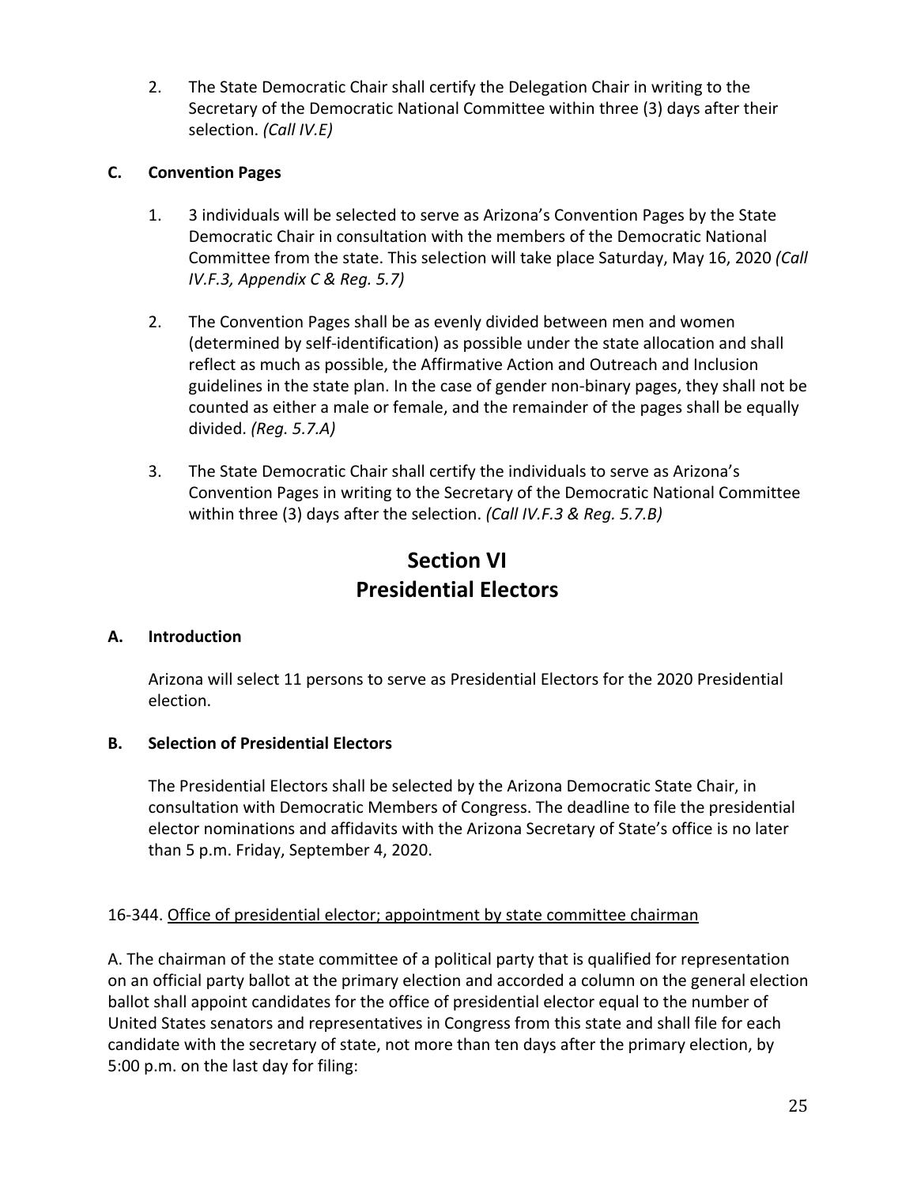2. The State Democratic Chair shall certify the Delegation Chair in writing to the Secretary of the Democratic National Committee within three (3) days after their selection. *(Call IV.E)*

### C. Convention Pages

1. 3 individuals will be selected to serve as Arizona's Convention Pages by the State Democratic Chair in consultation with the members of the Democratic National Committee from the state. This selection will take place Saturday, May 16, 2020 *(Call IV.F.3, Appendix C & Reg. 5.7)*

2. The Convention Pages shall be as evenly divided between men and women (determined by self-identification) as possible under the state allocation and shall reflect as much as possible, the Affirmative Action and Outreach and Inclusion guidelines in the state plan. In the case of gender non-binary pages, they shall not be counted as either a male or female, and the remainder of the pages shall be equally divided. *(Reg. 5.7.A)*

3. The State Democratic Chair shall certify the individuals to serve as Arizona's Convention Pages in writing to the Secretary of the Democratic National Committee within three (3) days after the selection. *(Call IV.F.3 & Reg. 5.7.B)*

## Section VI
## Presidential Electors

### A. Introduction

Arizona will select 11 persons to serve as Presidential Electors for the 2020 Presidential election.

### B. Selection of Presidential Electors

The Presidential Electors shall be selected by the Arizona Democratic State Chair, in consultation with Democratic Members of Congress. The deadline to file the presidential elector nominations and affidavits with the Arizona Secretary of State's office is no later than 5 p.m. Friday, September 4, 2020.

16-344. Office of presidential elector; appointment by state committee chairman

A. The chairman of the state committee of a political party that is qualified for representation on an official party ballot at the primary election and accorded a column on the general election ballot shall appoint candidates for the office of presidential elector equal to the number of United States senators and representatives in Congress from this state and shall file for each candidate with the secretary of state, not more than ten days after the primary election, by 5:00 p.m. on the last day for filing: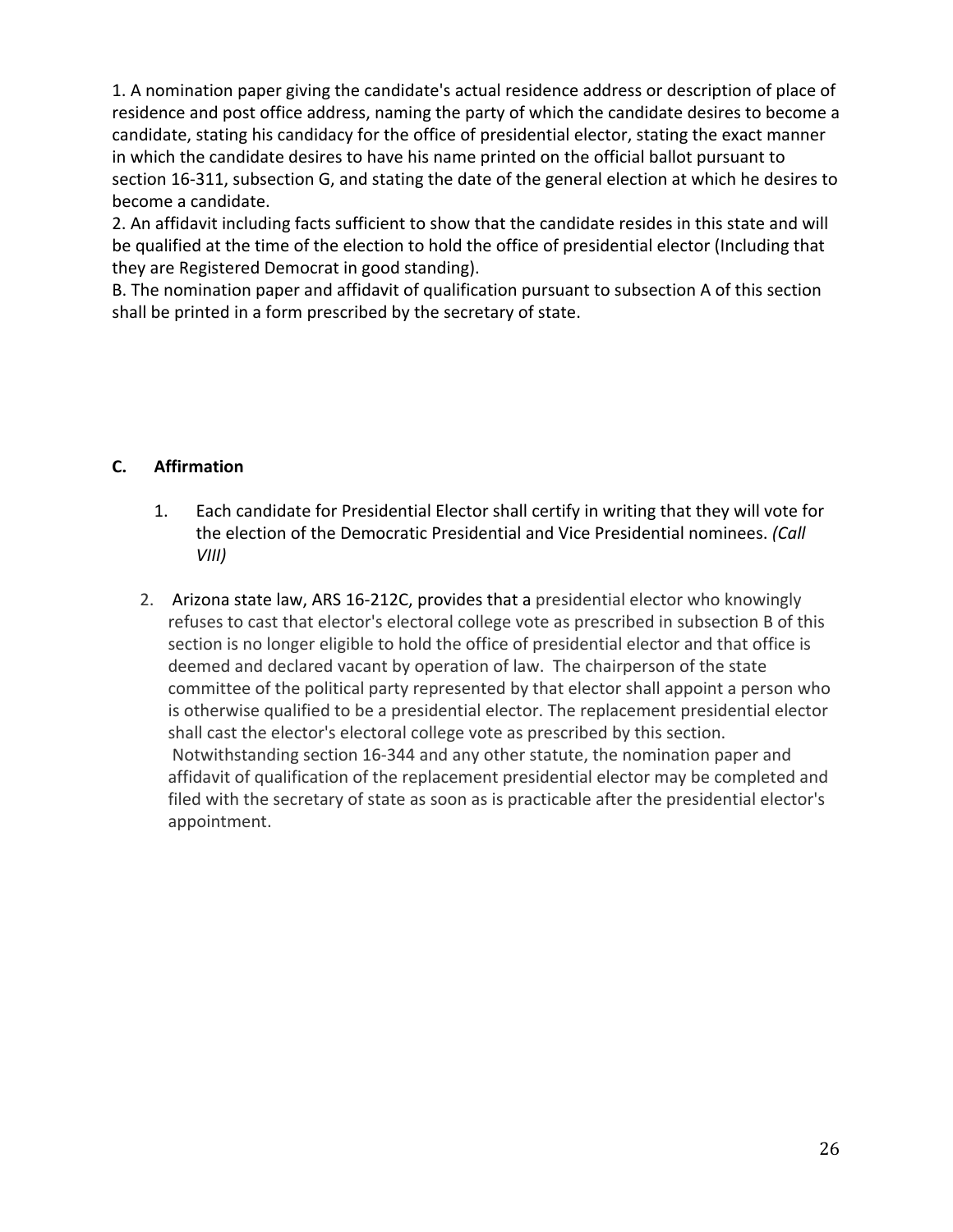1. A nomination paper giving the candidate's actual residence address or description of place of residence and post office address, naming the party of which the candidate desires to become a candidate, stating his candidacy for the office of presidential elector, stating the exact manner in which the candidate desires to have his name printed on the official ballot pursuant to section 16-311, subsection G, and stating the date of the general election at which he desires to become a candidate.
2. An affidavit including facts sufficient to show that the candidate resides in this state and will be qualified at the time of the election to hold the office of presidential elector (Including that they are Registered Democrat in good standing).

B. The nomination paper and affidavit of qualification pursuant to subsection A of this section shall be printed in a form prescribed by the secretary of state.

**C. Affirmation**

1. Each candidate for Presidential Elector shall certify in writing that they will vote for the election of the Democratic Presidential and Vice Presidential nominees. *(Call VIII)*
2. Arizona state law, ARS 16-212C, provides that a presidential elector who knowingly refuses to cast that elector's electoral college vote as prescribed in subsection B of this section is no longer eligible to hold the office of presidential elector and that office is deemed and declared vacant by operation of law. The chairperson of the state committee of the political party represented by that elector shall appoint a person who is otherwise qualified to be a presidential elector. The replacement presidential elector shall cast the elector's electoral college vote as prescribed by this section. Notwithstanding section 16-344 and any other statute, the nomination paper and affidavit of qualification of the replacement presidential elector may be completed and filed with the secretary of state as soon as is practicable after the presidential elector's appointment.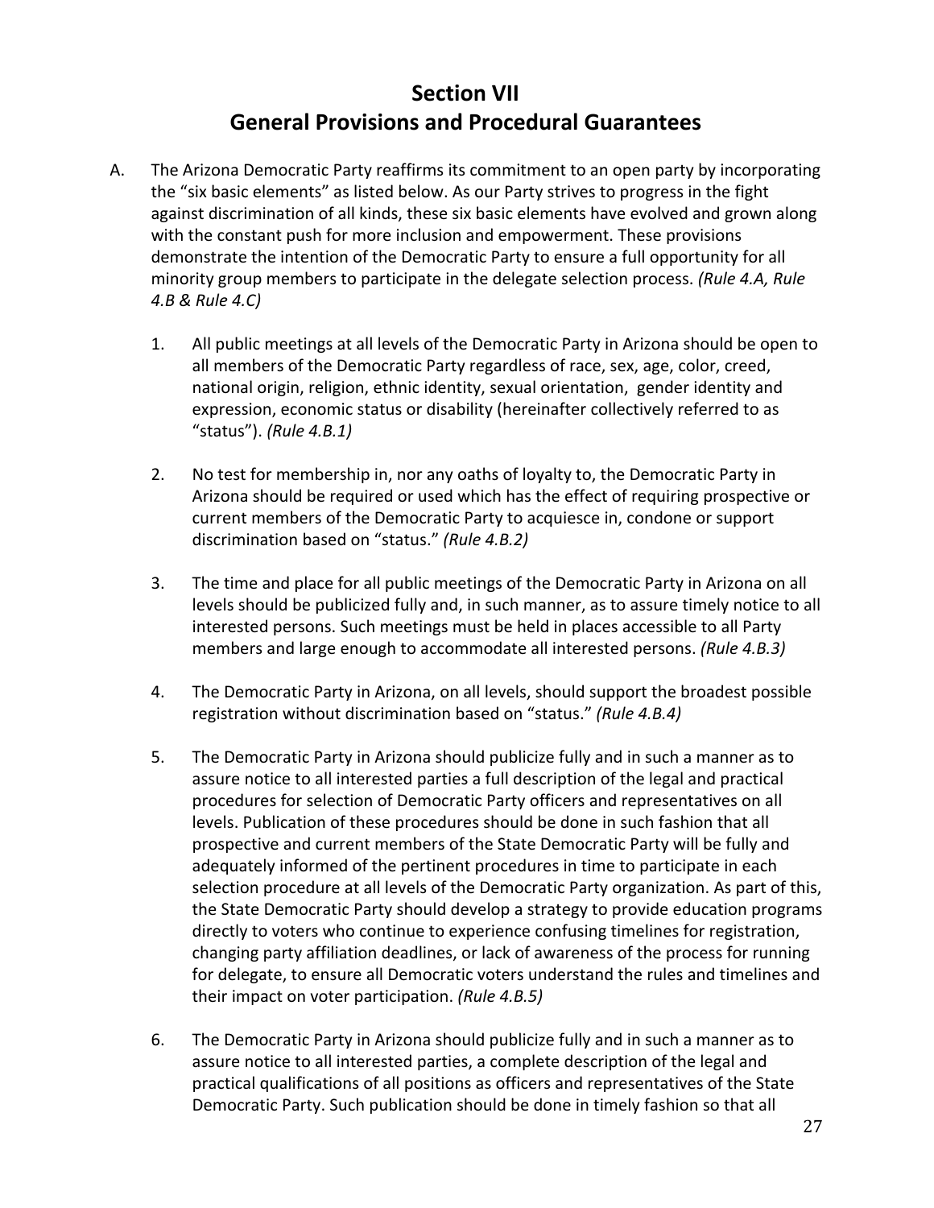# Section VII
# General Provisions and Procedural Guarantees

A. The Arizona Democratic Party reaffirms its commitment to an open party by incorporating the "six basic elements" as listed below. As our Party strives to progress in the fight against discrimination of all kinds, these six basic elements have evolved and grown along with the constant push for more inclusion and empowerment. These provisions demonstrate the intention of the Democratic Party to ensure a full opportunity for all minority group members to participate in the delegate selection process. *(Rule 4.A, Rule 4.B & Rule 4.C)*

   1. All public meetings at all levels of the Democratic Party in Arizona should be open to all members of the Democratic Party regardless of race, sex, age, color, creed, national origin, religion, ethnic identity, sexual orientation, gender identity and expression, economic status or disability (hereinafter collectively referred to as "status"). *(Rule 4.B.1)*

   2. No test for membership in, nor any oaths of loyalty to, the Democratic Party in Arizona should be required or used which has the effect of requiring prospective or current members of the Democratic Party to acquiesce in, condone or support discrimination based on "status." *(Rule 4.B.2)*

   3. The time and place for all public meetings of the Democratic Party in Arizona on all levels should be publicized fully and, in such manner, as to assure timely notice to all interested persons. Such meetings must be held in places accessible to all Party members and large enough to accommodate all interested persons. *(Rule 4.B.3)*

   4. The Democratic Party in Arizona, on all levels, should support the broadest possible registration without discrimination based on "status." *(Rule 4.B.4)*

   5. The Democratic Party in Arizona should publicize fully and in such a manner as to assure notice to all interested parties a full description of the legal and practical procedures for selection of Democratic Party officers and representatives on all levels. Publication of these procedures should be done in such fashion that all prospective and current members of the State Democratic Party will be fully and adequately informed of the pertinent procedures in time to participate in each selection procedure at all levels of the Democratic Party organization. As part of this, the State Democratic Party should develop a strategy to provide education programs directly to voters who continue to experience confusing timelines for registration, changing party affiliation deadlines, or lack of awareness of the process for running for delegate, to ensure all Democratic voters understand the rules and timelines and their impact on voter participation. *(Rule 4.B.5)*

   6. The Democratic Party in Arizona should publicize fully and in such a manner as to assure notice to all interested parties, a complete description of the legal and practical qualifications of all positions as officers and representatives of the State Democratic Party. Such publication should be done in timely fashion so that all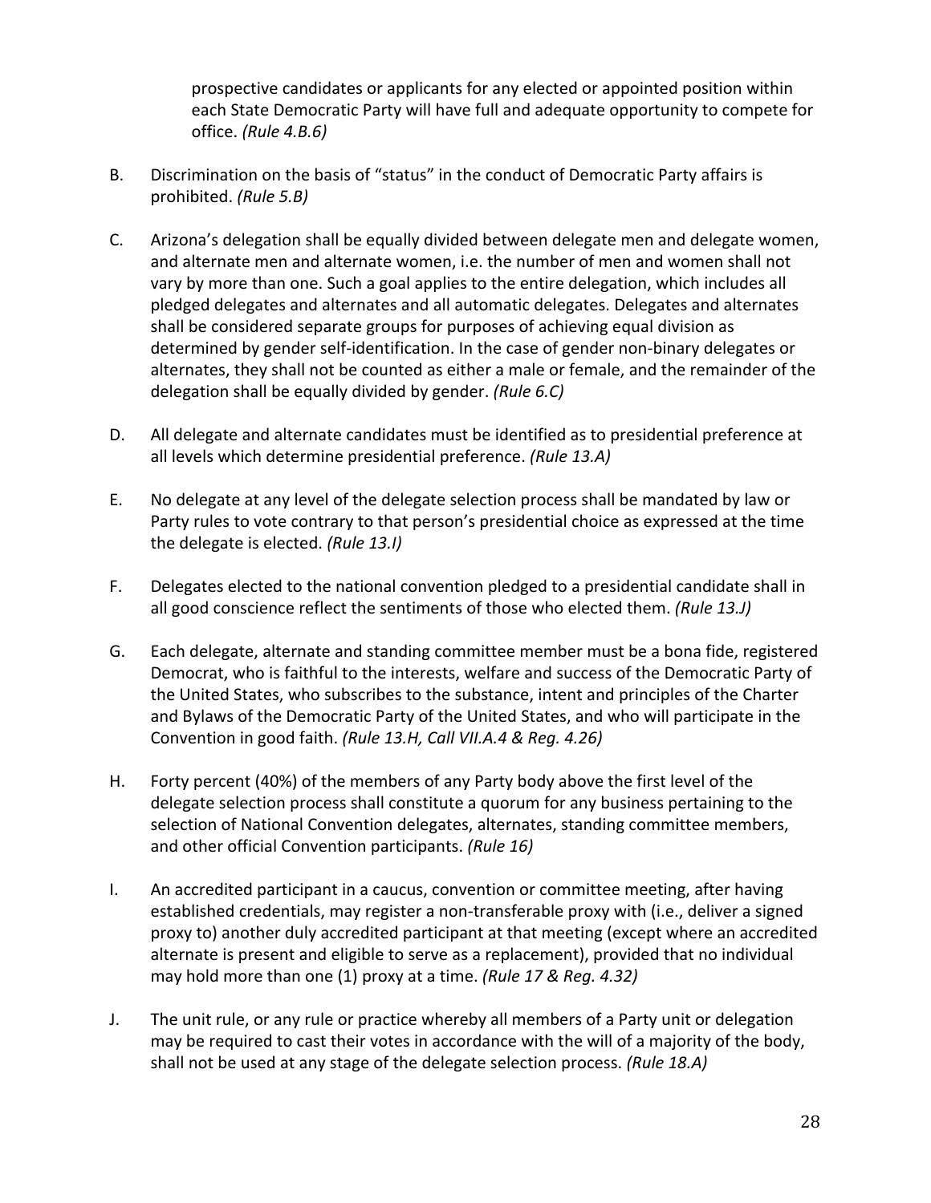prospective candidates or applicants for any elected or appointed position within each State Democratic Party will have full and adequate opportunity to compete for office. *(Rule 4.B.6)*

B. Discrimination on the basis of "status" in the conduct of Democratic Party affairs is prohibited. *(Rule 5.B)*

C. Arizona's delegation shall be equally divided between delegate men and delegate women, and alternate men and alternate women, i.e. the number of men and women shall not vary by more than one. Such a goal applies to the entire delegation, which includes all pledged delegates and alternates and all automatic delegates. Delegates and alternates shall be considered separate groups for purposes of achieving equal division as determined by gender self-identification. In the case of gender non-binary delegates or alternates, they shall not be counted as either a male or female, and the remainder of the delegation shall be equally divided by gender. *(Rule 6.C)*

D. All delegate and alternate candidates must be identified as to presidential preference at all levels which determine presidential preference. *(Rule 13.A)*

E. No delegate at any level of the delegate selection process shall be mandated by law or Party rules to vote contrary to that person's presidential choice as expressed at the time the delegate is elected. *(Rule 13.I)*

F. Delegates elected to the national convention pledged to a presidential candidate shall in all good conscience reflect the sentiments of those who elected them. *(Rule 13.J)*

G. Each delegate, alternate and standing committee member must be a bona fide, registered Democrat, who is faithful to the interests, welfare and success of the Democratic Party of the United States, who subscribes to the substance, intent and principles of the Charter and Bylaws of the Democratic Party of the United States, and who will participate in the Convention in good faith. *(Rule 13.H, Call VII.A.4 & Reg. 4.26)*

H. Forty percent (40%) of the members of any Party body above the first level of the delegate selection process shall constitute a quorum for any business pertaining to the selection of National Convention delegates, alternates, standing committee members, and other official Convention participants. *(Rule 16)*

I. An accredited participant in a caucus, convention or committee meeting, after having established credentials, may register a non-transferable proxy with (i.e., deliver a signed proxy to) another duly accredited participant at that meeting (except where an accredited alternate is present and eligible to serve as a replacement), provided that no individual may hold more than one (1) proxy at a time. *(Rule 17 & Reg. 4.32)*

J. The unit rule, or any rule or practice whereby all members of a Party unit or delegation may be required to cast their votes in accordance with the will of a majority of the body, shall not be used at any stage of the delegate selection process. *(Rule 18.A)*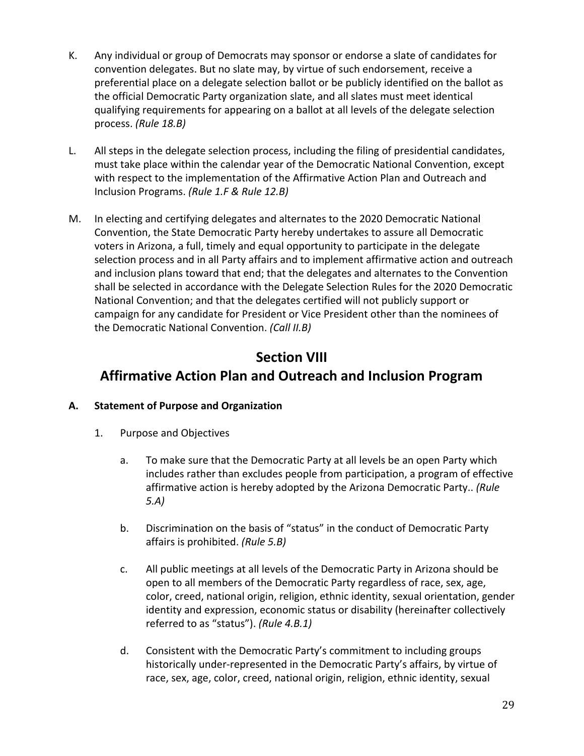K. Any individual or group of Democrats may sponsor or endorse a slate of candidates for convention delegates. But no slate may, by virtue of such endorsement, receive a preferential place on a delegate selection ballot or be publicly identified on the ballot as the official Democratic Party organization slate, and all slates must meet identical qualifying requirements for appearing on a ballot at all levels of the delegate selection process. *(Rule 18.B)*

L. All steps in the delegate selection process, including the filing of presidential candidates, must take place within the calendar year of the Democratic National Convention, except with respect to the implementation of the Affirmative Action Plan and Outreach and Inclusion Programs. *(Rule 1.F & Rule 12.B)*

M. In electing and certifying delegates and alternates to the 2020 Democratic National Convention, the State Democratic Party hereby undertakes to assure all Democratic voters in Arizona, a full, timely and equal opportunity to participate in the delegate selection process and in all Party affairs and to implement affirmative action and outreach and inclusion plans toward that end; that the delegates and alternates to the Convention shall be selected in accordance with the Delegate Selection Rules for the 2020 Democratic National Convention; and that the delegates certified will not publicly support or campaign for any candidate for President or Vice President other than the nominees of the Democratic National Convention. *(Call II.B)*

## Section VIII
## Affirmative Action Plan and Outreach and Inclusion Program

**A. Statement of Purpose and Organization**

1. Purpose and Objectives

   a. To make sure that the Democratic Party at all levels be an open Party which includes rather than excludes people from participation, a program of effective affirmative action is hereby adopted by the Arizona Democratic Party.. *(Rule 5.A)*

   b. Discrimination on the basis of "status" in the conduct of Democratic Party affairs is prohibited. *(Rule 5.B)*

   c. All public meetings at all levels of the Democratic Party in Arizona should be open to all members of the Democratic Party regardless of race, sex, age, color, creed, national origin, religion, ethnic identity, sexual orientation, gender identity and expression, economic status or disability (hereinafter collectively referred to as "status"). *(Rule 4.B.1)*

   d. Consistent with the Democratic Party's commitment to including groups historically under-represented in the Democratic Party's affairs, by virtue of race, sex, age, color, creed, national origin, religion, ethnic identity, sexual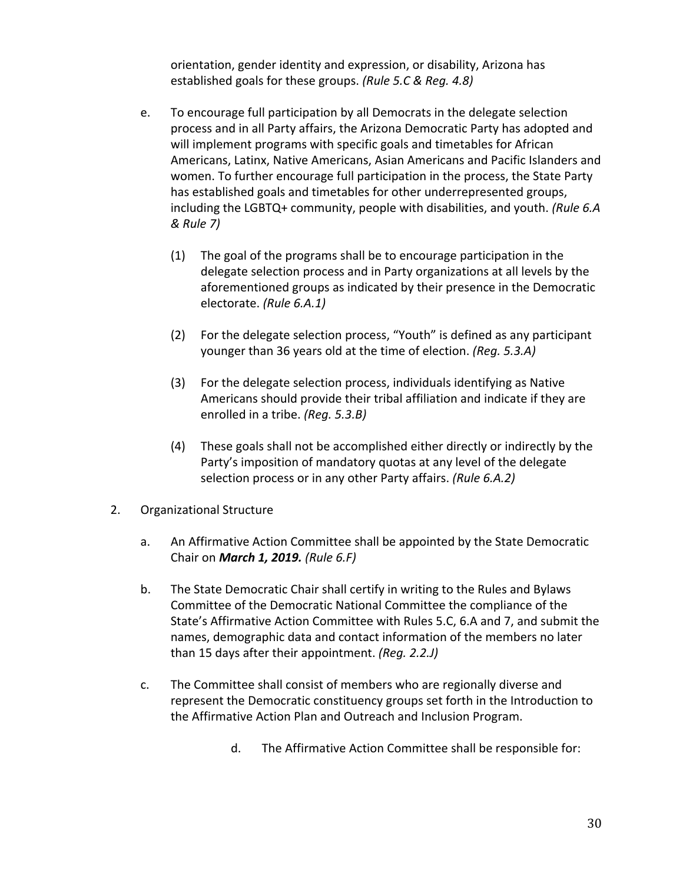orientation, gender identity and expression, or disability, Arizona has established goals for these groups. *(Rule 5.C & Reg. 4.8)*

e. To encourage full participation by all Democrats in the delegate selection process and in all Party affairs, the Arizona Democratic Party has adopted and will implement programs with specific goals and timetables for African Americans, Latinx, Native Americans, Asian Americans and Pacific Islanders and women. To further encourage full participation in the process, the State Party has established goals and timetables for other underrepresented groups, including the LGBTQ+ community, people with disabilities, and youth. *(Rule 6.A & Rule 7)*

   (1) The goal of the programs shall be to encourage participation in the delegate selection process and in Party organizations at all levels by the aforementioned groups as indicated by their presence in the Democratic electorate. *(Rule 6.A.1)*

   (2) For the delegate selection process, "Youth" is defined as any participant younger than 36 years old at the time of election. *(Reg. 5.3.A)*

   (3) For the delegate selection process, individuals identifying as Native Americans should provide their tribal affiliation and indicate if they are enrolled in a tribe. *(Reg. 5.3.B)*

   (4) These goals shall not be accomplished either directly or indirectly by the Party's imposition of mandatory quotas at any level of the delegate selection process or in any other Party affairs. *(Rule 6.A.2)*

2. Organizational Structure

   a. An Affirmative Action Committee shall be appointed by the State Democratic Chair on ***March 1, 2019.*** *(Rule 6.F)*

   b. The State Democratic Chair shall certify in writing to the Rules and Bylaws Committee of the Democratic National Committee the compliance of the State's Affirmative Action Committee with Rules 5.C, 6.A and 7, and submit the names, demographic data and contact information of the members no later than 15 days after their appointment. *(Reg. 2.2.J)*

   c. The Committee shall consist of members who are regionally diverse and represent the Democratic constituency groups set forth in the Introduction to the Affirmative Action Plan and Outreach and Inclusion Program.

   d. The Affirmative Action Committee shall be responsible for: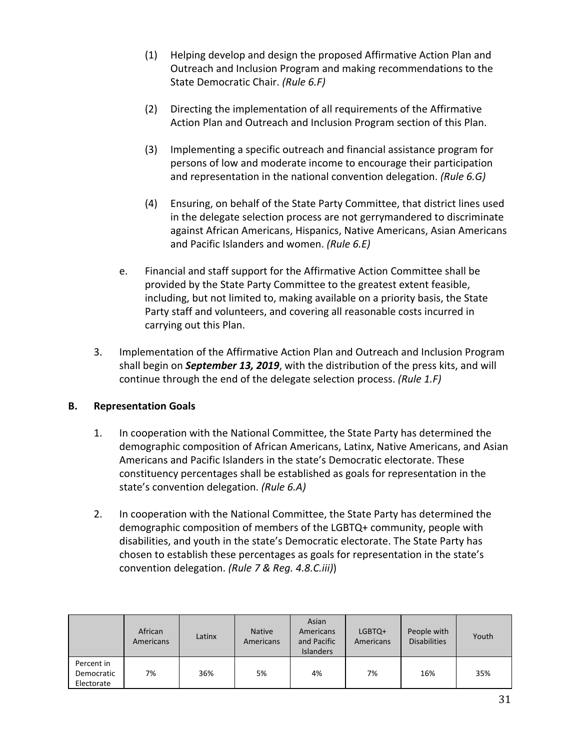(1) Helping develop and design the proposed Affirmative Action Plan and Outreach and Inclusion Program and making recommendations to the State Democratic Chair. *(Rule 6.F)*

(2) Directing the implementation of all requirements of the Affirmative Action Plan and Outreach and Inclusion Program section of this Plan.

(3) Implementing a specific outreach and financial assistance program for persons of low and moderate income to encourage their participation and representation in the national convention delegation. *(Rule 6.G)*

(4) Ensuring, on behalf of the State Party Committee, that district lines used in the delegate selection process are not gerrymandered to discriminate against African Americans, Hispanics, Native Americans, Asian Americans and Pacific Islanders and women. *(Rule 6.E)*

e. Financial and staff support for the Affirmative Action Committee shall be provided by the State Party Committee to the greatest extent feasible, including, but not limited to, making available on a priority basis, the State Party staff and volunteers, and covering all reasonable costs incurred in carrying out this Plan.

3. Implementation of the Affirmative Action Plan and Outreach and Inclusion Program shall begin on ***September 13, 2019***, with the distribution of the press kits, and will continue through the end of the delegate selection process. *(Rule 1.F)*

**B. Representation Goals**

1. In cooperation with the National Committee, the State Party has determined the demographic composition of African Americans, Latinx, Native Americans, and Asian Americans and Pacific Islanders in the state's Democratic electorate. These constituency percentages shall be established as goals for representation in the state's convention delegation. *(Rule 6.A)*

2. In cooperation with the National Committee, the State Party has determined the demographic composition of members of the LGBTQ+ community, people with disabilities, and youth in the state's Democratic electorate. The State Party has chosen to establish these percentages as goals for representation in the state's convention delegation. *(Rule 7 & Reg. 4.8.C.iii)*)

| | African Americans | Latinx | Native Americans | Asian Americans and Pacific Islanders | LGBTQ+ Americans | People with Disabilities | Youth |
|---|---|---|---|---|---|---|---|
| Percent in Democratic Electorate | 7% | 36% | 5% | 4% | 7% | 16% | 35% |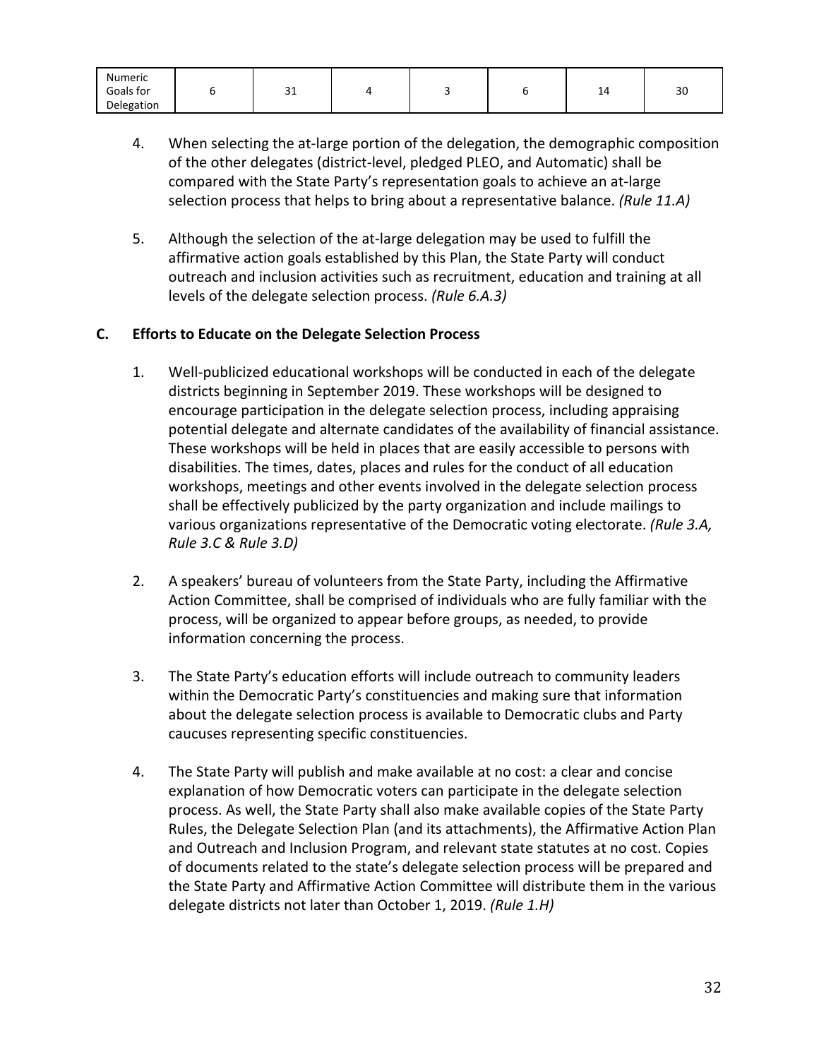| Numeric Goals for Delegation | 6 | 31 | 4 | 3 | 6 | 14 | 30 |
|---|---|---|---|---|---|---|---|

4. When selecting the at-large portion of the delegation, the demographic composition of the other delegates (district-level, pledged PLEO, and Automatic) shall be compared with the State Party's representation goals to achieve an at-large selection process that helps to bring about a representative balance. *(Rule 11.A)*

5. Although the selection of the at-large delegation may be used to fulfill the affirmative action goals established by this Plan, the State Party will conduct outreach and inclusion activities such as recruitment, education and training at all levels of the delegate selection process. *(Rule 6.A.3)*

**C. Efforts to Educate on the Delegate Selection Process**

1. Well-publicized educational workshops will be conducted in each of the delegate districts beginning in September 2019. These workshops will be designed to encourage participation in the delegate selection process, including appraising potential delegate and alternate candidates of the availability of financial assistance. These workshops will be held in places that are easily accessible to persons with disabilities. The times, dates, places and rules for the conduct of all education workshops, meetings and other events involved in the delegate selection process shall be effectively publicized by the party organization and include mailings to various organizations representative of the Democratic voting electorate. *(Rule 3.A, Rule 3.C & Rule 3.D)*

2. A speakers' bureau of volunteers from the State Party, including the Affirmative Action Committee, shall be comprised of individuals who are fully familiar with the process, will be organized to appear before groups, as needed, to provide information concerning the process.

3. The State Party's education efforts will include outreach to community leaders within the Democratic Party's constituencies and making sure that information about the delegate selection process is available to Democratic clubs and Party caucuses representing specific constituencies.

4. The State Party will publish and make available at no cost: a clear and concise explanation of how Democratic voters can participate in the delegate selection process. As well, the State Party shall also make available copies of the State Party Rules, the Delegate Selection Plan (and its attachments), the Affirmative Action Plan and Outreach and Inclusion Program, and relevant state statutes at no cost. Copies of documents related to the state's delegate selection process will be prepared and the State Party and Affirmative Action Committee will distribute them in the various delegate districts not later than October 1, 2019. *(Rule 1.H)*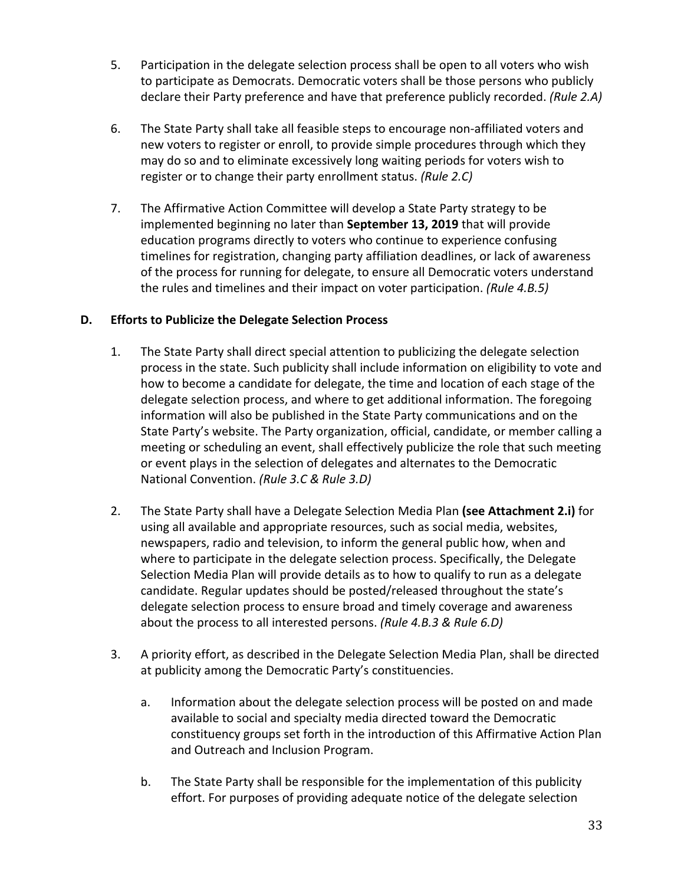5. Participation in the delegate selection process shall be open to all voters who wish to participate as Democrats. Democratic voters shall be those persons who publicly declare their Party preference and have that preference publicly recorded. *(Rule 2.A)*

6. The State Party shall take all feasible steps to encourage non-affiliated voters and new voters to register or enroll, to provide simple procedures through which they may do so and to eliminate excessively long waiting periods for voters wish to register or to change their party enrollment status. *(Rule 2.C)*

7. The Affirmative Action Committee will develop a State Party strategy to be implemented beginning no later than **September 13, 2019** that will provide education programs directly to voters who continue to experience confusing timelines for registration, changing party affiliation deadlines, or lack of awareness of the process for running for delegate, to ensure all Democratic voters understand the rules and timelines and their impact on voter participation. *(Rule 4.B.5)*

### D. Efforts to Publicize the Delegate Selection Process

1. The State Party shall direct special attention to publicizing the delegate selection process in the state. Such publicity shall include information on eligibility to vote and how to become a candidate for delegate, the time and location of each stage of the delegate selection process, and where to get additional information. The foregoing information will also be published in the State Party communications and on the State Party's website. The Party organization, official, candidate, or member calling a meeting or scheduling an event, shall effectively publicize the role that such meeting or event plays in the selection of delegates and alternates to the Democratic National Convention. *(Rule 3.C & Rule 3.D)*

2. The State Party shall have a Delegate Selection Media Plan **(see Attachment 2.i)** for using all available and appropriate resources, such as social media, websites, newspapers, radio and television, to inform the general public how, when and where to participate in the delegate selection process. Specifically, the Delegate Selection Media Plan will provide details as to how to qualify to run as a delegate candidate. Regular updates should be posted/released throughout the state's delegate selection process to ensure broad and timely coverage and awareness about the process to all interested persons. *(Rule 4.B.3 & Rule 6.D)*

3. A priority effort, as described in the Delegate Selection Media Plan, shall be directed at publicity among the Democratic Party's constituencies.

   a. Information about the delegate selection process will be posted on and made available to social and specialty media directed toward the Democratic constituency groups set forth in the introduction of this Affirmative Action Plan and Outreach and Inclusion Program.

   b. The State Party shall be responsible for the implementation of this publicity effort. For purposes of providing adequate notice of the delegate selection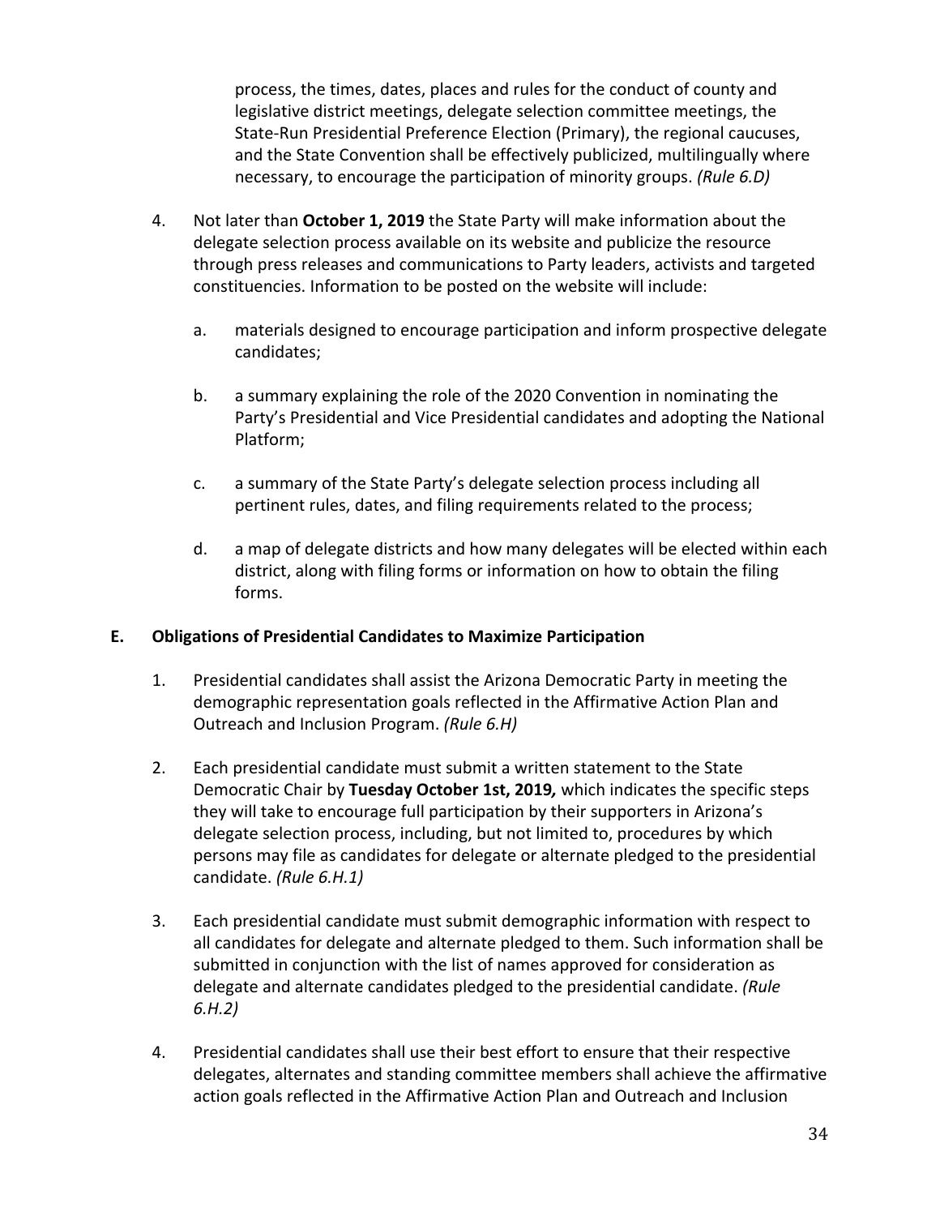process, the times, dates, places and rules for the conduct of county and legislative district meetings, delegate selection committee meetings, the State-Run Presidential Preference Election (Primary), the regional caucuses, and the State Convention shall be effectively publicized, multilingually where necessary, to encourage the participation of minority groups. *(Rule 6.D)*

4. Not later than **October 1, 2019** the State Party will make information about the delegate selection process available on its website and publicize the resource through press releases and communications to Party leaders, activists and targeted constituencies. Information to be posted on the website will include:

   a. materials designed to encourage participation and inform prospective delegate candidates;

   b. a summary explaining the role of the 2020 Convention in nominating the Party's Presidential and Vice Presidential candidates and adopting the National Platform;

   c. a summary of the State Party's delegate selection process including all pertinent rules, dates, and filing requirements related to the process;

   d. a map of delegate districts and how many delegates will be elected within each district, along with filing forms or information on how to obtain the filing forms.

### E. Obligations of Presidential Candidates to Maximize Participation

1. Presidential candidates shall assist the Arizona Democratic Party in meeting the demographic representation goals reflected in the Affirmative Action Plan and Outreach and Inclusion Program. *(Rule 6.H)*

2. Each presidential candidate must submit a written statement to the State Democratic Chair by **Tuesday October 1st, 2019*,*** which indicates the specific steps they will take to encourage full participation by their supporters in Arizona's delegate selection process, including, but not limited to, procedures by which persons may file as candidates for delegate or alternate pledged to the presidential candidate. *(Rule 6.H.1)*

3. Each presidential candidate must submit demographic information with respect to all candidates for delegate and alternate pledged to them. Such information shall be submitted in conjunction with the list of names approved for consideration as delegate and alternate candidates pledged to the presidential candidate. *(Rule 6.H.2)*

4. Presidential candidates shall use their best effort to ensure that their respective delegates, alternates and standing committee members shall achieve the affirmative action goals reflected in the Affirmative Action Plan and Outreach and Inclusion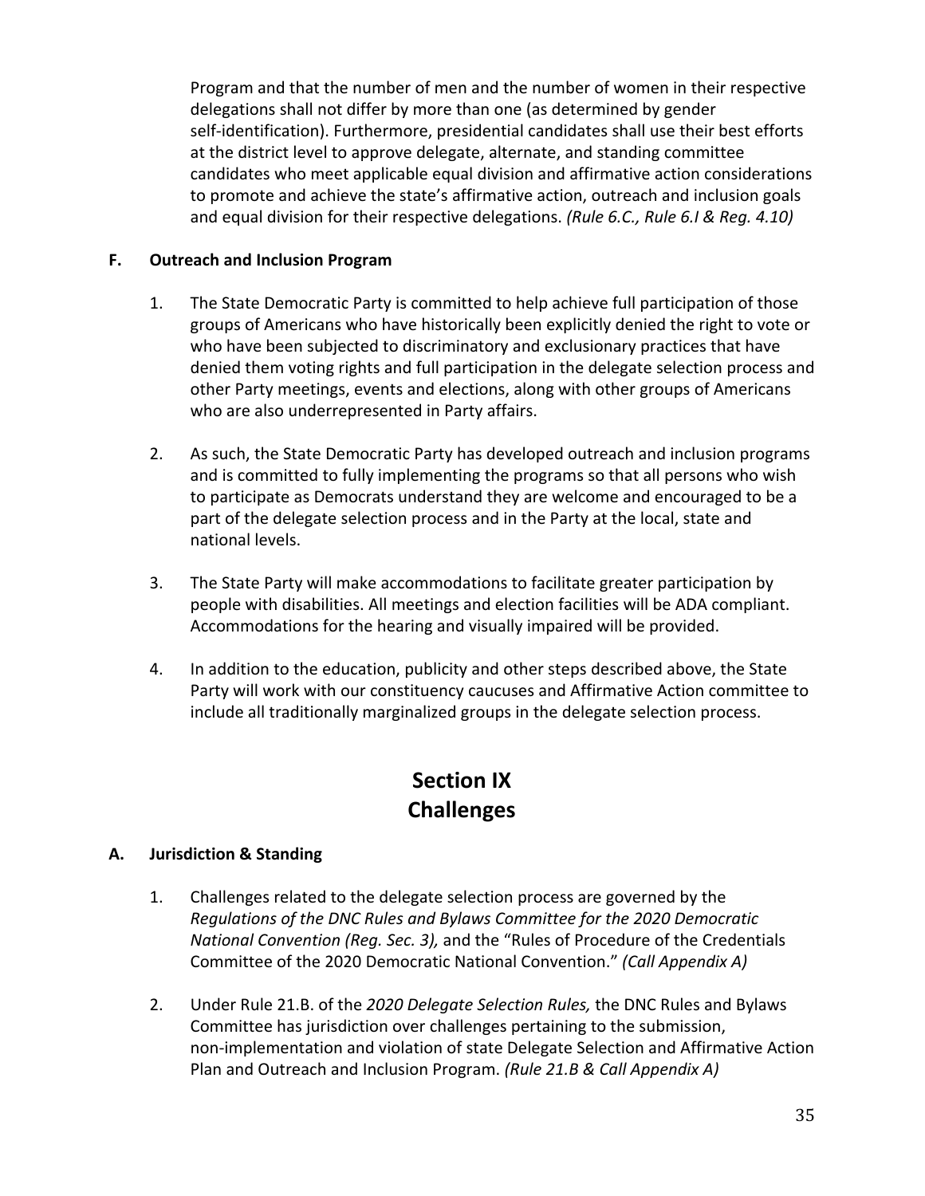Program and that the number of men and the number of women in their respective delegations shall not differ by more than one (as determined by gender self-identification). Furthermore, presidential candidates shall use their best efforts at the district level to approve delegate, alternate, and standing committee candidates who meet applicable equal division and affirmative action considerations to promote and achieve the state's affirmative action, outreach and inclusion goals and equal division for their respective delegations. *(Rule 6.C., Rule 6.I & Reg. 4.10)*

### F. Outreach and Inclusion Program

1. The State Democratic Party is committed to help achieve full participation of those groups of Americans who have historically been explicitly denied the right to vote or who have been subjected to discriminatory and exclusionary practices that have denied them voting rights and full participation in the delegate selection process and other Party meetings, events and elections, along with other groups of Americans who are also underrepresented in Party affairs.

2. As such, the State Democratic Party has developed outreach and inclusion programs and is committed to fully implementing the programs so that all persons who wish to participate as Democrats understand they are welcome and encouraged to be a part of the delegate selection process and in the Party at the local, state and national levels.

3. The State Party will make accommodations to facilitate greater participation by people with disabilities. All meetings and election facilities will be ADA compliant. Accommodations for the hearing and visually impaired will be provided.

4. In addition to the education, publicity and other steps described above, the State Party will work with our constituency caucuses and Affirmative Action committee to include all traditionally marginalized groups in the delegate selection process.

## Section IX
## Challenges

### A. Jurisdiction & Standing

1. Challenges related to the delegate selection process are governed by the *Regulations of the DNC Rules and Bylaws Committee for the 2020 Democratic National Convention (Reg. Sec. 3),* and the "Rules of Procedure of the Credentials Committee of the 2020 Democratic National Convention." *(Call Appendix A)*

2. Under Rule 21.B. of the *2020 Delegate Selection Rules,* the DNC Rules and Bylaws Committee has jurisdiction over challenges pertaining to the submission, non-implementation and violation of state Delegate Selection and Affirmative Action Plan and Outreach and Inclusion Program. *(Rule 21.B & Call Appendix A)*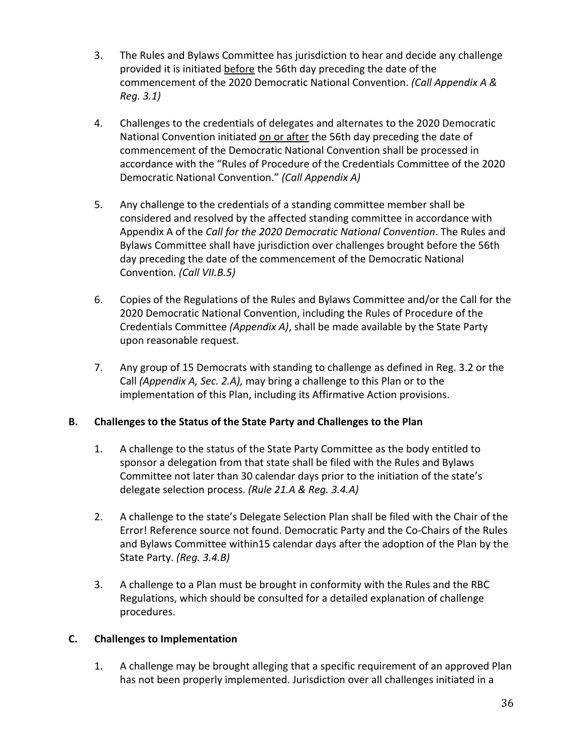3. The Rules and Bylaws Committee has jurisdiction to hear and decide any challenge provided it is initiated <u>before</u> the 56th day preceding the date of the commencement of the 2020 Democratic National Convention. *(Call Appendix A & Reg. 3.1)*

4. Challenges to the credentials of delegates and alternates to the 2020 Democratic National Convention initiated <u>on or after</u> the 56th day preceding the date of commencement of the Democratic National Convention shall be processed in accordance with the "Rules of Procedure of the Credentials Committee of the 2020 Democratic National Convention." *(Call Appendix A)*

5. Any challenge to the credentials of a standing committee member shall be considered and resolved by the affected standing committee in accordance with Appendix A of the *Call for the 2020 Democratic National Convention*. The Rules and Bylaws Committee shall have jurisdiction over challenges brought before the 56th day preceding the date of the commencement of the Democratic National Convention. *(Call VII.B.5)*

6. Copies of the Regulations of the Rules and Bylaws Committee and/or the Call for the 2020 Democratic National Convention, including the Rules of Procedure of the Credentials Committee *(Appendix A)*, shall be made available by the State Party upon reasonable request.

7. Any group of 15 Democrats with standing to challenge as defined in Reg. 3.2 or the Call *(Appendix A, Sec. 2.A),* may bring a challenge to this Plan or to the implementation of this Plan, including its Affirmative Action provisions.

### B. Challenges to the Status of the State Party and Challenges to the Plan

1. A challenge to the status of the State Party Committee as the body entitled to sponsor a delegation from that state shall be filed with the Rules and Bylaws Committee not later than 30 calendar days prior to the initiation of the state's delegate selection process. *(Rule 21.A & Reg. 3.4.A)*

2. A challenge to the state's Delegate Selection Plan shall be filed with the Chair of the Error! Reference source not found. Democratic Party and the Co-Chairs of the Rules and Bylaws Committee within15 calendar days after the adoption of the Plan by the State Party. *(Reg. 3.4.B)*

3. A challenge to a Plan must be brought in conformity with the Rules and the RBC Regulations, which should be consulted for a detailed explanation of challenge procedures.

### C. Challenges to Implementation

1. A challenge may be brought alleging that a specific requirement of an approved Plan has not been properly implemented. Jurisdiction over all challenges initiated in a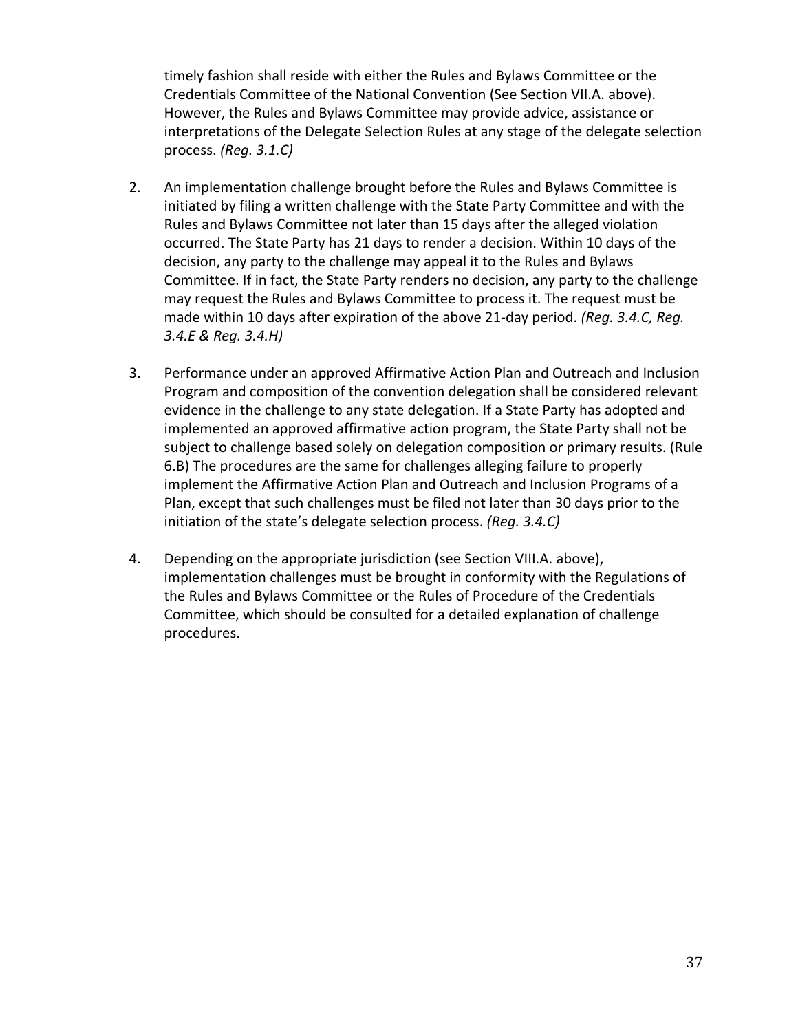timely fashion shall reside with either the Rules and Bylaws Committee or the Credentials Committee of the National Convention (See Section VII.A. above). However, the Rules and Bylaws Committee may provide advice, assistance or interpretations of the Delegate Selection Rules at any stage of the delegate selection process. *(Reg. 3.1.C)*

2. An implementation challenge brought before the Rules and Bylaws Committee is initiated by filing a written challenge with the State Party Committee and with the Rules and Bylaws Committee not later than 15 days after the alleged violation occurred. The State Party has 21 days to render a decision. Within 10 days of the decision, any party to the challenge may appeal it to the Rules and Bylaws Committee. If in fact, the State Party renders no decision, any party to the challenge may request the Rules and Bylaws Committee to process it. The request must be made within 10 days after expiration of the above 21-day period. *(Reg. 3.4.C, Reg. 3.4.E & Reg. 3.4.H)*

3. Performance under an approved Affirmative Action Plan and Outreach and Inclusion Program and composition of the convention delegation shall be considered relevant evidence in the challenge to any state delegation. If a State Party has adopted and implemented an approved affirmative action program, the State Party shall not be subject to challenge based solely on delegation composition or primary results. (Rule 6.B) The procedures are the same for challenges alleging failure to properly implement the Affirmative Action Plan and Outreach and Inclusion Programs of a Plan, except that such challenges must be filed not later than 30 days prior to the initiation of the state's delegate selection process. *(Reg. 3.4.C)*

4. Depending on the appropriate jurisdiction (see Section VIII.A. above), implementation challenges must be brought in conformity with the Regulations of the Rules and Bylaws Committee or the Rules of Procedure of the Credentials Committee, which should be consulted for a detailed explanation of challenge procedures.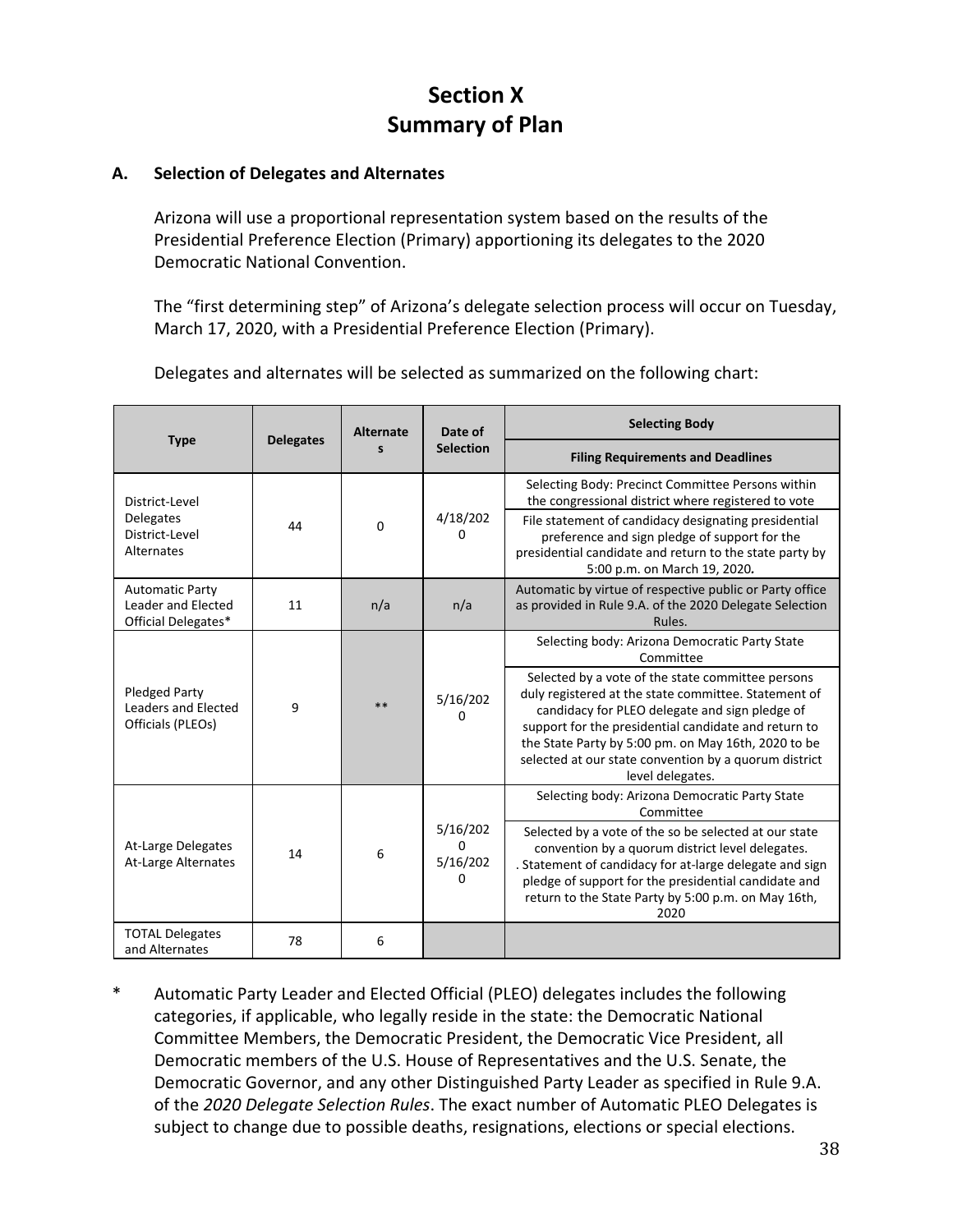# Section X
# Summary of Plan

## A. Selection of Delegates and Alternates

Arizona will use a proportional representation system based on the results of the Presidential Preference Election (Primary) apportioning its delegates to the 2020 Democratic National Convention.

The "first determining step" of Arizona's delegate selection process will occur on Tuesday, March 17, 2020, with a Presidential Preference Election (Primary).

Delegates and alternates will be selected as summarized on the following chart:

| Type | Delegates | Alternates | Date of Selection | Selecting Body / Filing Requirements and Deadlines |
|---|---|---|---|---|
| District-Level Delegates District-Level Alternates | 44 | 0 | 4/18/2020 | Selecting Body: Precinct Committee Persons within the congressional district where registered to vote<br>File statement of candidacy designating presidential preference and sign pledge of support for the presidential candidate and return to the state party by 5:00 p.m. on March 19, 2020. |
| Automatic Party Leader and Elected Official Delegates* | 11 | n/a | n/a | Automatic by virtue of respective public or Party office as provided in Rule 9.A. of the 2020 Delegate Selection Rules. |
| Pledged Party Leaders and Elected Officials (PLEOs) | 9 | ** | 5/16/2020 | Selecting body: Arizona Democratic Party State Committee<br>Selected by a vote of the state committee persons duly registered at the state committee. Statement of candidacy for PLEO delegate and sign pledge of support for the presidential candidate and return to the State Party by 5:00 pm. on May 16th, 2020 to be selected at our state convention by a quorum district level delegates. |
| At-Large Delegates At-Large Alternates | 14 | 6 | 5/16/2020<br>5/16/2020 | Selecting body: Arizona Democratic Party State Committee<br>Selected by a vote of the so be selected at our state convention by a quorum district level delegates. . Statement of candidacy for at-large delegate and sign pledge of support for the presidential candidate and return to the State Party by 5:00 p.m. on May 16th, 2020 |
| TOTAL Delegates and Alternates | 78 | 6 | | |

\* Automatic Party Leader and Elected Official (PLEO) delegates includes the following categories, if applicable, who legally reside in the state: the Democratic National Committee Members, the Democratic President, the Democratic Vice President, all Democratic members of the U.S. House of Representatives and the U.S. Senate, the Democratic Governor, and any other Distinguished Party Leader as specified in Rule 9.A. of the *2020 Delegate Selection Rules*. The exact number of Automatic PLEO Delegates is subject to change due to possible deaths, resignations, elections or special elections.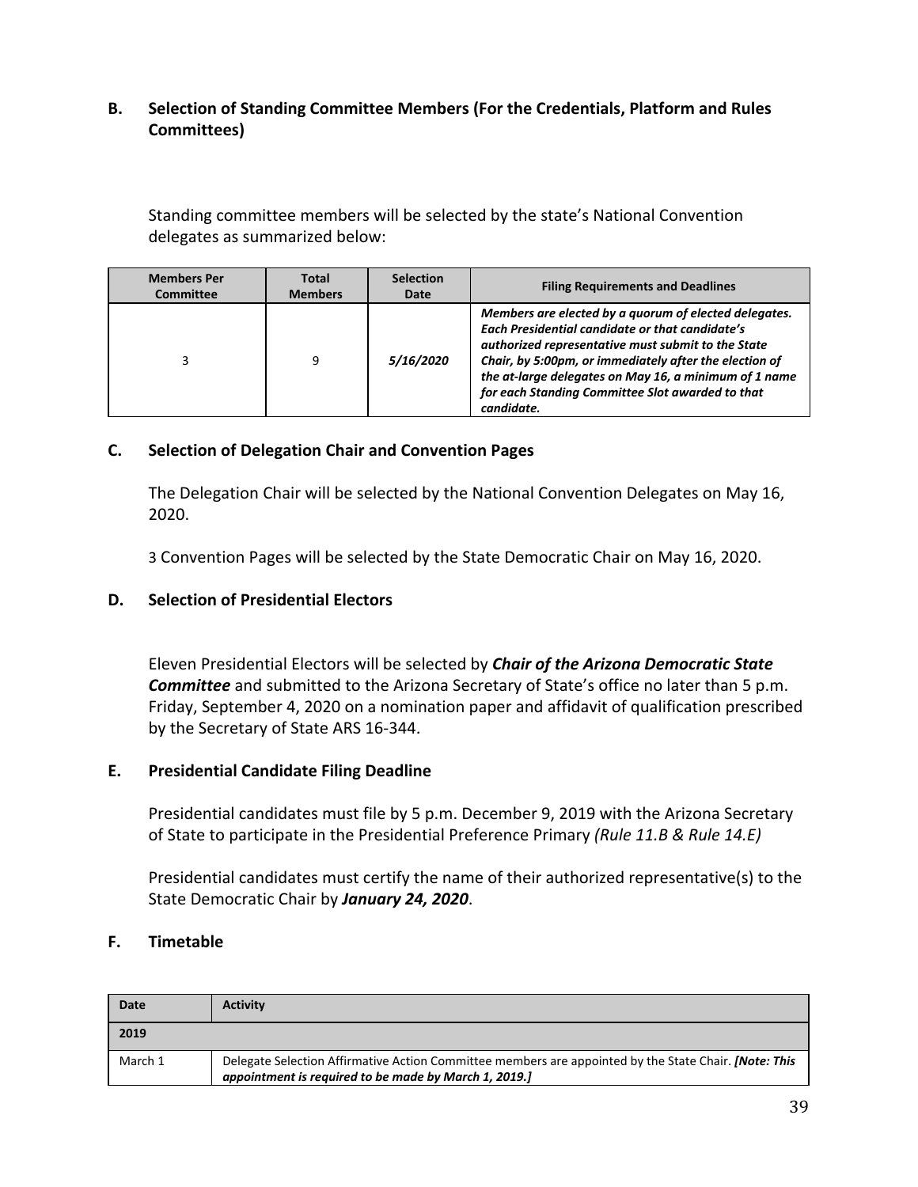### B. Selection of Standing Committee Members (For the Credentials, Platform and Rules Committees)

Standing committee members will be selected by the state's National Convention delegates as summarized below:

| Members Per Committee | Total Members | Selection Date | Filing Requirements and Deadlines |
|---|---|---|---|
| 3 | 9 | ***5/16/2020*** | ***Members are elected by a quorum of elected delegates. Each Presidential candidate or that candidate's authorized representative must submit to the State Chair, by 5:00pm, or immediately after the election of the at-large delegates on May 16, a minimum of 1 name for each Standing Committee Slot awarded to that candidate.*** |

### C. Selection of Delegation Chair and Convention Pages

The Delegation Chair will be selected by the National Convention Delegates on May 16, 2020.

3 Convention Pages will be selected by the State Democratic Chair on May 16, 2020.

### D. Selection of Presidential Electors

Eleven Presidential Electors will be selected by ***Chair of the Arizona Democratic State Committee*** and submitted to the Arizona Secretary of State's office no later than 5 p.m. Friday, September 4, 2020 on a nomination paper and affidavit of qualification prescribed by the Secretary of State ARS 16-344.

### E. Presidential Candidate Filing Deadline

Presidential candidates must file by 5 p.m. December 9, 2019 with the Arizona Secretary of State to participate in the Presidential Preference Primary *(Rule 11.B & Rule 14.E)*

Presidential candidates must certify the name of their authorized representative(s) to the State Democratic Chair by ***January 24, 2020***.

### F. Timetable

| Date | Activity |
|---|---|
| **2019** | |
| March 1 | Delegate Selection Affirmative Action Committee members are appointed by the State Chair. ***[Note: This appointment is required to be made by March 1, 2019.]*** |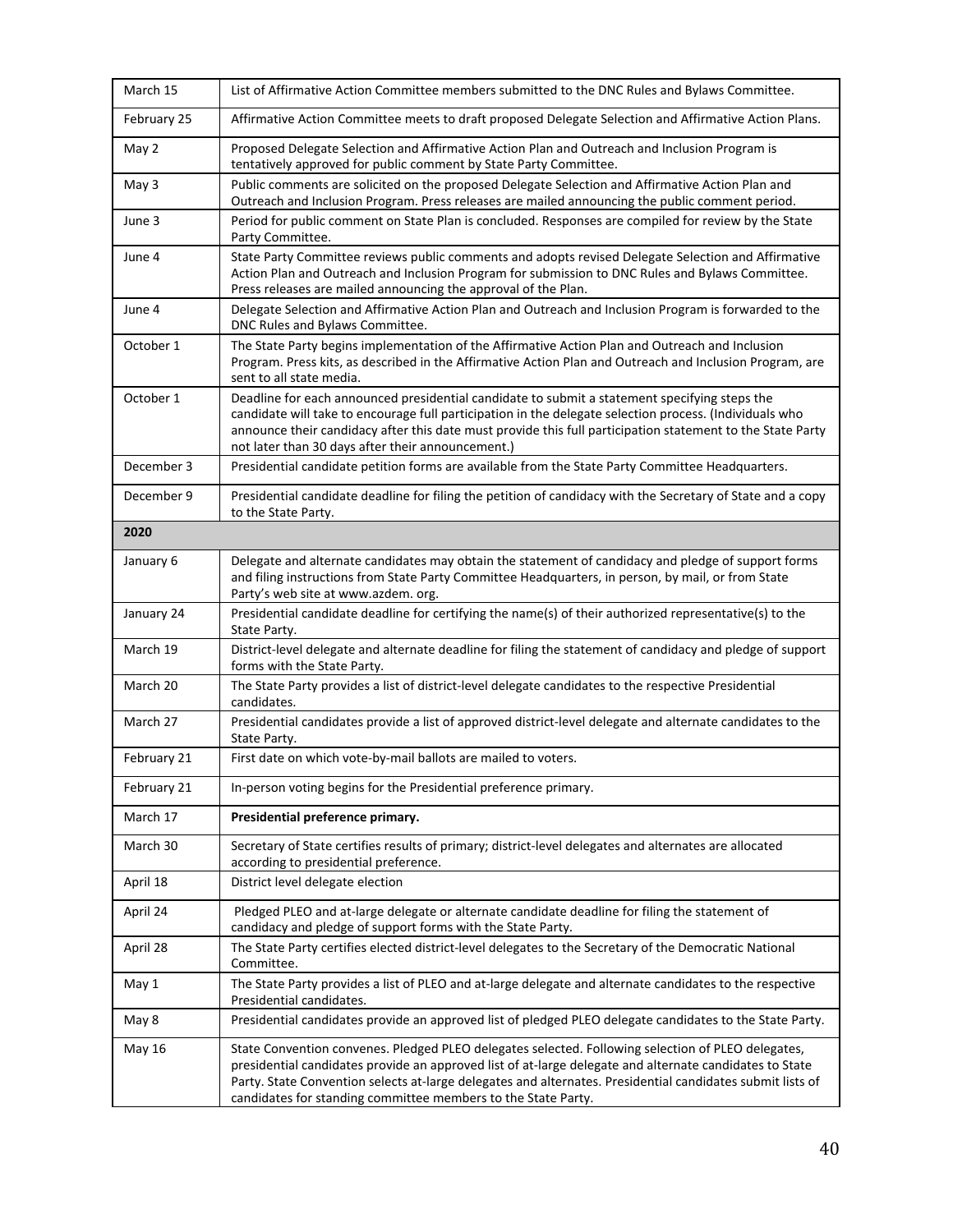| | |
|---|---|
| March 15 | List of Affirmative Action Committee members submitted to the DNC Rules and Bylaws Committee. |
| February 25 | Affirmative Action Committee meets to draft proposed Delegate Selection and Affirmative Action Plans. |
| May 2 | Proposed Delegate Selection and Affirmative Action Plan and Outreach and Inclusion Program is tentatively approved for public comment by State Party Committee. |
| May 3 | Public comments are solicited on the proposed Delegate Selection and Affirmative Action Plan and Outreach and Inclusion Program. Press releases are mailed announcing the public comment period. |
| June 3 | Period for public comment on State Plan is concluded. Responses are compiled for review by the State Party Committee. |
| June 4 | State Party Committee reviews public comments and adopts revised Delegate Selection and Affirmative Action Plan and Outreach and Inclusion Program for submission to DNC Rules and Bylaws Committee. Press releases are mailed announcing the approval of the Plan. |
| June 4 | Delegate Selection and Affirmative Action Plan and Outreach and Inclusion Program is forwarded to the DNC Rules and Bylaws Committee. |
| October 1 | The State Party begins implementation of the Affirmative Action Plan and Outreach and Inclusion Program. Press kits, as described in the Affirmative Action Plan and Outreach and Inclusion Program, are sent to all state media. |
| October 1 | Deadline for each announced presidential candidate to submit a statement specifying steps the candidate will take to encourage full participation in the delegate selection process. (Individuals who announce their candidacy after this date must provide this full participation statement to the State Party not later than 30 days after their announcement.) |
| December 3 | Presidential candidate petition forms are available from the State Party Committee Headquarters. |
| December 9 | Presidential candidate deadline for filing the petition of candidacy with the Secretary of State and a copy to the State Party. |
| **2020** | |
| January 6 | Delegate and alternate candidates may obtain the statement of candidacy and pledge of support forms and filing instructions from State Party Committee Headquarters, in person, by mail, or from State Party's web site at www.azdem. org. |
| January 24 | Presidential candidate deadline for certifying the name(s) of their authorized representative(s) to the State Party. |
| March 19 | District-level delegate and alternate deadline for filing the statement of candidacy and pledge of support forms with the State Party. |
| March 20 | The State Party provides a list of district-level delegate candidates to the respective Presidential candidates. |
| March 27 | Presidential candidates provide a list of approved district-level delegate and alternate candidates to the State Party. |
| February 21 | First date on which vote-by-mail ballots are mailed to voters. |
| February 21 | In-person voting begins for the Presidential preference primary. |
| March 17 | **Presidential preference primary.** |
| March 30 | Secretary of State certifies results of primary; district-level delegates and alternates are allocated according to presidential preference. |
| April 18 | District level delegate election |
| April 24 | Pledged PLEO and at-large delegate or alternate candidate deadline for filing the statement of candidacy and pledge of support forms with the State Party. |
| April 28 | The State Party certifies elected district-level delegates to the Secretary of the Democratic National Committee. |
| May 1 | The State Party provides a list of PLEO and at-large delegate and alternate candidates to the respective Presidential candidates. |
| May 8 | Presidential candidates provide an approved list of pledged PLEO delegate candidates to the State Party. |
| May 16 | State Convention convenes. Pledged PLEO delegates selected. Following selection of PLEO delegates, presidential candidates provide an approved list of at-large delegate and alternate candidates to State Party. State Convention selects at-large delegates and alternates. Presidential candidates submit lists of candidates for standing committee members to the State Party. |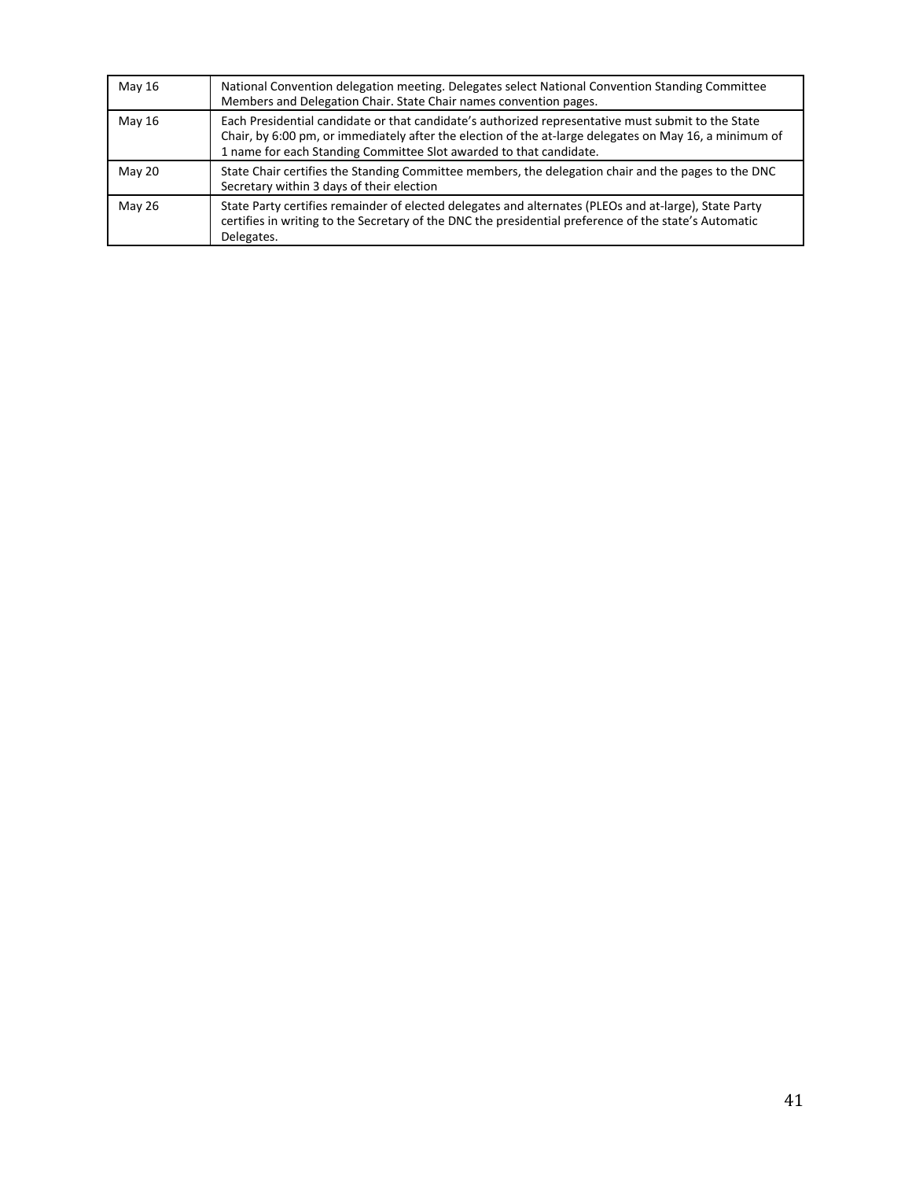| | |
|---|---|
| May 16 | National Convention delegation meeting. Delegates select National Convention Standing Committee Members and Delegation Chair. State Chair names convention pages. |
| May 16 | Each Presidential candidate or that candidate's authorized representative must submit to the State Chair, by 6:00 pm, or immediately after the election of the at-large delegates on May 16, a minimum of 1 name for each Standing Committee Slot awarded to that candidate. |
| May 20 | State Chair certifies the Standing Committee members, the delegation chair and the pages to the DNC Secretary within 3 days of their election |
| May 26 | State Party certifies remainder of elected delegates and alternates (PLEOs and at-large), State Party certifies in writing to the Secretary of the DNC the presidential preference of the state's Automatic Delegates. |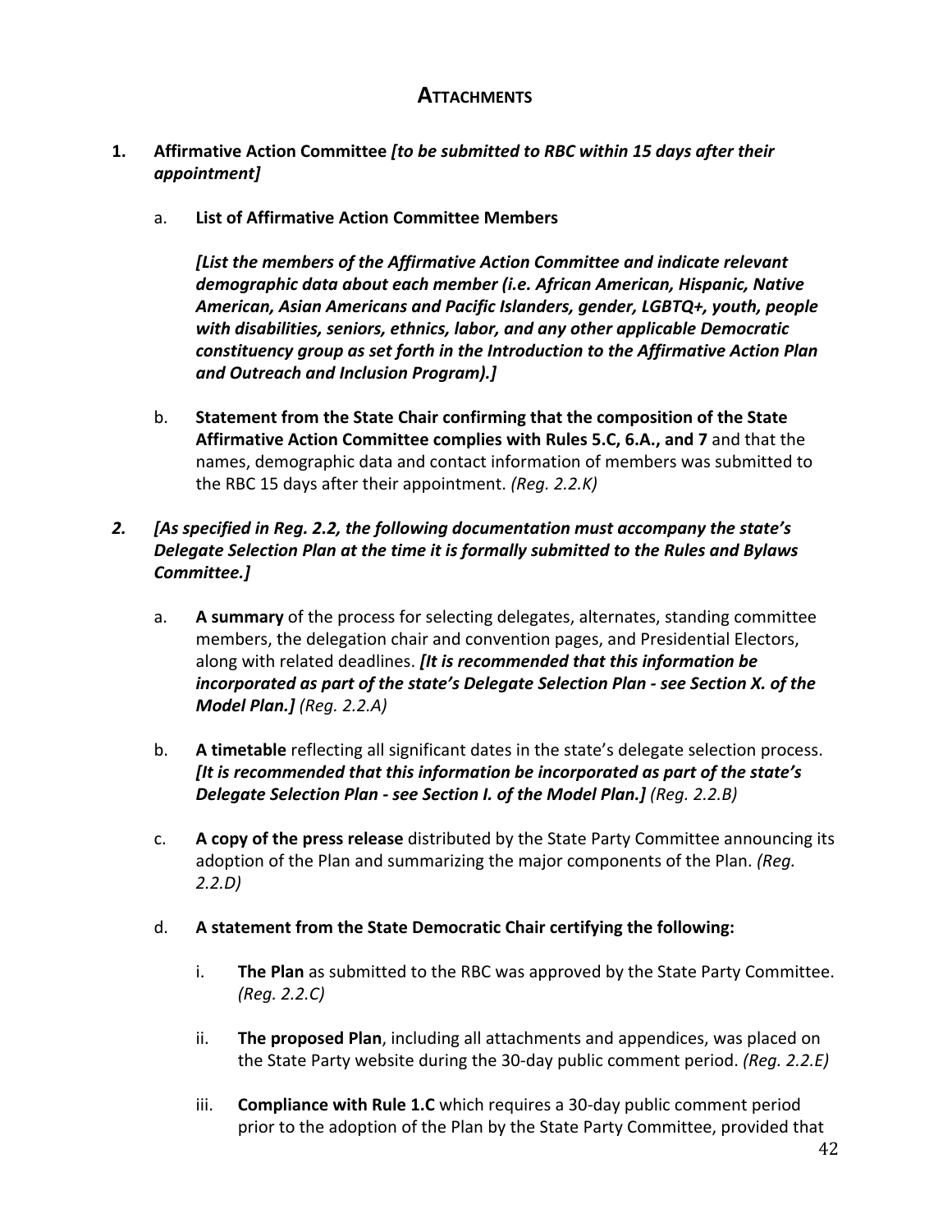## Attachments

1. **Affirmative Action Committee** ***[to be submitted to RBC within 15 days after their appointment]***

   a. **List of Affirmative Action Committee Members**

   ***[List the members of the Affirmative Action Committee and indicate relevant demographic data about each member (i.e. African American, Hispanic, Native American, Asian Americans and Pacific Islanders, gender, LGBTQ+, youth, people with disabilities, seniors, ethnics, labor, and any other applicable Democratic constituency group as set forth in the Introduction to the Affirmative Action Plan and Outreach and Inclusion Program).]***

   b. **Statement from the State Chair confirming that the composition of the State Affirmative Action Committee complies with Rules 5.C, 6.A., and 7** and that the names, demographic data and contact information of members was submitted to the RBC 15 days after their appointment. *(Reg. 2.2.K)*

2. ***[As specified in Reg. 2.2, the following documentation must accompany the state's Delegate Selection Plan at the time it is formally submitted to the Rules and Bylaws Committee.]***

   a. **A summary** of the process for selecting delegates, alternates, standing committee members, the delegation chair and convention pages, and Presidential Electors, along with related deadlines. ***[It is recommended that this information be incorporated as part of the state's Delegate Selection Plan - see Section X. of the Model Plan.]*** *(Reg. 2.2.A)*

   b. **A timetable** reflecting all significant dates in the state's delegate selection process. ***[It is recommended that this information be incorporated as part of the state's Delegate Selection Plan - see Section I. of the Model Plan.]*** *(Reg. 2.2.B)*

   c. **A copy of the press release** distributed by the State Party Committee announcing its adoption of the Plan and summarizing the major components of the Plan. *(Reg. 2.2.D)*

   d. **A statement from the State Democratic Chair certifying the following:**

      i. **The Plan** as submitted to the RBC was approved by the State Party Committee. *(Reg. 2.2.C)*

      ii. **The proposed Plan**, including all attachments and appendices, was placed on the State Party website during the 30-day public comment period. *(Reg. 2.2.E)*

      iii. **Compliance with Rule 1.C** which requires a 30-day public comment period prior to the adoption of the Plan by the State Party Committee, provided that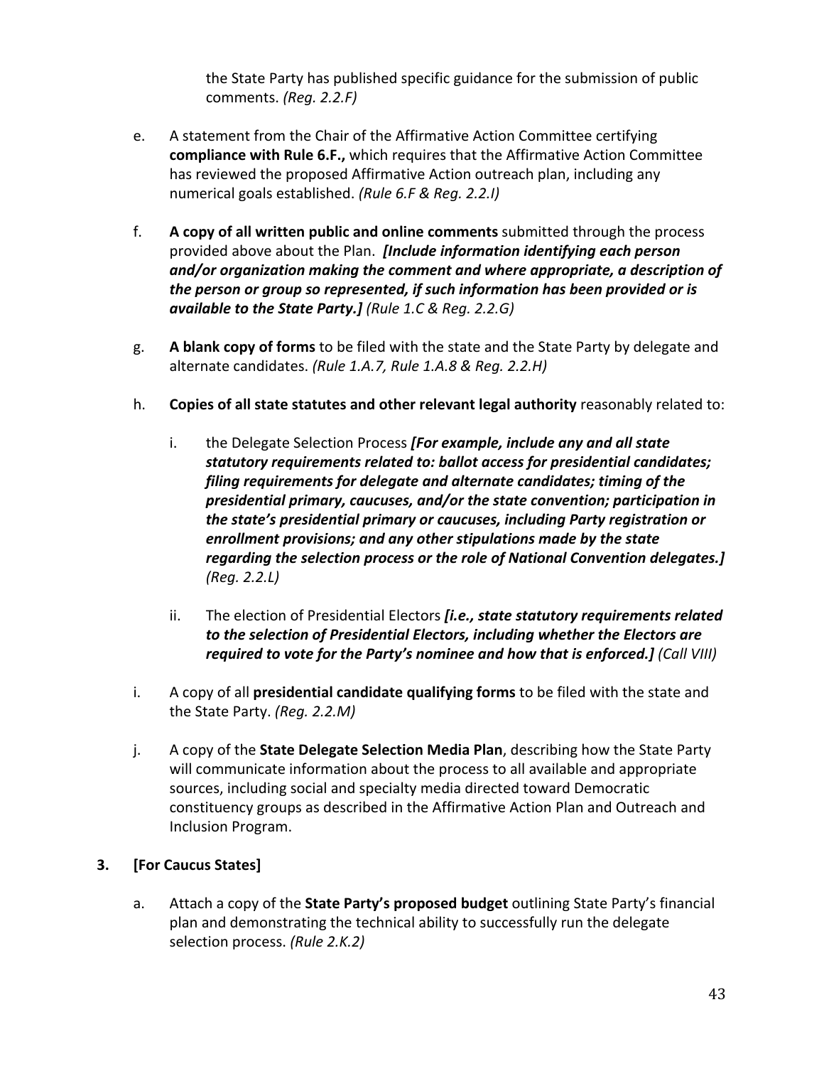the State Party has published specific guidance for the submission of public comments. *(Reg. 2.2.F)*

e. A statement from the Chair of the Affirmative Action Committee certifying **compliance with Rule 6.F.,** which requires that the Affirmative Action Committee has reviewed the proposed Affirmative Action outreach plan, including any numerical goals established. *(Rule 6.F & Reg. 2.2.I)*

f. **A copy of all written public and online comments** submitted through the process provided above about the Plan. ***[Include information identifying each person and/or organization making the comment and where appropriate, a description of the person or group so represented, if such information has been provided or is available to the State Party.]*** *(Rule 1.C & Reg. 2.2.G)*

g. **A blank copy of forms** to be filed with the state and the State Party by delegate and alternate candidates. *(Rule 1.A.7, Rule 1.A.8 & Reg. 2.2.H)*

h. **Copies of all state statutes and other relevant legal authority** reasonably related to:

   i. the Delegate Selection Process ***[For example, include any and all state statutory requirements related to: ballot access for presidential candidates; filing requirements for delegate and alternate candidates; timing of the presidential primary, caucuses, and/or the state convention; participation in the state's presidential primary or caucuses, including Party registration or enrollment provisions; and any other stipulations made by the state regarding the selection process or the role of National Convention delegates.]*** *(Reg. 2.2.L)*

   ii. The election of Presidential Electors ***[i.e., state statutory requirements related to the selection of Presidential Electors, including whether the Electors are required to vote for the Party's nominee and how that is enforced.]*** *(Call VIII)*

i. A copy of all **presidential candidate qualifying forms** to be filed with the state and the State Party. *(Reg. 2.2.M)*

j. A copy of the **State Delegate Selection Media Plan**, describing how the State Party will communicate information about the process to all available and appropriate sources, including social and specialty media directed toward Democratic constituency groups as described in the Affirmative Action Plan and Outreach and Inclusion Program.

**3. [For Caucus States]**

a. Attach a copy of the **State Party's proposed budget** outlining State Party's financial plan and demonstrating the technical ability to successfully run the delegate selection process. *(Rule 2.K.2)*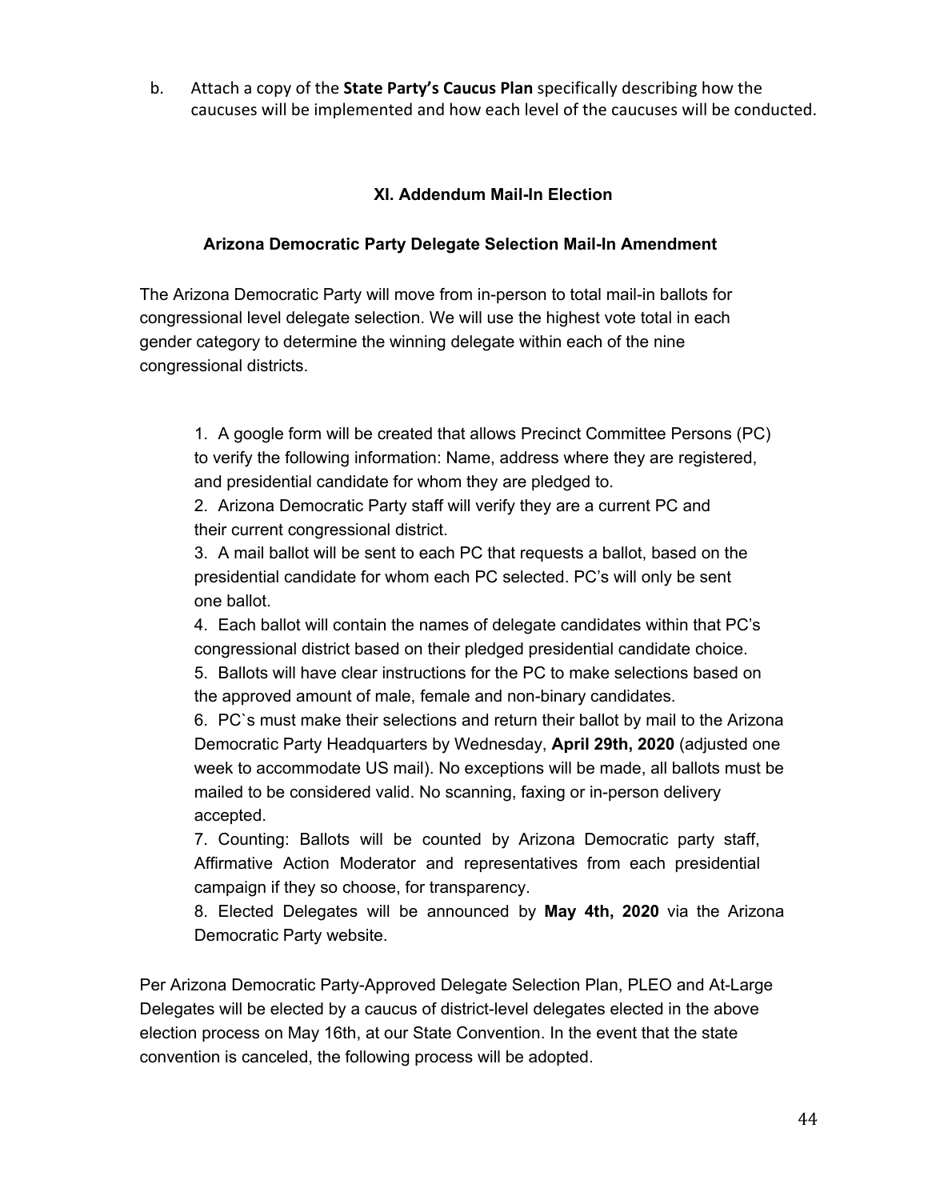b. Attach a copy of the **State Party's Caucus Plan** specifically describing how the caucuses will be implemented and how each level of the caucuses will be conducted.

## XI. Addendum Mail-In Election

### Arizona Democratic Party Delegate Selection Mail-In Amendment

The Arizona Democratic Party will move from in-person to total mail-in ballots for congressional level delegate selection. We will use the highest vote total in each gender category to determine the winning delegate within each of the nine congressional districts.

1. A google form will be created that allows Precinct Committee Persons (PC) to verify the following information: Name, address where they are registered, and presidential candidate for whom they are pledged to.
2. Arizona Democratic Party staff will verify they are a current PC and their current congressional district.
3. A mail ballot will be sent to each PC that requests a ballot, based on the presidential candidate for whom each PC selected. PC's will only be sent one ballot.
4. Each ballot will contain the names of delegate candidates within that PC's congressional district based on their pledged presidential candidate choice.
5. Ballots will have clear instructions for the PC to make selections based on the approved amount of male, female and non-binary candidates.
6. PC`s must make their selections and return their ballot by mail to the Arizona Democratic Party Headquarters by Wednesday, **April 29th, 2020** (adjusted one week to accommodate US mail). No exceptions will be made, all ballots must be mailed to be considered valid. No scanning, faxing or in-person delivery accepted.
7. Counting: Ballots will be counted by Arizona Democratic party staff, Affirmative Action Moderator and representatives from each presidential campaign if they so choose, for transparency.
8. Elected Delegates will be announced by **May 4th, 2020** via the Arizona Democratic Party website.

Per Arizona Democratic Party-Approved Delegate Selection Plan, PLEO and At-Large Delegates will be elected by a caucus of district-level delegates elected in the above election process on May 16th, at our State Convention. In the event that the state convention is canceled, the following process will be adopted.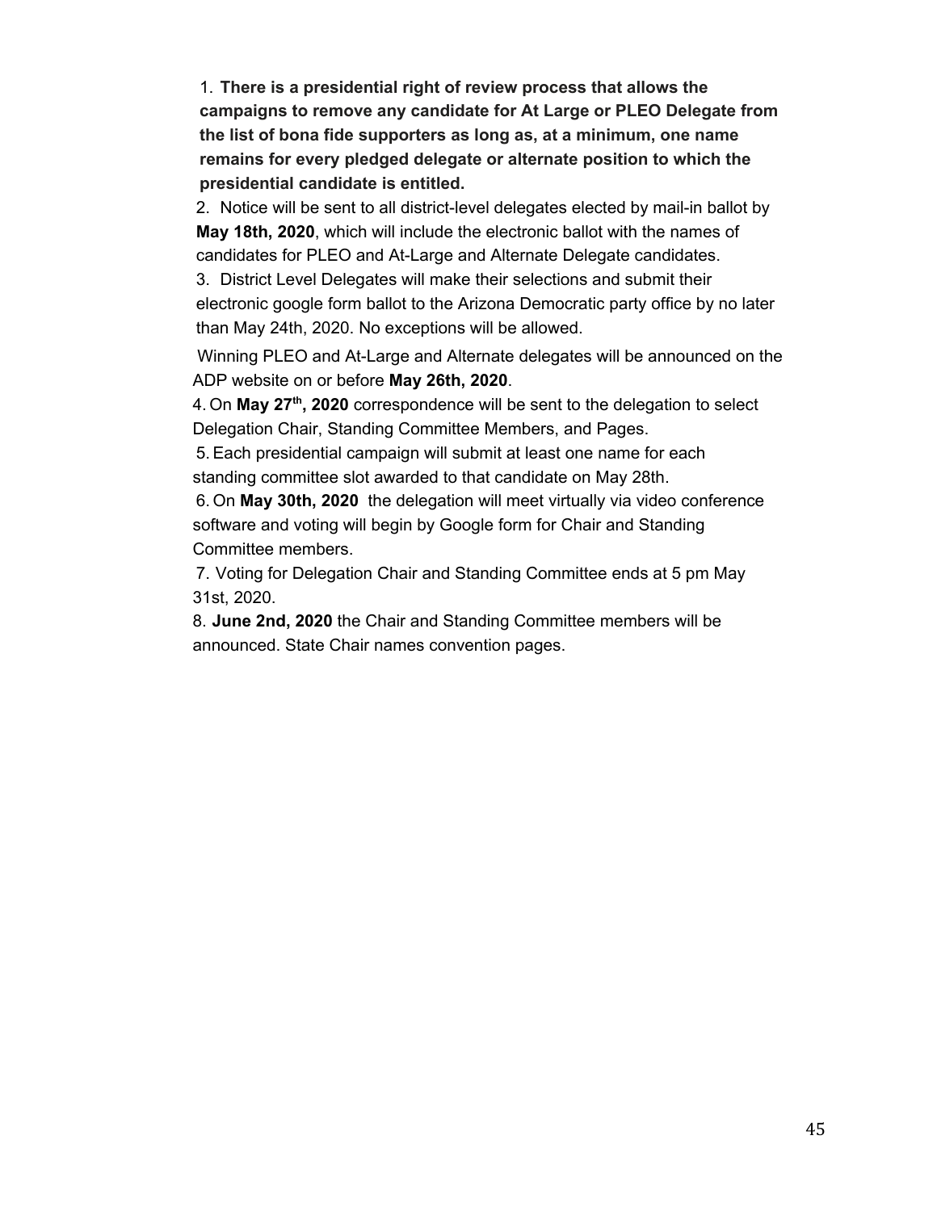1. **There is a presidential right of review process that allows the campaigns to remove any candidate for At Large or PLEO Delegate from the list of bona fide supporters as long as, at a minimum, one name remains for every pledged delegate or alternate position to which the presidential candidate is entitled.**
2. Notice will be sent to all district-level delegates elected by mail-in ballot by **May 18th, 2020**, which will include the electronic ballot with the names of candidates for PLEO and At-Large and Alternate Delegate candidates.
3. District Level Delegates will make their selections and submit their electronic google form ballot to the Arizona Democratic party office by no later than May 24th, 2020. No exceptions will be allowed.

Winning PLEO and At-Large and Alternate delegates will be announced on the ADP website on or before **May 26th, 2020**.

4. On **May 27th, 2020** correspondence will be sent to the delegation to select Delegation Chair, Standing Committee Members, and Pages.
5. Each presidential campaign will submit at least one name for each standing committee slot awarded to that candidate on May 28th.
6. On **May 30th, 2020** the delegation will meet virtually via video conference software and voting will begin by Google form for Chair and Standing Committee members.
7. Voting for Delegation Chair and Standing Committee ends at 5 pm May 31st, 2020.
8. **June 2nd, 2020** the Chair and Standing Committee members will be announced. State Chair names convention pages.